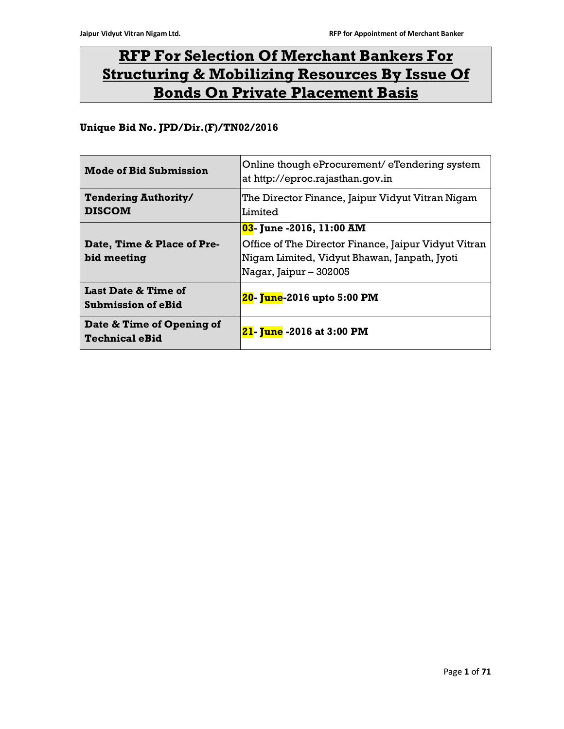# RFP For Selection Of Merchant Bankers For Structuring & Mobilizing Resources By Issue Of Bonds On Private Placement Basis

**Unique Bid No. JPD/Dir.(F)/TN02/2016**

| | |
|---|---|
| **Mode of Bid Submission** | Online though eProcurement/ eTendering system at http://eproc.rajasthan.gov.in |
| **Tendering Authority/ DISCOM** | The Director Finance, Jaipur Vidyut Vitran Nigam Limited |
| **Date, Time & Place of Pre-bid meeting** | **03- June -2016, 11:00 AM**<br>Office of The Director Finance, Jaipur Vidyut Vitran Nigam Limited, Vidyut Bhawan, Janpath, Jyoti Nagar, Jaipur – 302005 |
| **Last Date & Time of Submission of eBid** | **20- June-2016 upto 5:00 PM** |
| **Date & Time of Opening of Technical eBid** | **21- June -2016 at 3:00 PM** |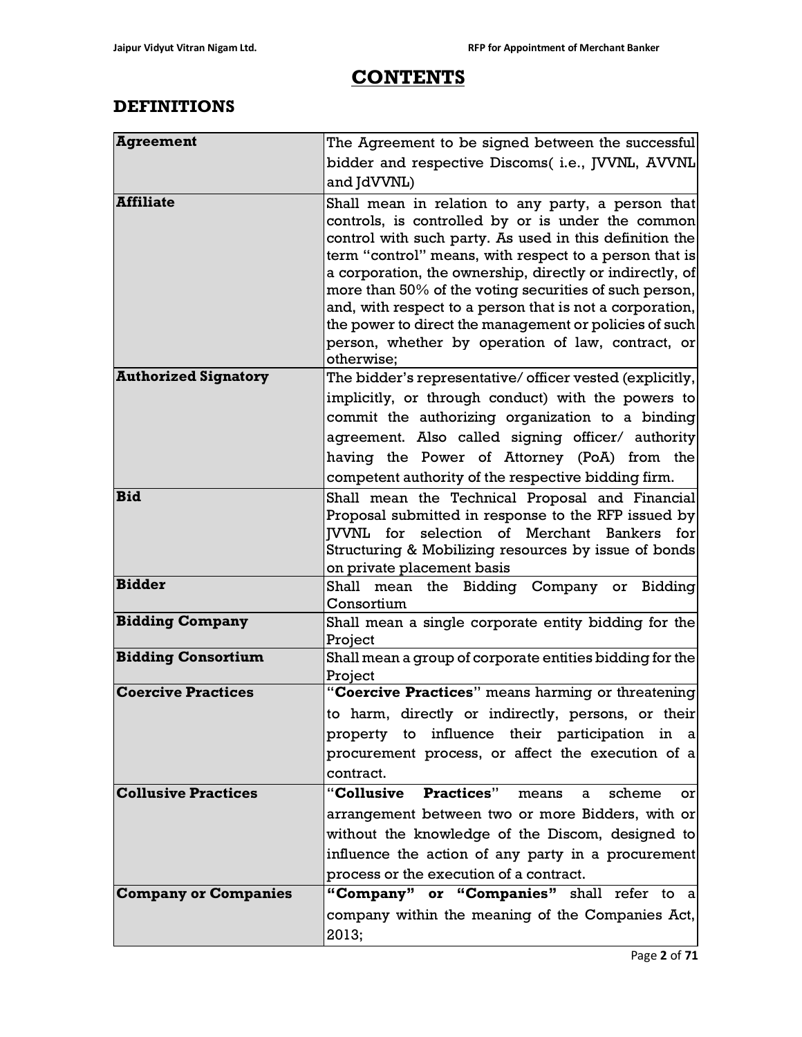# CONTENTS

## DEFINITIONS

| | |
|---|---|
| **Agreement** | The Agreement to be signed between the successful bidder and respective Discoms( i.e., JVVNL, AVVNL and JdVVNL) |
| **Affiliate** | Shall mean in relation to any party, a person that controls, is controlled by or is under the common control with such party. As used in this definition the term "control" means, with respect to a person that is a corporation, the ownership, directly or indirectly, of more than 50% of the voting securities of such person, and, with respect to a person that is not a corporation, the power to direct the management or policies of such person, whether by operation of law, contract, or otherwise; |
| **Authorized Signatory** | The bidder's representative/ officer vested (explicitly, implicitly, or through conduct) with the powers to commit the authorizing organization to a binding agreement. Also called signing officer/ authority having the Power of Attorney (PoA) from the competent authority of the respective bidding firm. |
| **Bid** | Shall mean the Technical Proposal and Financial Proposal submitted in response to the RFP issued by JVVNL for selection of Merchant Bankers for Structuring & Mobilizing resources by issue of bonds on private placement basis |
| **Bidder** | Shall mean the Bidding Company or Bidding Consortium |
| **Bidding Company** | Shall mean a single corporate entity bidding for the Project |
| **Bidding Consortium** | Shall mean a group of corporate entities bidding for the Project |
| **Coercive Practices** | "**Coercive Practices**" means harming or threatening to harm, directly or indirectly, persons, or their property to influence their participation in a procurement process, or affect the execution of a contract. |
| **Collusive Practices** | "**Collusive Practices**" means a scheme or arrangement between two or more Bidders, with or without the knowledge of the Discom, designed to influence the action of any party in a procurement process or the execution of a contract. |
| **Company or Companies** | **"Company" or "Companies"** shall refer to a company within the meaning of the Companies Act, 2013; |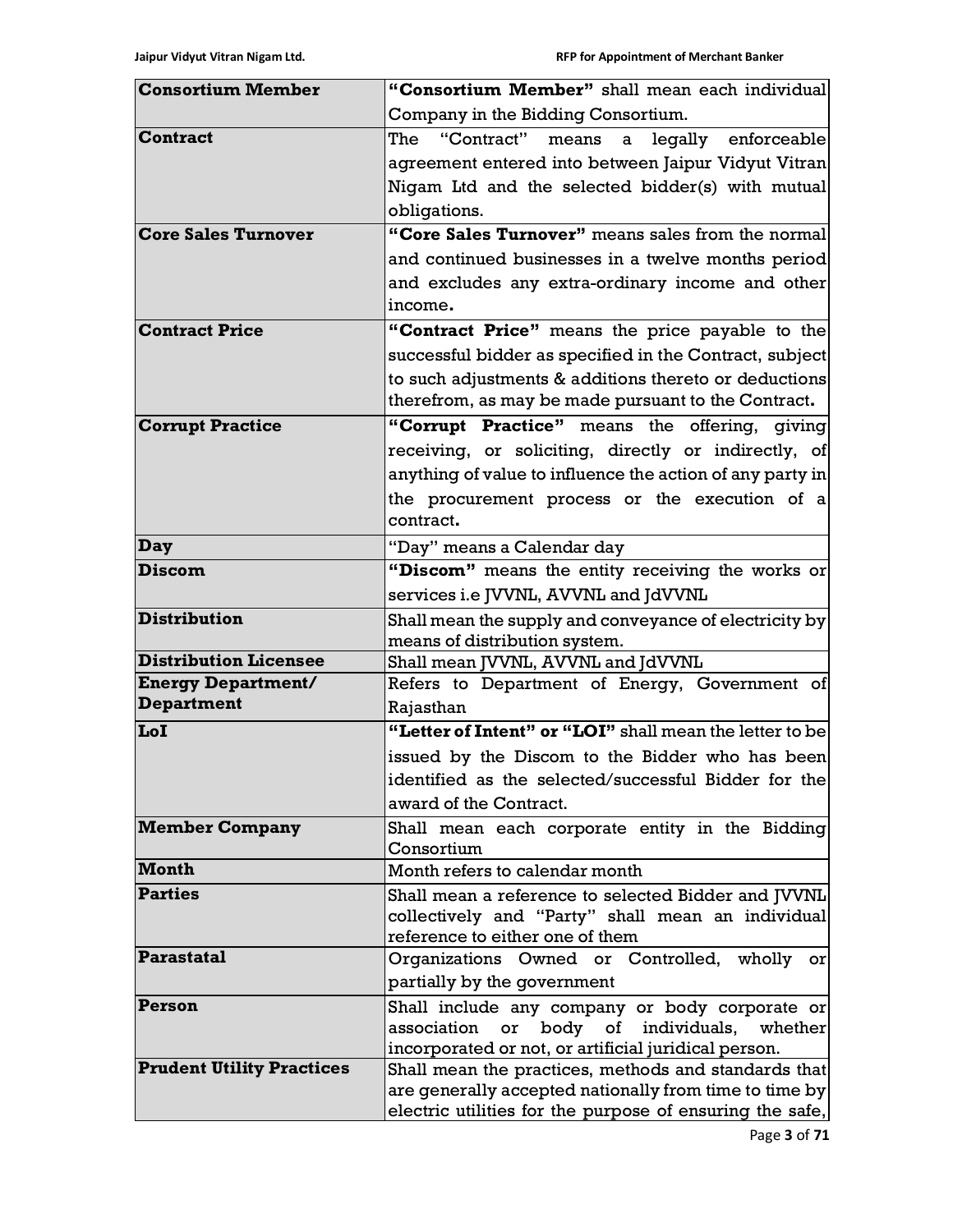| | |
|---|---|
| **Consortium Member** | **"Consortium Member"** shall mean each individual Company in the Bidding Consortium. |
| **Contract** | The "Contract" means a legally enforceable agreement entered into between Jaipur Vidyut Vitran Nigam Ltd and the selected bidder(s) with mutual obligations. |
| **Core Sales Turnover** | **"Core Sales Turnover"** means sales from the normal and continued businesses in a twelve months period and excludes any extra-ordinary income and other income**.** |
| **Contract Price** | **"Contract Price"** means the price payable to the successful bidder as specified in the Contract, subject to such adjustments & additions thereto or deductions therefrom, as may be made pursuant to the Contract**.** |
| **Corrupt Practice** | **"Corrupt Practice"** means the offering, giving receiving, or soliciting, directly or indirectly, of anything of value to influence the action of any party in the procurement process or the execution of a contract**.** |
| **Day** | "Day" means a Calendar day |
| **Discom** | **"Discom"** means the entity receiving the works or services i.e JVVNL, AVVNL and JdVVNL |
| **Distribution** | Shall mean the supply and conveyance of electricity by means of distribution system. |
| **Distribution Licensee** | Shall mean JVVNL, AVVNL and JdVVNL |
| **Energy Department/ Department** | Refers to Department of Energy, Government of Rajasthan |
| **LoI** | **"Letter of Intent" or "LOI"** shall mean the letter to be issued by the Discom to the Bidder who has been identified as the selected/successful Bidder for the award of the Contract. |
| **Member Company** | Shall mean each corporate entity in the Bidding Consortium |
| **Month** | Month refers to calendar month |
| **Parties** | Shall mean a reference to selected Bidder and JVVNL collectively and "Party" shall mean an individual reference to either one of them |
| **Parastatal** | Organizations Owned or Controlled, wholly or partially by the government |
| **Person** | Shall include any company or body corporate or association or body of individuals, whether incorporated or not, or artificial juridical person. |
| **Prudent Utility Practices** | Shall mean the practices, methods and standards that are generally accepted nationally from time to time by electric utilities for the purpose of ensuring the safe, |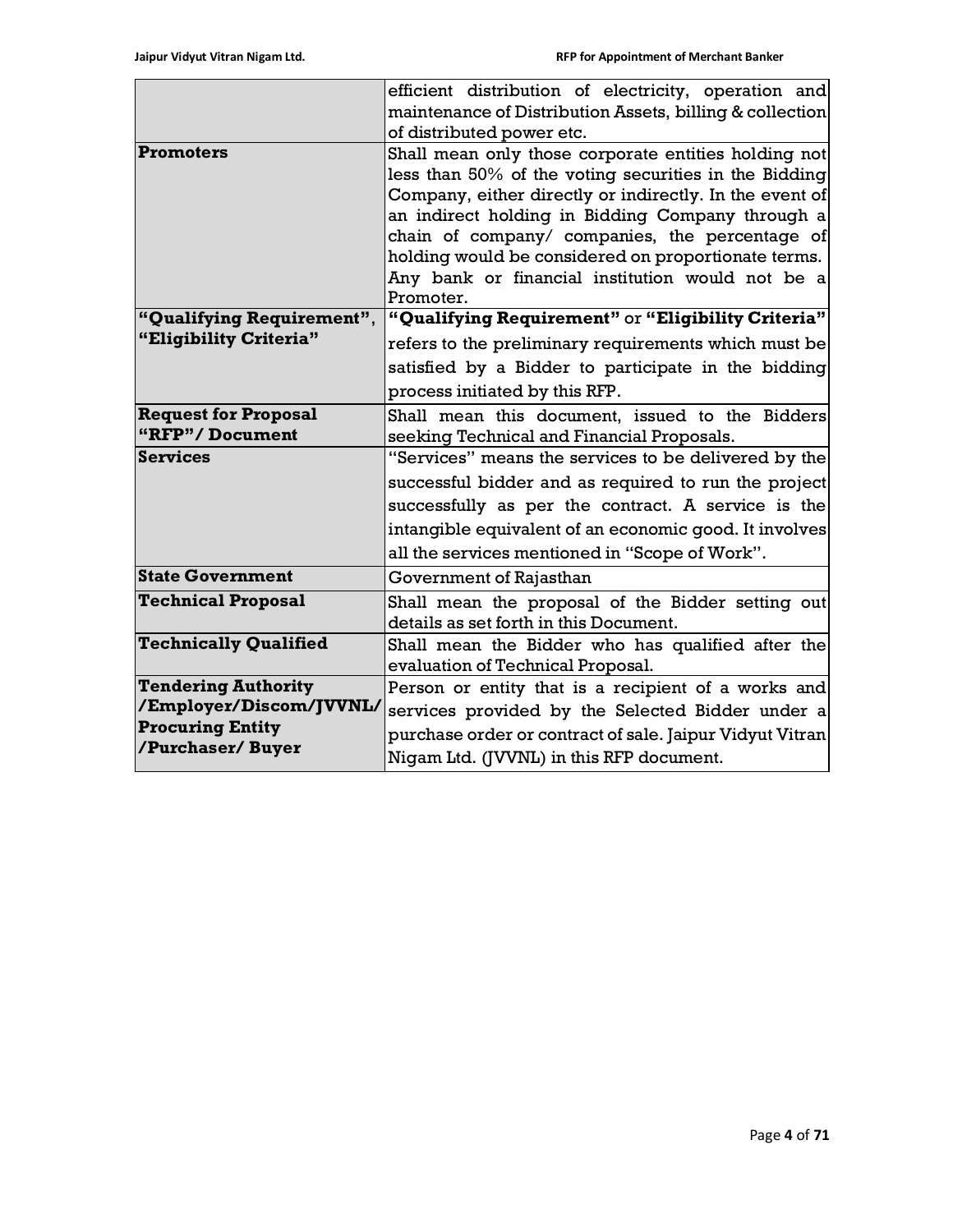| | |
|---|---|
| | efficient distribution of electricity, operation and maintenance of Distribution Assets, billing & collection of distributed power etc. |
| **Promoters** | Shall mean only those corporate entities holding not less than 50% of the voting securities in the Bidding Company, either directly or indirectly. In the event of an indirect holding in Bidding Company through a chain of company/ companies, the percentage of holding would be considered on proportionate terms. Any bank or financial institution would not be a Promoter. |
| **"Qualifying Requirement", "Eligibility Criteria"** | **"Qualifying Requirement"** or **"Eligibility Criteria"** refers to the preliminary requirements which must be satisfied by a Bidder to participate in the bidding process initiated by this RFP. |
| **Request for Proposal "RFP"/ Document** | Shall mean this document, issued to the Bidders seeking Technical and Financial Proposals. |
| **Services** | "Services" means the services to be delivered by the successful bidder and as required to run the project successfully as per the contract. A service is the intangible equivalent of an economic good. It involves all the services mentioned in "Scope of Work". |
| **State Government** | Government of Rajasthan |
| **Technical Proposal** | Shall mean the proposal of the Bidder setting out details as set forth in this Document. |
| **Technically Qualified** | Shall mean the Bidder who has qualified after the evaluation of Technical Proposal. |
| **Tendering Authority /Employer/Discom/JVVNL/ Procuring Entity /Purchaser/ Buyer** | Person or entity that is a recipient of a works and services provided by the Selected Bidder under a purchase order or contract of sale. Jaipur Vidyut Vitran Nigam Ltd. (JVVNL) in this RFP document. |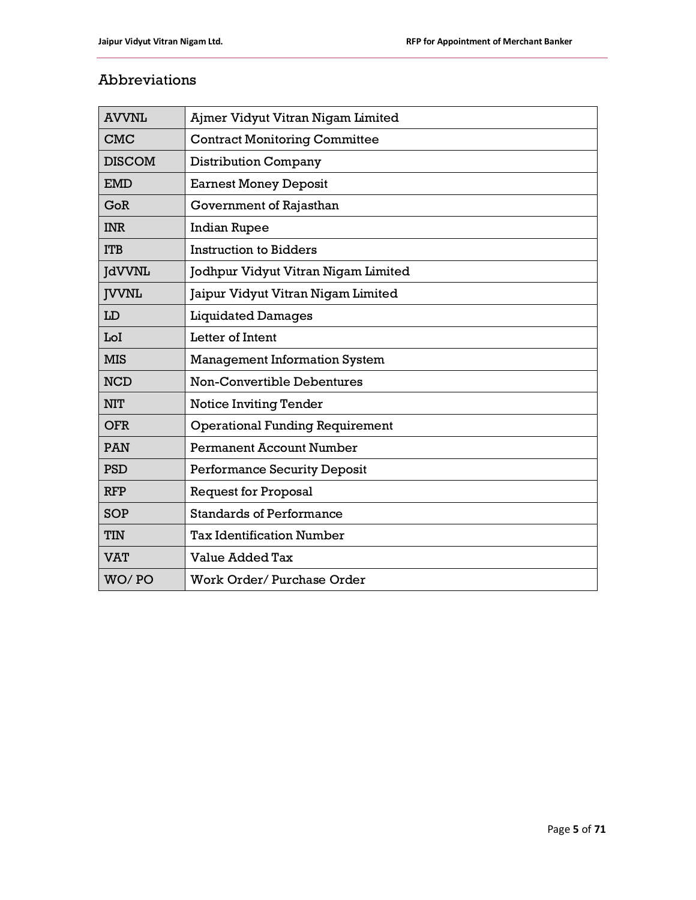## Abbreviations

| AVVNL | Ajmer Vidyut Vitran Nigam Limited |
|---|---|
| CMC | Contract Monitoring Committee |
| DISCOM | Distribution Company |
| EMD | Earnest Money Deposit |
| GoR | Government of Rajasthan |
| INR | Indian Rupee |
| ITB | Instruction to Bidders |
| JdVVNL | Jodhpur Vidyut Vitran Nigam Limited |
| JVVNL | Jaipur Vidyut Vitran Nigam Limited |
| LD | Liquidated Damages |
| LoI | Letter of Intent |
| MIS | Management Information System |
| NCD | Non-Convertible Debentures |
| NIT | Notice Inviting Tender |
| OFR | Operational Funding Requirement |
| PAN | Permanent Account Number |
| PSD | Performance Security Deposit |
| RFP | Request for Proposal |
| SOP | Standards of Performance |
| TIN | Tax Identification Number |
| VAT | Value Added Tax |
| WO/ PO | Work Order/ Purchase Order |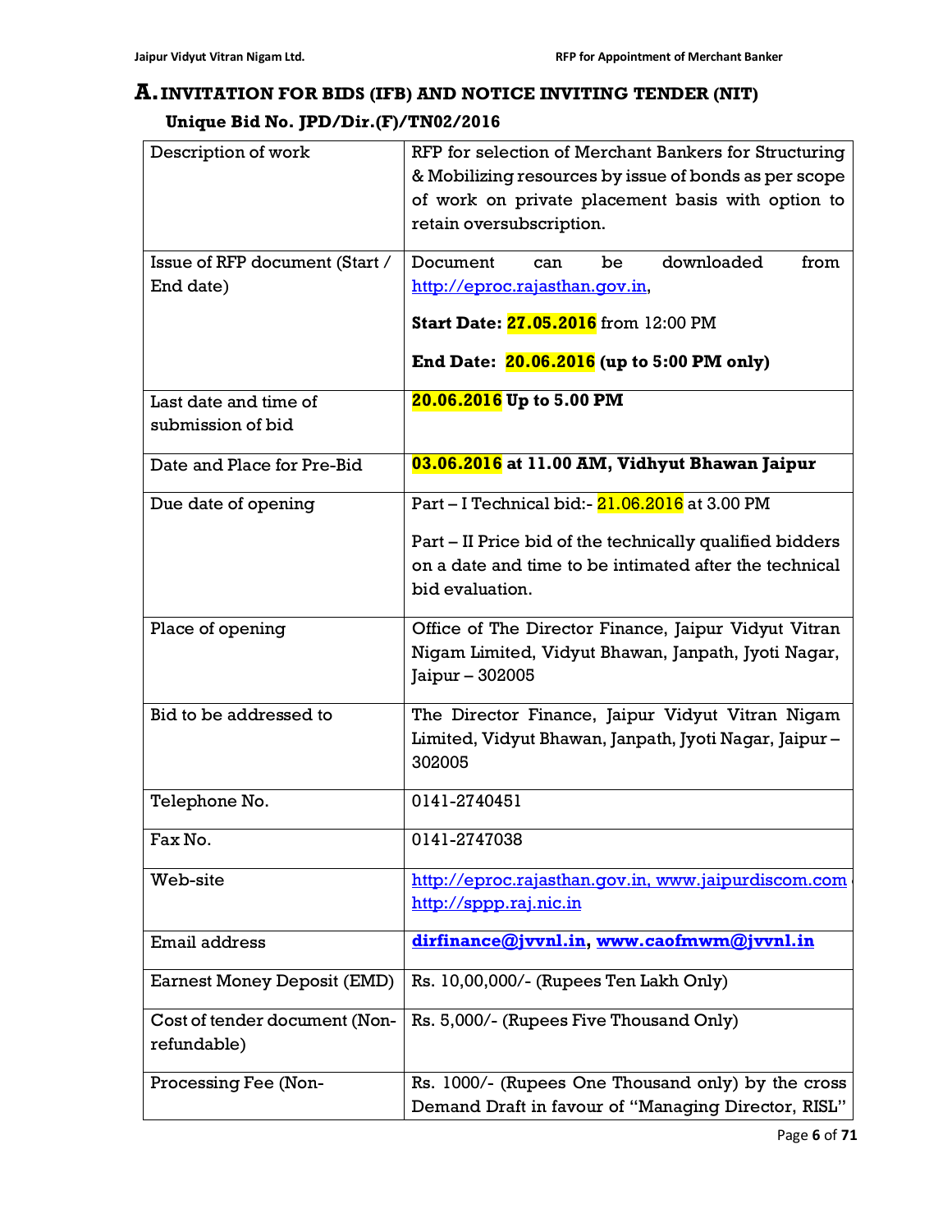# A. INVITATION FOR BIDS (IFB) AND NOTICE INVITING TENDER (NIT)

**Unique Bid No. JPD/Dir.(F)/TN02/2016**

| | |
|---|---|
| Description of work | RFP for selection of Merchant Bankers for Structuring & Mobilizing resources by issue of bonds as per scope of work on private placement basis with option to retain oversubscription. |
| Issue of RFP document (Start / End date) | Document can be downloaded from http://eproc.rajasthan.gov.in,<br><br>**Start Date: 27.05.2016** from 12:00 PM<br><br>**End Date: 20.06.2016 (up to 5:00 PM only)** |
| Last date and time of submission of bid | **20.06.2016 Up to 5.00 PM** |
| Date and Place for Pre-Bid | **03.06.2016 at 11.00 AM, Vidhyut Bhawan Jaipur** |
| Due date of opening | Part – I Technical bid:- 21.06.2016 at 3.00 PM<br><br>Part – II Price bid of the technically qualified bidders on a date and time to be intimated after the technical bid evaluation. |
| Place of opening | Office of The Director Finance, Jaipur Vidyut Vitran Nigam Limited, Vidyut Bhawan, Janpath, Jyoti Nagar, Jaipur – 302005 |
| Bid to be addressed to | The Director Finance, Jaipur Vidyut Vitran Nigam Limited, Vidyut Bhawan, Janpath, Jyoti Nagar, Jaipur – 302005 |
| Telephone No. | 0141-2740451 |
| Fax No. | 0141-2747038 |
| Web-site | http://eproc.rajasthan.gov.in, www.jaipurdiscom.com http://sppp.raj.nic.in |
| Email address | **dirfinance@jvvnl.in, www.caofmwm@jvvnl.in** |
| Earnest Money Deposit (EMD) | Rs. 10,00,000/- (Rupees Ten Lakh Only) |
| Cost of tender document (Non-refundable) | Rs. 5,000/- (Rupees Five Thousand Only) |
| Processing Fee (Non- | Rs. 1000/- (Rupees One Thousand only) by the cross Demand Draft in favour of "Managing Director, RISL" |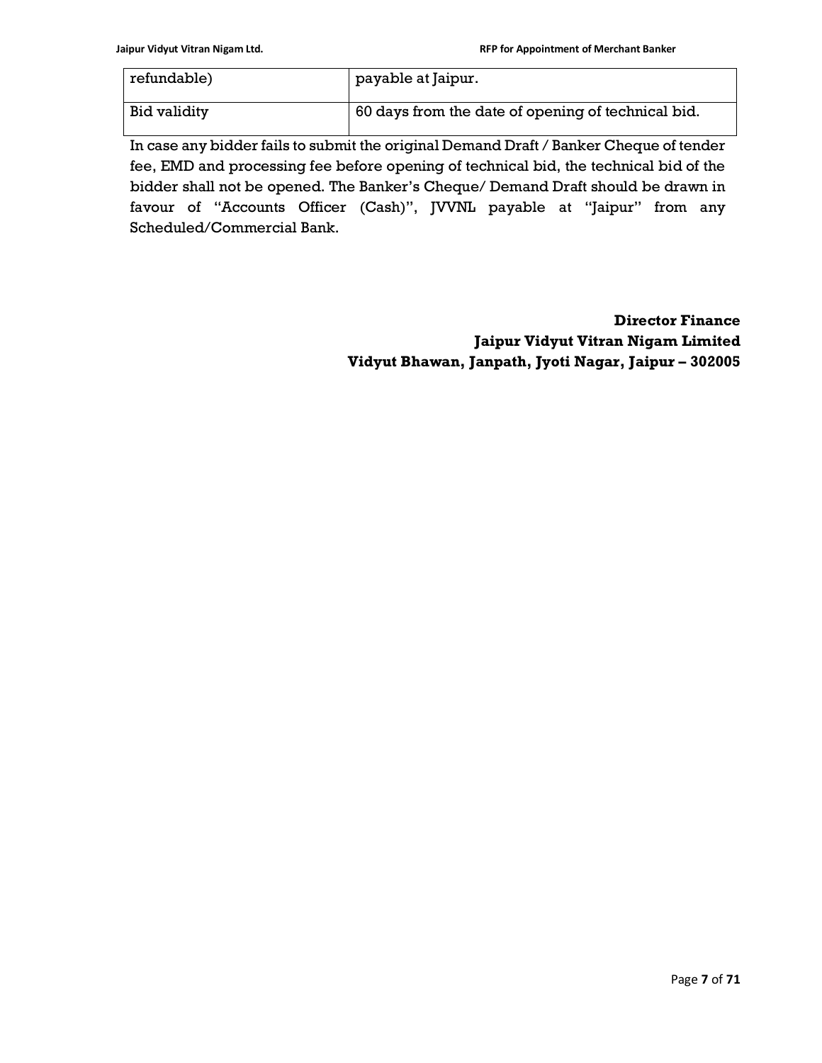| | |
|---|---|
| refundable) | payable at Jaipur. |
| Bid validity | 60 days from the date of opening of technical bid. |

In case any bidder fails to submit the original Demand Draft / Banker Cheque of tender fee, EMD and processing fee before opening of technical bid, the technical bid of the bidder shall not be opened. The Banker's Cheque/ Demand Draft should be drawn in favour of "Accounts Officer (Cash)", JVVNL payable at "Jaipur" from any Scheduled/Commercial Bank.

**Director Finance**
**Jaipur Vidyut Vitran Nigam Limited**
**Vidyut Bhawan, Janpath, Jyoti Nagar, Jaipur – 302005**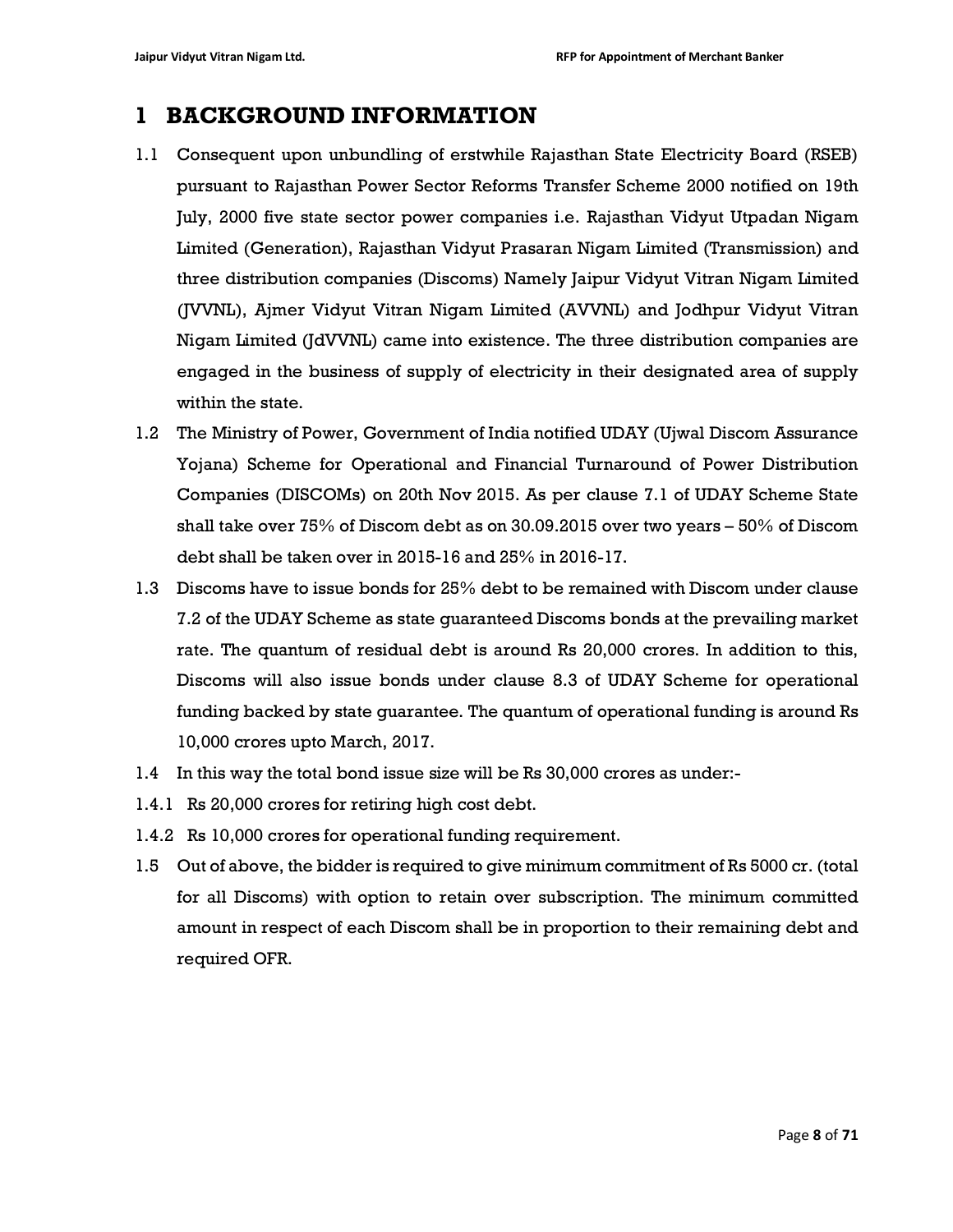# 1 BACKGROUND INFORMATION

1.1 Consequent upon unbundling of erstwhile Rajasthan State Electricity Board (RSEB) pursuant to Rajasthan Power Sector Reforms Transfer Scheme 2000 notified on 19th July, 2000 five state sector power companies i.e. Rajasthan Vidyut Utpadan Nigam Limited (Generation), Rajasthan Vidyut Prasaran Nigam Limited (Transmission) and three distribution companies (Discoms) Namely Jaipur Vidyut Vitran Nigam Limited (JVVNL), Ajmer Vidyut Vitran Nigam Limited (AVVNL) and Jodhpur Vidyut Vitran Nigam Limited (JdVVNL) came into existence. The three distribution companies are engaged in the business of supply of electricity in their designated area of supply within the state.

1.2 The Ministry of Power, Government of India notified UDAY (Ujwal Discom Assurance Yojana) Scheme for Operational and Financial Turnaround of Power Distribution Companies (DISCOMs) on 20th Nov 2015. As per clause 7.1 of UDAY Scheme State shall take over 75% of Discom debt as on 30.09.2015 over two years – 50% of Discom debt shall be taken over in 2015-16 and 25% in 2016-17.

1.3 Discoms have to issue bonds for 25% debt to be remained with Discom under clause 7.2 of the UDAY Scheme as state guaranteed Discoms bonds at the prevailing market rate. The quantum of residual debt is around Rs 20,000 crores. In addition to this, Discoms will also issue bonds under clause 8.3 of UDAY Scheme for operational funding backed by state guarantee. The quantum of operational funding is around Rs 10,000 crores upto March, 2017.

1.4 In this way the total bond issue size will be Rs 30,000 crores as under:-

1.4.1 Rs 20,000 crores for retiring high cost debt.

1.4.2 Rs 10,000 crores for operational funding requirement.

1.5 Out of above, the bidder is required to give minimum commitment of Rs 5000 cr. (total for all Discoms) with option to retain over subscription. The minimum committed amount in respect of each Discom shall be in proportion to their remaining debt and required OFR.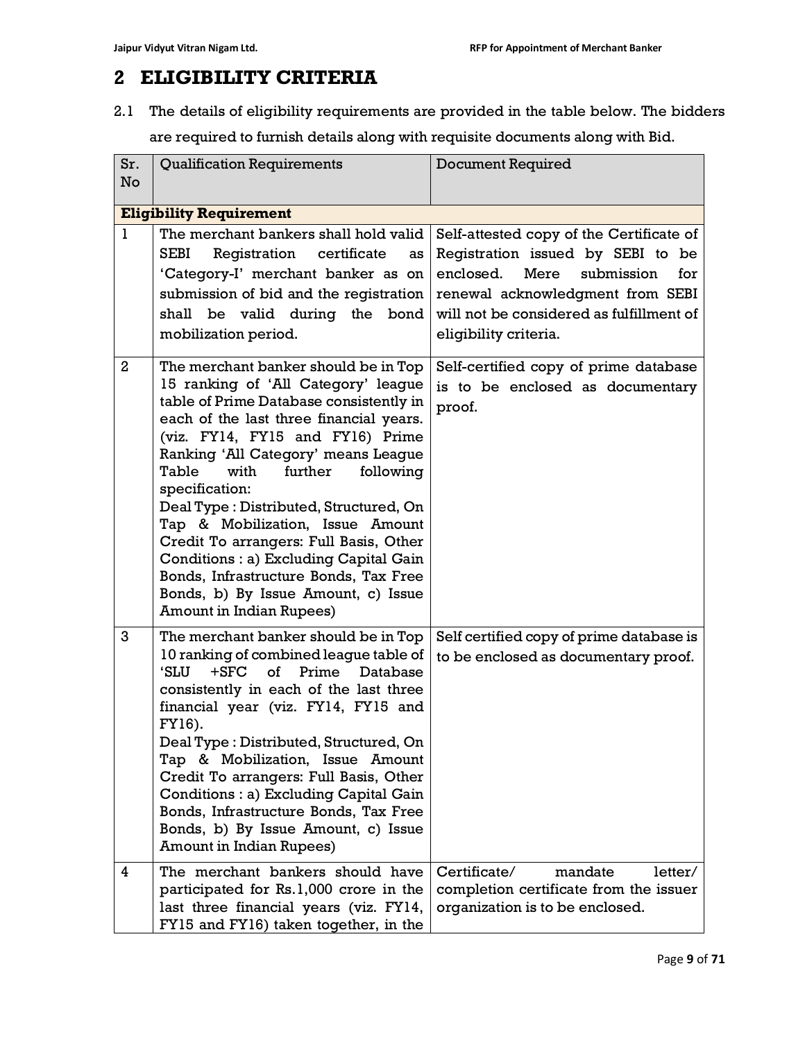# 2 ELIGIBILITY CRITERIA

2.1 The details of eligibility requirements are provided in the table below. The bidders are required to furnish details along with requisite documents along with Bid.

| Sr. No | Qualification Requirements | Document Required |
|---|---|---|
| **Eligibility Requirement** | | |
| 1 | The merchant bankers shall hold valid SEBI Registration certificate as 'Category-I' merchant banker as on submission of bid and the registration shall be valid during the bond mobilization period. | Self-attested copy of the Certificate of Registration issued by SEBI to be enclosed. Mere submission for renewal acknowledgment from SEBI will not be considered as fulfillment of eligibility criteria. |
| 2 | The merchant banker should be in Top 15 ranking of 'All Category' league table of Prime Database consistently in each of the last three financial years. (viz. FY14, FY15 and FY16) Prime Ranking 'All Category' means League Table with further following specification:<br>Deal Type : Distributed, Structured, On Tap & Mobilization, Issue Amount Credit To arrangers: Full Basis, Other Conditions : a) Excluding Capital Gain Bonds, Infrastructure Bonds, Tax Free Bonds, b) By Issue Amount, c) Issue Amount in Indian Rupees) | Self-certified copy of prime database is to be enclosed as documentary proof. |
| 3 | The merchant banker should be in Top 10 ranking of combined league table of 'SLU +SFC of Prime Database consistently in each of the last three financial year (viz. FY14, FY15 and FY16).<br>Deal Type : Distributed, Structured, On Tap & Mobilization, Issue Amount Credit To arrangers: Full Basis, Other Conditions : a) Excluding Capital Gain Bonds, Infrastructure Bonds, Tax Free Bonds, b) By Issue Amount, c) Issue Amount in Indian Rupees) | Self certified copy of prime database is to be enclosed as documentary proof. |
| 4 | The merchant bankers should have participated for Rs.1,000 crore in the last three financial years (viz. FY14, FY15 and FY16) taken together, in the | Certificate/ mandate letter/ completion certificate from the issuer organization is to be enclosed. |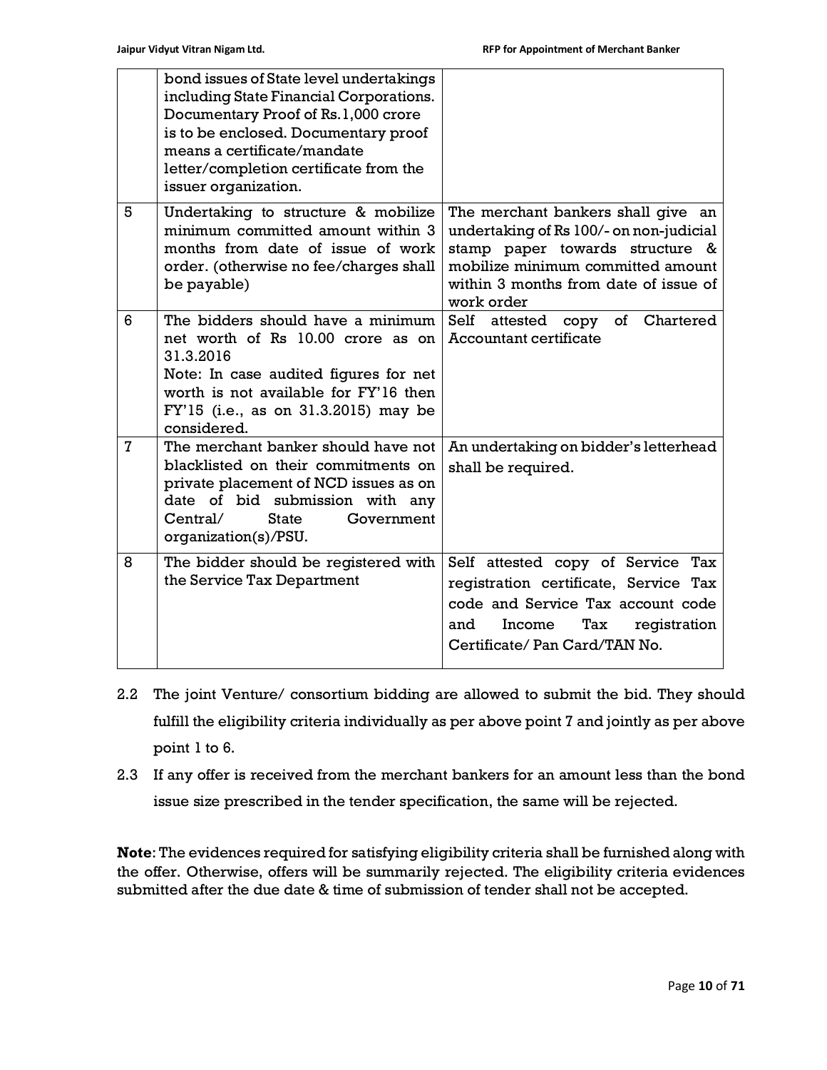| | | |
|---|---|---|
| | bond issues of State level undertakings including State Financial Corporations. Documentary Proof of Rs.1,000 crore is to be enclosed. Documentary proof means a certificate/mandate letter/completion certificate from the issuer organization. | |
| 5 | Undertaking to structure & mobilize minimum committed amount within 3 months from date of issue of work order. (otherwise no fee/charges shall be payable) | The merchant bankers shall give an undertaking of Rs 100/- on non-judicial stamp paper towards structure & mobilize minimum committed amount within 3 months from date of issue of work order |
| 6 | The bidders should have a minimum net worth of Rs 10.00 crore as on 31.3.2016<br>Note: In case audited figures for net worth is not available for FY'16 then FY'15 (i.e., as on 31.3.2015) may be considered. | Self attested copy of Chartered Accountant certificate |
| 7 | The merchant banker should have not blacklisted on their commitments on private placement of NCD issues as on date of bid submission with any Central/ State Government organization(s)/PSU. | An undertaking on bidder's letterhead shall be required. |
| 8 | The bidder should be registered with the Service Tax Department | Self attested copy of Service Tax registration certificate, Service Tax code and Service Tax account code and Income Tax registration Certificate/ Pan Card/TAN No. |

2.2 The joint Venture/ consortium bidding are allowed to submit the bid. They should fulfill the eligibility criteria individually as per above point 7 and jointly as per above point 1 to 6.

2.3 If any offer is received from the merchant bankers for an amount less than the bond issue size prescribed in the tender specification, the same will be rejected.

**Note**: The evidences required for satisfying eligibility criteria shall be furnished along with the offer. Otherwise, offers will be summarily rejected. The eligibility criteria evidences submitted after the due date & time of submission of tender shall not be accepted.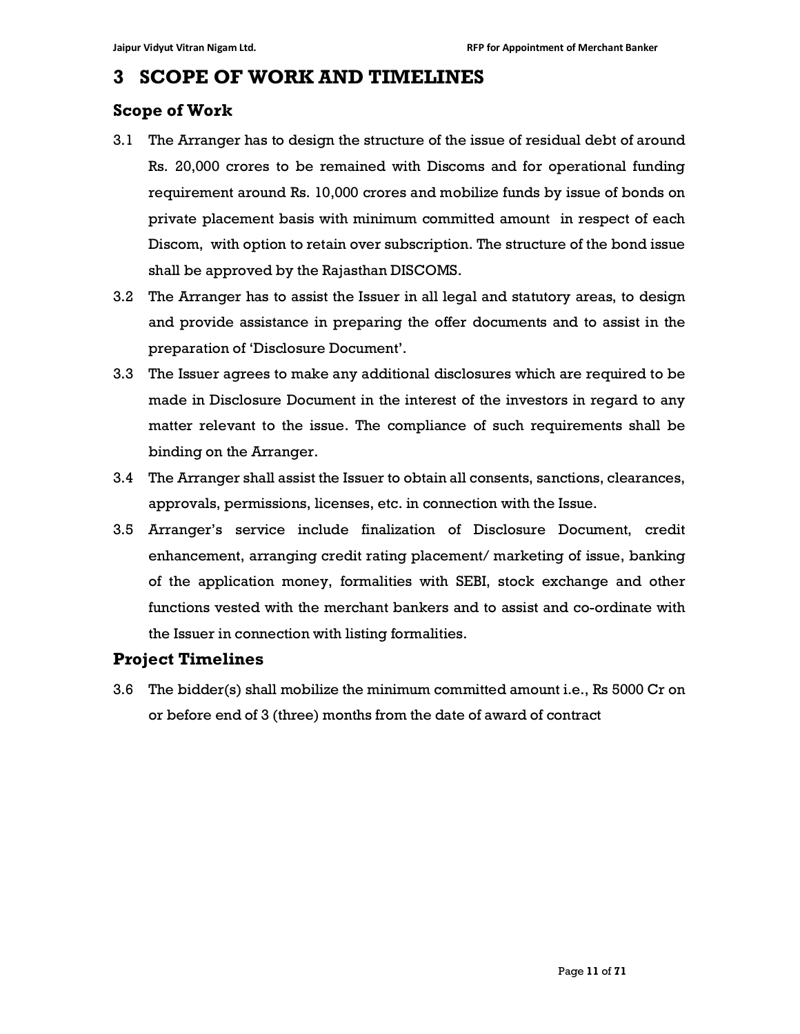# 3 SCOPE OF WORK AND TIMELINES

## Scope of Work

3.1 The Arranger has to design the structure of the issue of residual debt of around Rs. 20,000 crores to be remained with Discoms and for operational funding requirement around Rs. 10,000 crores and mobilize funds by issue of bonds on private placement basis with minimum committed amount in respect of each Discom, with option to retain over subscription. The structure of the bond issue shall be approved by the Rajasthan DISCOMS.

3.2 The Arranger has to assist the Issuer in all legal and statutory areas, to design and provide assistance in preparing the offer documents and to assist in the preparation of 'Disclosure Document'.

3.3 The Issuer agrees to make any additional disclosures which are required to be made in Disclosure Document in the interest of the investors in regard to any matter relevant to the issue. The compliance of such requirements shall be binding on the Arranger.

3.4 The Arranger shall assist the Issuer to obtain all consents, sanctions, clearances, approvals, permissions, licenses, etc. in connection with the Issue.

3.5 Arranger's service include finalization of Disclosure Document, credit enhancement, arranging credit rating placement/ marketing of issue, banking of the application money, formalities with SEBI, stock exchange and other functions vested with the merchant bankers and to assist and co-ordinate with the Issuer in connection with listing formalities.

## Project Timelines

3.6 The bidder(s) shall mobilize the minimum committed amount i.e., Rs 5000 Cr on or before end of 3 (three) months from the date of award of contract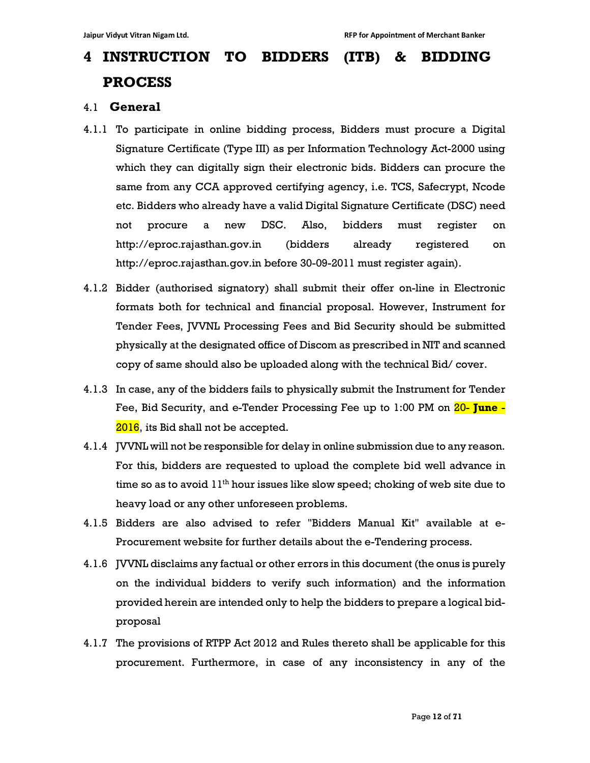# 4 INSTRUCTION TO BIDDERS (ITB) & BIDDING PROCESS

## 4.1 General

4.1.1 To participate in online bidding process, Bidders must procure a Digital Signature Certificate (Type III) as per Information Technology Act-2000 using which they can digitally sign their electronic bids. Bidders can procure the same from any CCA approved certifying agency, i.e. TCS, Safecrypt, Ncode etc. Bidders who already have a valid Digital Signature Certificate (DSC) need not procure a new DSC. Also, bidders must register on http://eproc.rajasthan.gov.in (bidders already registered on http://eproc.rajasthan.gov.in before 30-09-2011 must register again).

4.1.2 Bidder (authorised signatory) shall submit their offer on-line in Electronic formats both for technical and financial proposal. However, Instrument for Tender Fees, JVVNL Processing Fees and Bid Security should be submitted physically at the designated office of Discom as prescribed in NIT and scanned copy of same should also be uploaded along with the technical Bid/ cover.

4.1.3 In case, any of the bidders fails to physically submit the Instrument for Tender Fee, Bid Security, and e-Tender Processing Fee up to 1:00 PM on 20- **June** - 2016, its Bid shall not be accepted.

4.1.4 JVVNL will not be responsible for delay in online submission due to any reason. For this, bidders are requested to upload the complete bid well advance in time so as to avoid 11th hour issues like slow speed; choking of web site due to heavy load or any other unforeseen problems.

4.1.5 Bidders are also advised to refer "Bidders Manual Kit" available at e-Procurement website for further details about the e-Tendering process.

4.1.6 JVVNL disclaims any factual or other errors in this document (the onus is purely on the individual bidders to verify such information) and the information provided herein are intended only to help the bidders to prepare a logical bid-proposal

4.1.7 The provisions of RTPP Act 2012 and Rules thereto shall be applicable for this procurement. Furthermore, in case of any inconsistency in any of the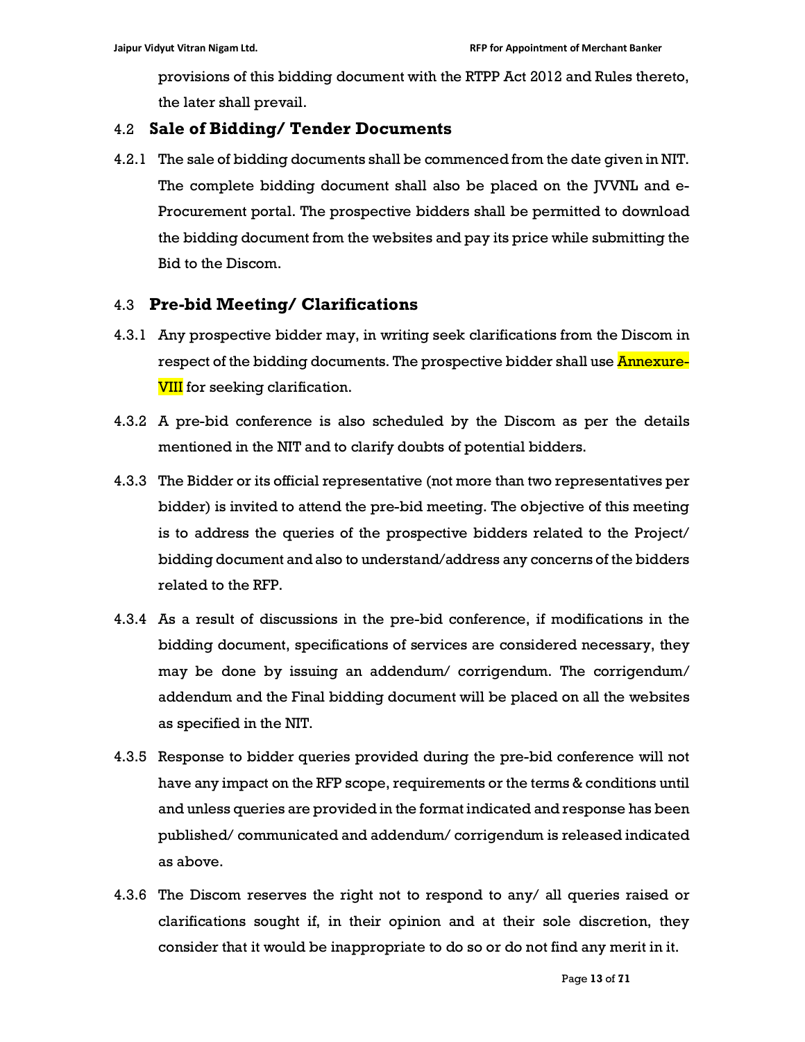provisions of this bidding document with the RTPP Act 2012 and Rules thereto, the later shall prevail.

## 4.2 Sale of Bidding/ Tender Documents

4.2.1 The sale of bidding documents shall be commenced from the date given in NIT. The complete bidding document shall also be placed on the JVVNL and e-Procurement portal. The prospective bidders shall be permitted to download the bidding document from the websites and pay its price while submitting the Bid to the Discom.

## 4.3 Pre-bid Meeting/ Clarifications

4.3.1 Any prospective bidder may, in writing seek clarifications from the Discom in respect of the bidding documents. The prospective bidder shall use Annexure-VIII for seeking clarification.

4.3.2 A pre-bid conference is also scheduled by the Discom as per the details mentioned in the NIT and to clarify doubts of potential bidders.

4.3.3 The Bidder or its official representative (not more than two representatives per bidder) is invited to attend the pre-bid meeting. The objective of this meeting is to address the queries of the prospective bidders related to the Project/ bidding document and also to understand/address any concerns of the bidders related to the RFP.

4.3.4 As a result of discussions in the pre-bid conference, if modifications in the bidding document, specifications of services are considered necessary, they may be done by issuing an addendum/ corrigendum. The corrigendum/ addendum and the Final bidding document will be placed on all the websites as specified in the NIT.

4.3.5 Response to bidder queries provided during the pre-bid conference will not have any impact on the RFP scope, requirements or the terms & conditions until and unless queries are provided in the format indicated and response has been published/ communicated and addendum/ corrigendum is released indicated as above.

4.3.6 The Discom reserves the right not to respond to any/ all queries raised or clarifications sought if, in their opinion and at their sole discretion, they consider that it would be inappropriate to do so or do not find any merit in it.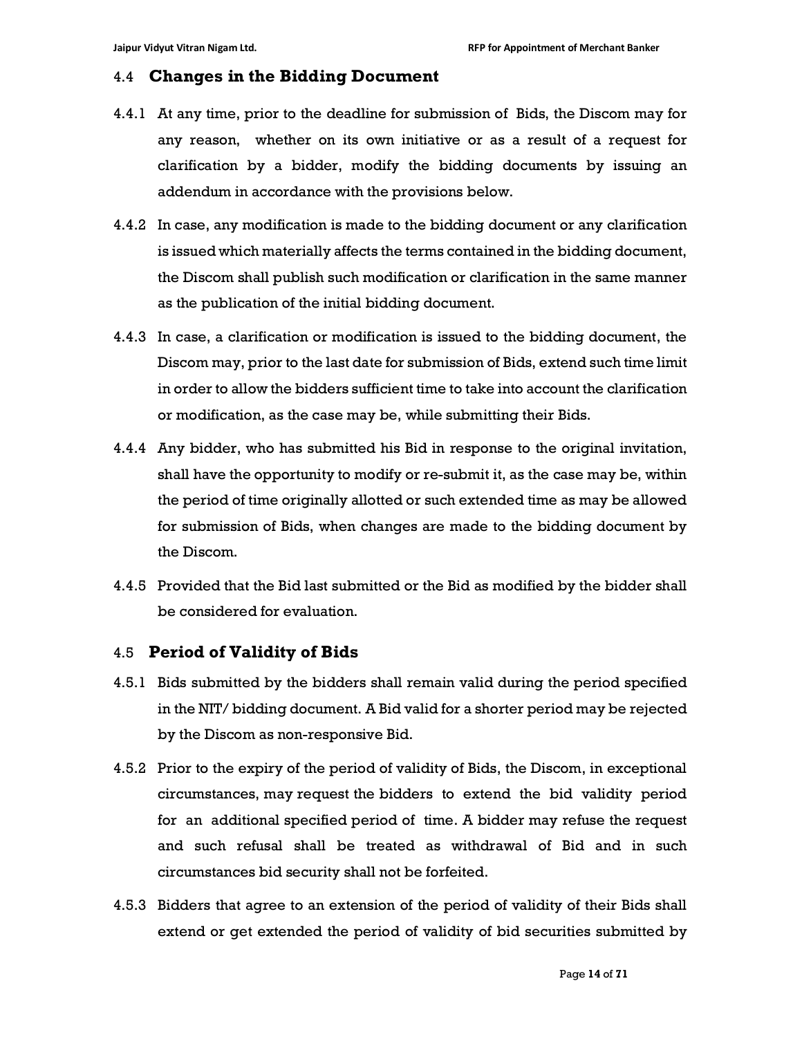## 4.4 Changes in the Bidding Document

4.4.1 At any time, prior to the deadline for submission of Bids, the Discom may for any reason, whether on its own initiative or as a result of a request for clarification by a bidder, modify the bidding documents by issuing an addendum in accordance with the provisions below.

4.4.2 In case, any modification is made to the bidding document or any clarification is issued which materially affects the terms contained in the bidding document, the Discom shall publish such modification or clarification in the same manner as the publication of the initial bidding document.

4.4.3 In case, a clarification or modification is issued to the bidding document, the Discom may, prior to the last date for submission of Bids, extend such time limit in order to allow the bidders sufficient time to take into account the clarification or modification, as the case may be, while submitting their Bids.

4.4.4 Any bidder, who has submitted his Bid in response to the original invitation, shall have the opportunity to modify or re-submit it, as the case may be, within the period of time originally allotted or such extended time as may be allowed for submission of Bids, when changes are made to the bidding document by the Discom.

4.4.5 Provided that the Bid last submitted or the Bid as modified by the bidder shall be considered for evaluation.

## 4.5 Period of Validity of Bids

4.5.1 Bids submitted by the bidders shall remain valid during the period specified in the NIT/ bidding document. A Bid valid for a shorter period may be rejected by the Discom as non-responsive Bid.

4.5.2 Prior to the expiry of the period of validity of Bids, the Discom, in exceptional circumstances, may request the bidders to extend the bid validity period for an additional specified period of time. A bidder may refuse the request and such refusal shall be treated as withdrawal of Bid and in such circumstances bid security shall not be forfeited.

4.5.3 Bidders that agree to an extension of the period of validity of their Bids shall extend or get extended the period of validity of bid securities submitted by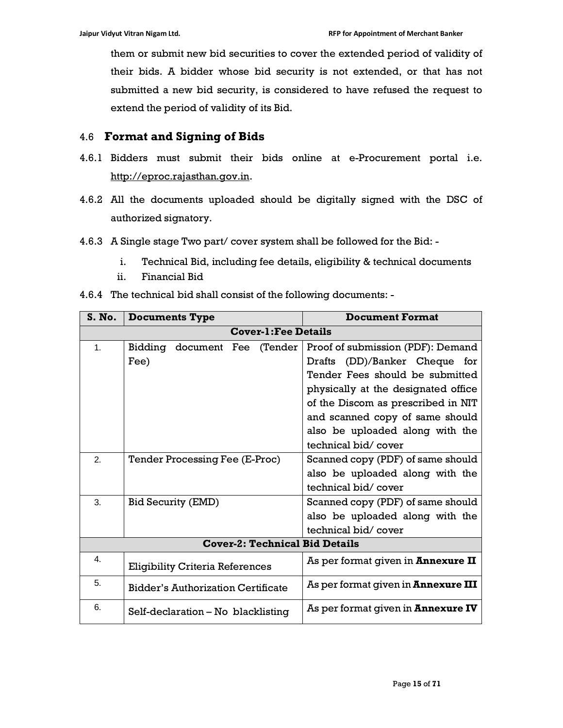them or submit new bid securities to cover the extended period of validity of their bids. A bidder whose bid security is not extended, or that has not submitted a new bid security, is considered to have refused the request to extend the period of validity of its Bid.

## 4.6 Format and Signing of Bids

4.6.1 Bidders must submit their bids online at e-Procurement portal i.e. http://eproc.rajasthan.gov.in.

4.6.2 All the documents uploaded should be digitally signed with the DSC of authorized signatory.

4.6.3 A Single stage Two part/ cover system shall be followed for the Bid: -

i. Technical Bid, including fee details, eligibility & technical documents

ii. Financial Bid

4.6.4 The technical bid shall consist of the following documents: -

| S. No. | Documents Type | Document Format |
|---|---|---|
| **Cover-1:Fee Details** | | |
| 1. | Bidding document Fee (Tender Fee) | Proof of submission (PDF): Demand Drafts (DD)/Banker Cheque for Tender Fees should be submitted physically at the designated office of the Discom as prescribed in NIT and scanned copy of same should also be uploaded along with the technical bid/ cover |
| 2. | Tender Processing Fee (E-Proc) | Scanned copy (PDF) of same should also be uploaded along with the technical bid/ cover |
| 3. | Bid Security (EMD) | Scanned copy (PDF) of same should also be uploaded along with the technical bid/ cover |
| **Cover-2: Technical Bid Details** | | |
| 4. | Eligibility Criteria References | As per format given in **Annexure II** |
| 5. | Bidder's Authorization Certificate | As per format given in **Annexure III** |
| 6. | Self-declaration – No blacklisting | As per format given in **Annexure IV** |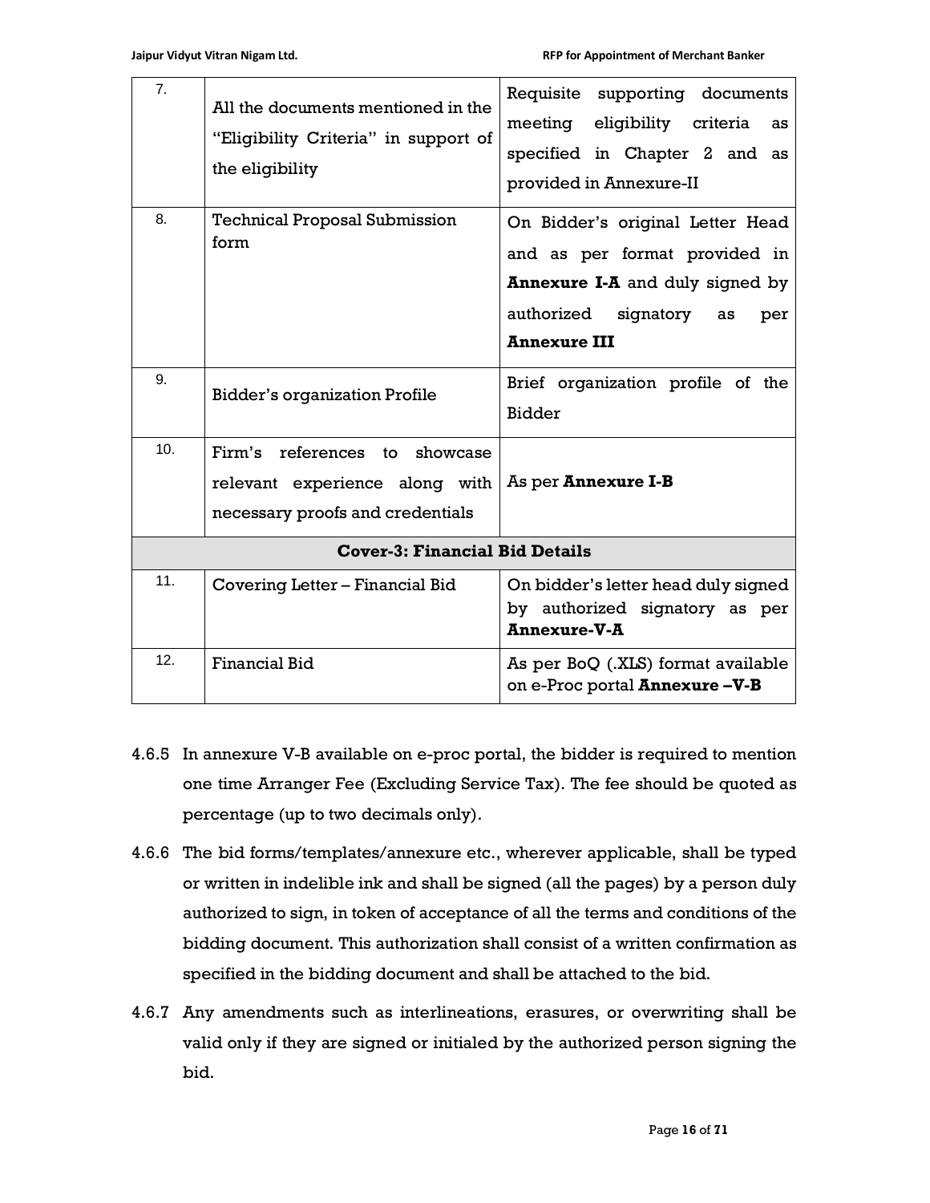| | | |
|---|---|---|
| 7. | All the documents mentioned in the "Eligibility Criteria" in support of the eligibility | Requisite supporting documents meeting eligibility criteria as specified in Chapter 2 and as provided in Annexure-II |
| 8. | Technical Proposal Submission form | On Bidder's original Letter Head and as per format provided in **Annexure I-A** and duly signed by authorized signatory as per **Annexure III** |
| 9. | Bidder's organization Profile | Brief organization profile of the Bidder |
| 10. | Firm's references to showcase relevant experience along with necessary proofs and credentials | As per **Annexure I-B** |
| **Cover-3: Financial Bid Details** | | |
| 11. | Covering Letter – Financial Bid | On bidder's letter head duly signed by authorized signatory as per **Annexure-V-A** |
| 12. | Financial Bid | As per BoQ (.XLS) format available on e-Proc portal **Annexure –V-B** |

4.6.5 In annexure V-B available on e-proc portal, the bidder is required to mention one time Arranger Fee (Excluding Service Tax). The fee should be quoted as percentage (up to two decimals only).

4.6.6 The bid forms/templates/annexure etc., wherever applicable, shall be typed or written in indelible ink and shall be signed (all the pages) by a person duly authorized to sign, in token of acceptance of all the terms and conditions of the bidding document. This authorization shall consist of a written confirmation as specified in the bidding document and shall be attached to the bid.

4.6.7 Any amendments such as interlineations, erasures, or overwriting shall be valid only if they are signed or initialed by the authorized person signing the bid.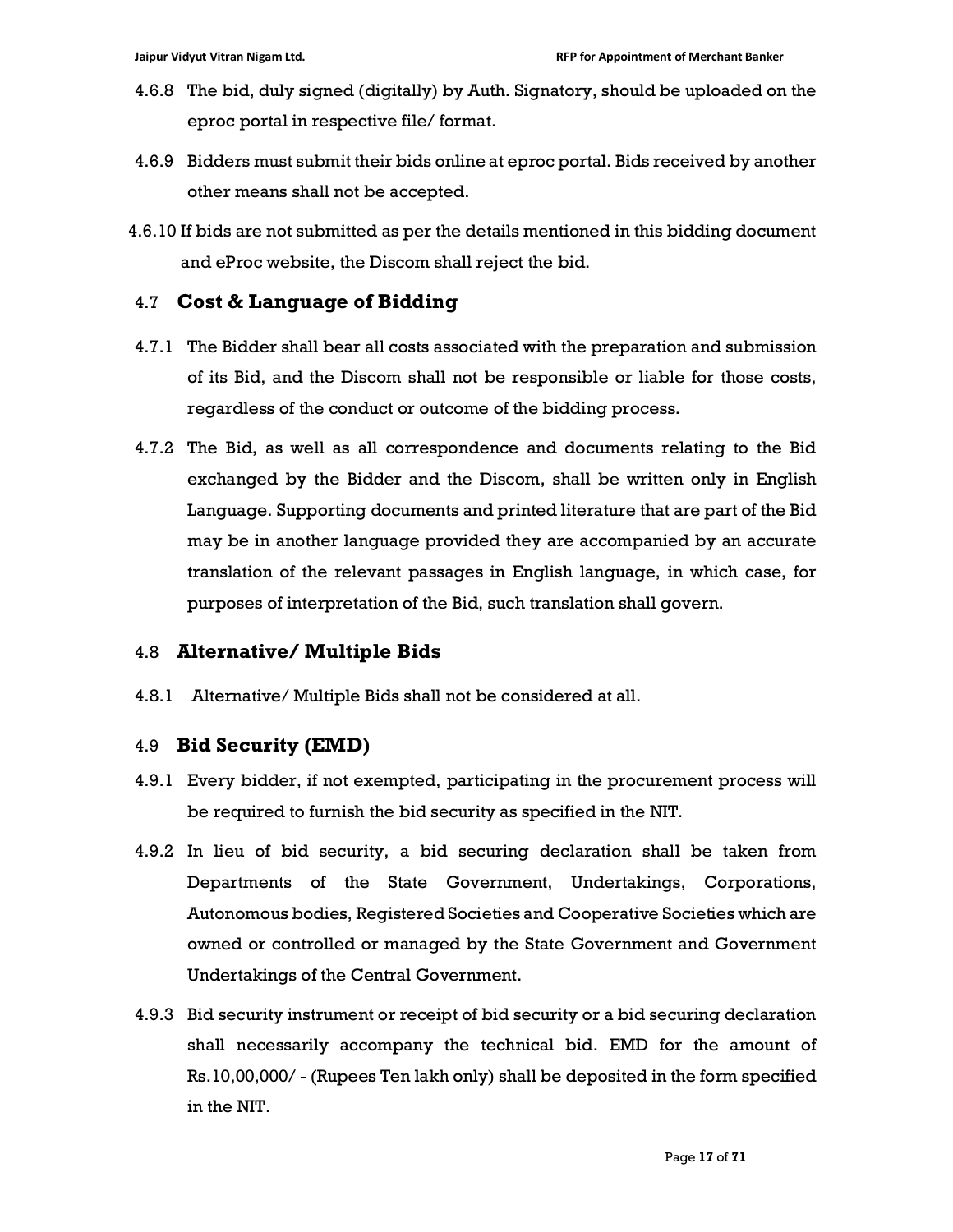4.6.8 The bid, duly signed (digitally) by Auth. Signatory, should be uploaded on the eproc portal in respective file/ format.

4.6.9 Bidders must submit their bids online at eproc portal. Bids received by another other means shall not be accepted.

4.6.10 If bids are not submitted as per the details mentioned in this bidding document and eProc website, the Discom shall reject the bid.

## 4.7 Cost & Language of Bidding

4.7.1 The Bidder shall bear all costs associated with the preparation and submission of its Bid, and the Discom shall not be responsible or liable for those costs, regardless of the conduct or outcome of the bidding process.

4.7.2 The Bid, as well as all correspondence and documents relating to the Bid exchanged by the Bidder and the Discom, shall be written only in English Language. Supporting documents and printed literature that are part of the Bid may be in another language provided they are accompanied by an accurate translation of the relevant passages in English language, in which case, for purposes of interpretation of the Bid, such translation shall govern.

## 4.8 Alternative/ Multiple Bids

4.8.1 Alternative/ Multiple Bids shall not be considered at all.

## 4.9 Bid Security (EMD)

4.9.1 Every bidder, if not exempted, participating in the procurement process will be required to furnish the bid security as specified in the NIT.

4.9.2 In lieu of bid security, a bid securing declaration shall be taken from Departments of the State Government, Undertakings, Corporations, Autonomous bodies, Registered Societies and Cooperative Societies which are owned or controlled or managed by the State Government and Government Undertakings of the Central Government.

4.9.3 Bid security instrument or receipt of bid security or a bid securing declaration shall necessarily accompany the technical bid. EMD for the amount of Rs.10,00,000/ - (Rupees Ten lakh only) shall be deposited in the form specified in the NIT.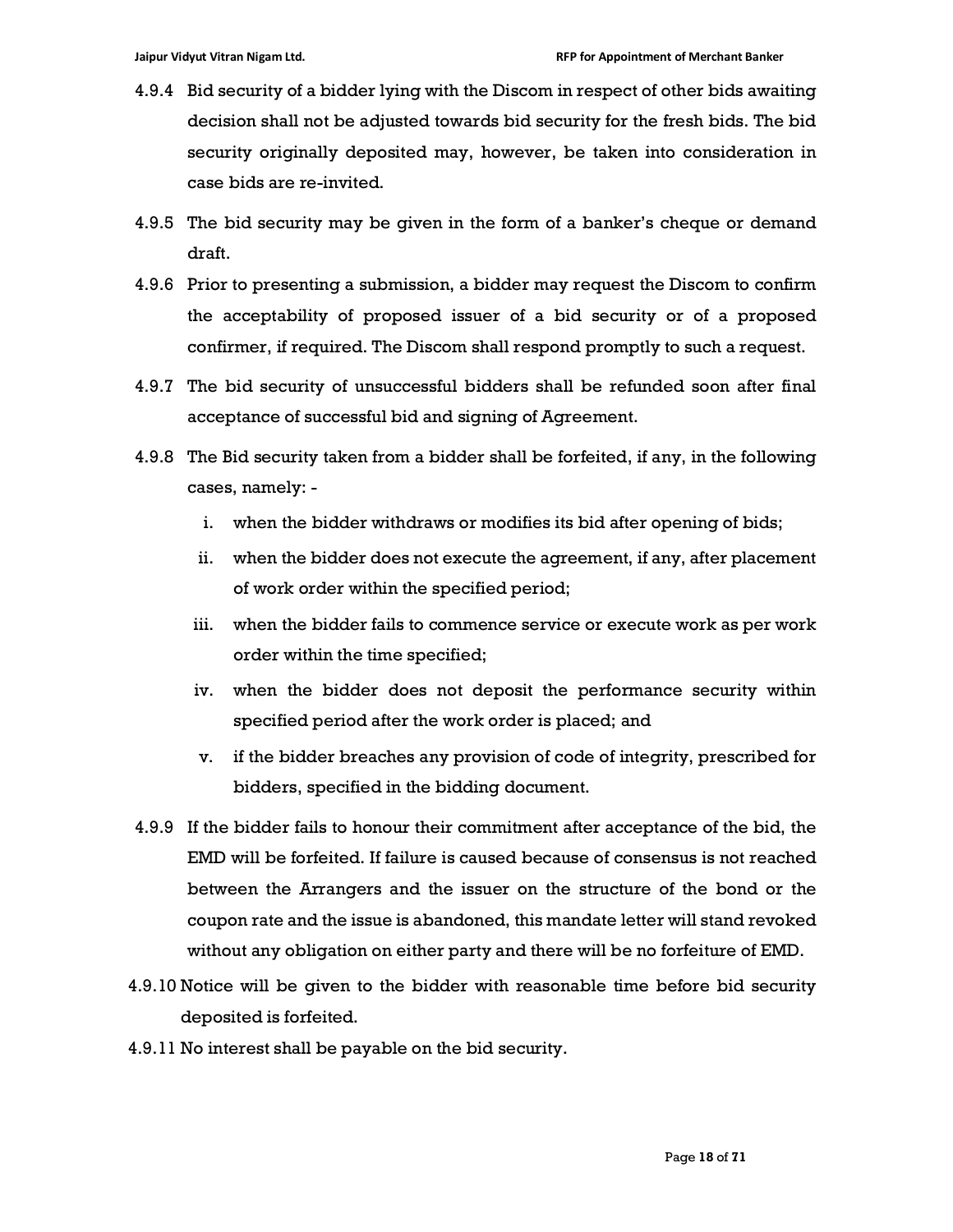4.9.4 Bid security of a bidder lying with the Discom in respect of other bids awaiting decision shall not be adjusted towards bid security for the fresh bids. The bid security originally deposited may, however, be taken into consideration in case bids are re-invited.

4.9.5 The bid security may be given in the form of a banker's cheque or demand draft.

4.9.6 Prior to presenting a submission, a bidder may request the Discom to confirm the acceptability of proposed issuer of a bid security or of a proposed confirmer, if required. The Discom shall respond promptly to such a request.

4.9.7 The bid security of unsuccessful bidders shall be refunded soon after final acceptance of successful bid and signing of Agreement.

4.9.8 The Bid security taken from a bidder shall be forfeited, if any, in the following cases, namely: -

i. when the bidder withdraws or modifies its bid after opening of bids;

ii. when the bidder does not execute the agreement, if any, after placement of work order within the specified period;

iii. when the bidder fails to commence service or execute work as per work order within the time specified;

iv. when the bidder does not deposit the performance security within specified period after the work order is placed; and

v. if the bidder breaches any provision of code of integrity, prescribed for bidders, specified in the bidding document.

4.9.9 If the bidder fails to honour their commitment after acceptance of the bid, the EMD will be forfeited. If failure is caused because of consensus is not reached between the Arrangers and the issuer on the structure of the bond or the coupon rate and the issue is abandoned, this mandate letter will stand revoked without any obligation on either party and there will be no forfeiture of EMD.

4.9.10 Notice will be given to the bidder with reasonable time before bid security deposited is forfeited.

4.9.11 No interest shall be payable on the bid security.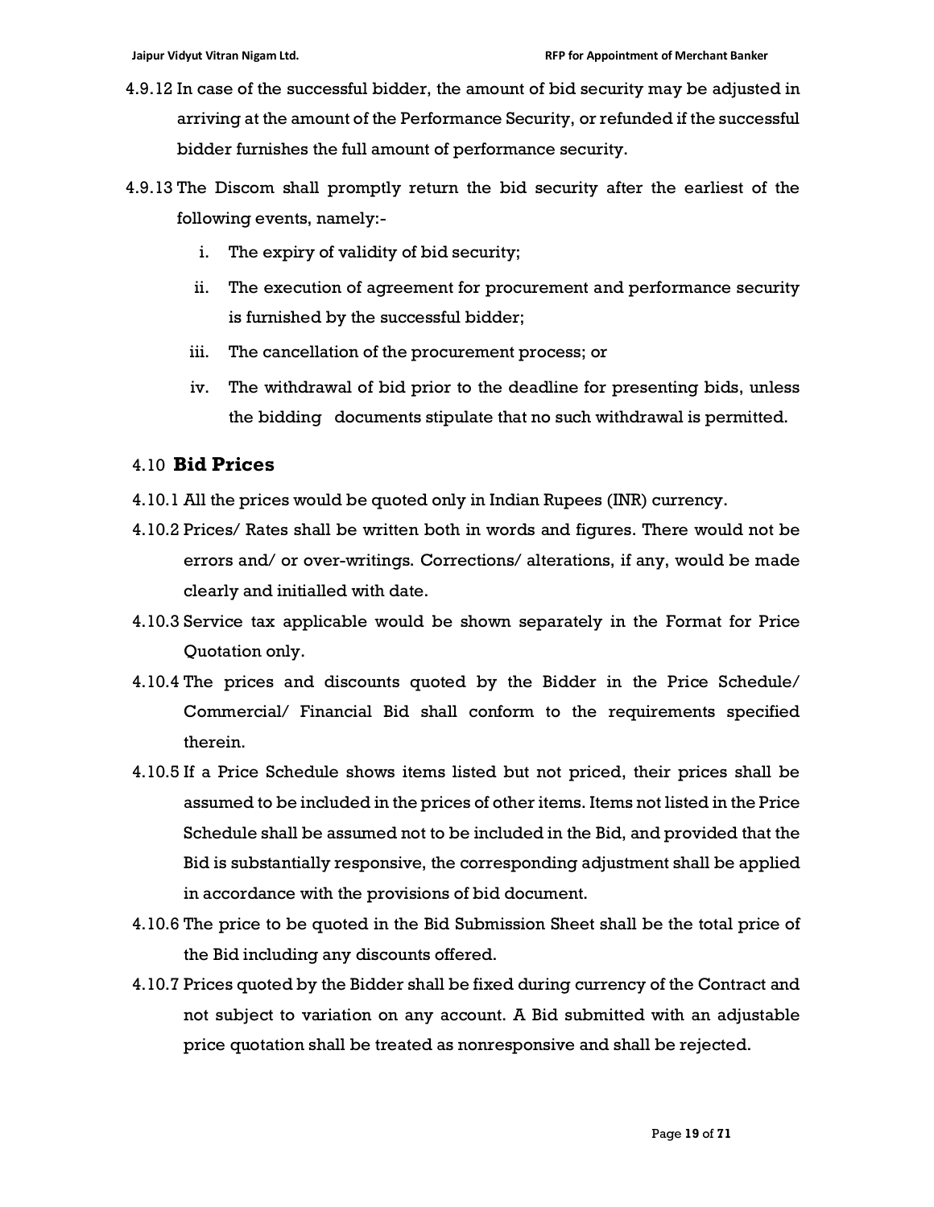4.9.12 In case of the successful bidder, the amount of bid security may be adjusted in arriving at the amount of the Performance Security, or refunded if the successful bidder furnishes the full amount of performance security.

4.9.13 The Discom shall promptly return the bid security after the earliest of the following events, namely:-

i. The expiry of validity of bid security;

ii. The execution of agreement for procurement and performance security is furnished by the successful bidder;

iii. The cancellation of the procurement process; or

iv. The withdrawal of bid prior to the deadline for presenting bids, unless the bidding documents stipulate that no such withdrawal is permitted.

## 4.10 **Bid Prices**

4.10.1 All the prices would be quoted only in Indian Rupees (INR) currency.

4.10.2 Prices/ Rates shall be written both in words and figures. There would not be errors and/ or over-writings. Corrections/ alterations, if any, would be made clearly and initialled with date.

4.10.3 Service tax applicable would be shown separately in the Format for Price Quotation only.

4.10.4 The prices and discounts quoted by the Bidder in the Price Schedule/ Commercial/ Financial Bid shall conform to the requirements specified therein.

4.10.5 If a Price Schedule shows items listed but not priced, their prices shall be assumed to be included in the prices of other items. Items not listed in the Price Schedule shall be assumed not to be included in the Bid, and provided that the Bid is substantially responsive, the corresponding adjustment shall be applied in accordance with the provisions of bid document.

4.10.6 The price to be quoted in the Bid Submission Sheet shall be the total price of the Bid including any discounts offered.

4.10.7 Prices quoted by the Bidder shall be fixed during currency of the Contract and not subject to variation on any account. A Bid submitted with an adjustable price quotation shall be treated as nonresponsive and shall be rejected.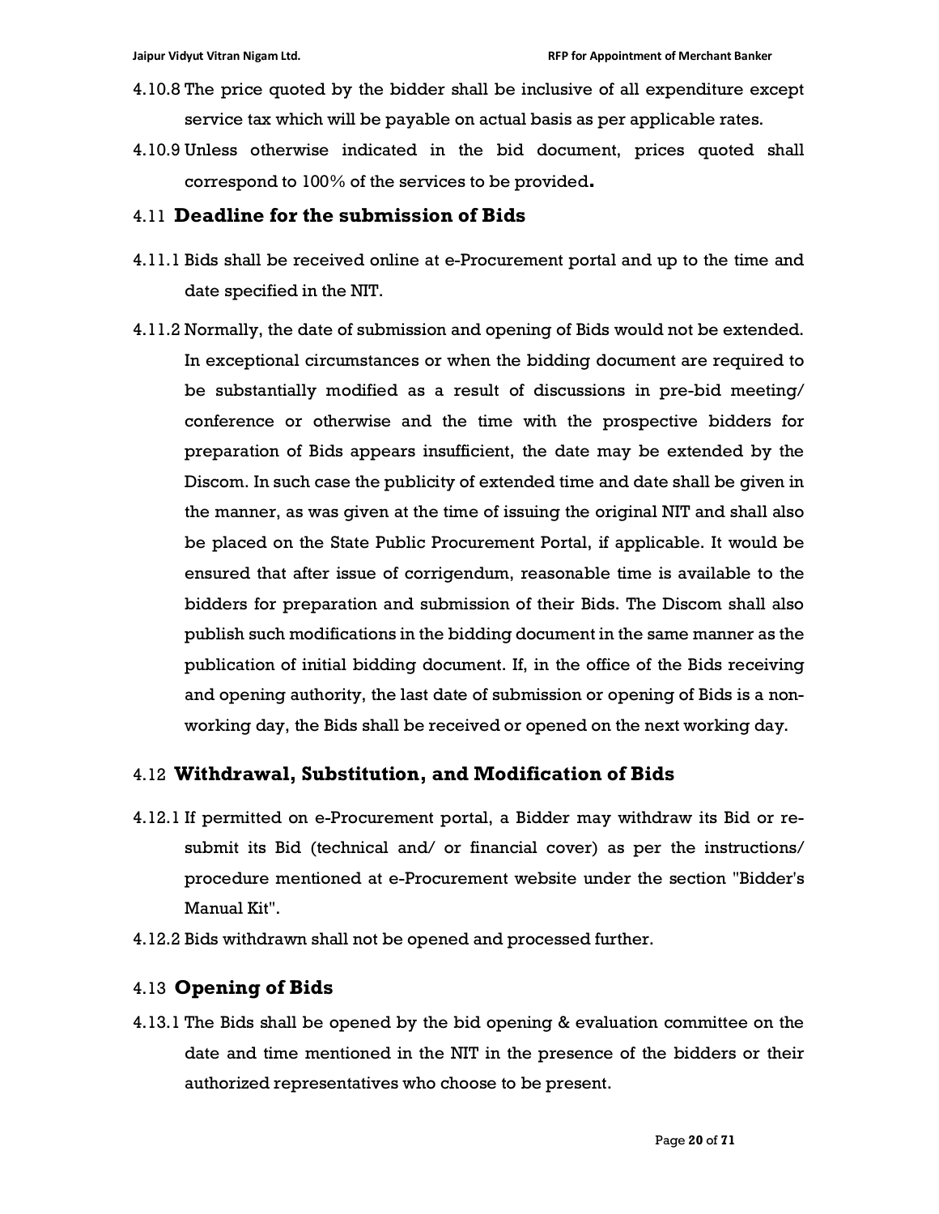4.10.8 The price quoted by the bidder shall be inclusive of all expenditure except service tax which will be payable on actual basis as per applicable rates.

4.10.9 Unless otherwise indicated in the bid document, prices quoted shall correspond to 100% of the services to be provided**.**

## 4.11 **Deadline for the submission of Bids**

4.11.1 Bids shall be received online at e-Procurement portal and up to the time and date specified in the NIT.

4.11.2 Normally, the date of submission and opening of Bids would not be extended. In exceptional circumstances or when the bidding document are required to be substantially modified as a result of discussions in pre-bid meeting/ conference or otherwise and the time with the prospective bidders for preparation of Bids appears insufficient, the date may be extended by the Discom. In such case the publicity of extended time and date shall be given in the manner, as was given at the time of issuing the original NIT and shall also be placed on the State Public Procurement Portal, if applicable. It would be ensured that after issue of corrigendum, reasonable time is available to the bidders for preparation and submission of their Bids. The Discom shall also publish such modifications in the bidding document in the same manner as the publication of initial bidding document. If, in the office of the Bids receiving and opening authority, the last date of submission or opening of Bids is a non-working day, the Bids shall be received or opened on the next working day.

## 4.12 **Withdrawal, Substitution, and Modification of Bids**

4.12.1 If permitted on e-Procurement portal, a Bidder may withdraw its Bid or re-submit its Bid (technical and/ or financial cover) as per the instructions/ procedure mentioned at e-Procurement website under the section "Bidder's Manual Kit".

4.12.2 Bids withdrawn shall not be opened and processed further.

## 4.13 **Opening of Bids**

4.13.1 The Bids shall be opened by the bid opening & evaluation committee on the date and time mentioned in the NIT in the presence of the bidders or their authorized representatives who choose to be present.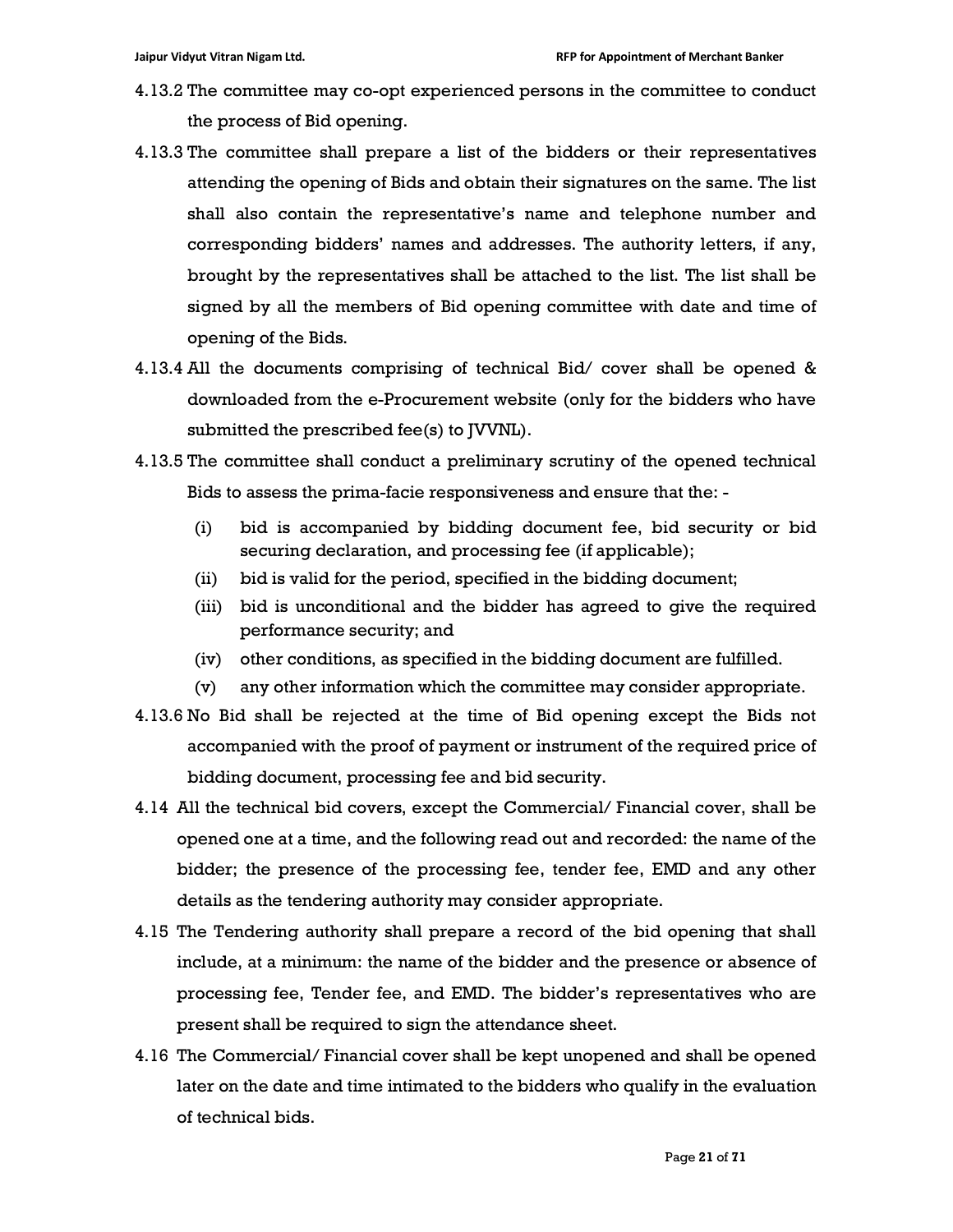4.13.2 The committee may co-opt experienced persons in the committee to conduct the process of Bid opening.

4.13.3 The committee shall prepare a list of the bidders or their representatives attending the opening of Bids and obtain their signatures on the same. The list shall also contain the representative's name and telephone number and corresponding bidders' names and addresses. The authority letters, if any, brought by the representatives shall be attached to the list. The list shall be signed by all the members of Bid opening committee with date and time of opening of the Bids.

4.13.4 All the documents comprising of technical Bid/ cover shall be opened & downloaded from the e-Procurement website (only for the bidders who have submitted the prescribed fee(s) to JVVNL).

4.13.5 The committee shall conduct a preliminary scrutiny of the opened technical Bids to assess the prima-facie responsiveness and ensure that the: -

(i) bid is accompanied by bidding document fee, bid security or bid securing declaration, and processing fee (if applicable);
(ii) bid is valid for the period, specified in the bidding document;
(iii) bid is unconditional and the bidder has agreed to give the required performance security; and
(iv) other conditions, as specified in the bidding document are fulfilled.
(v) any other information which the committee may consider appropriate.

4.13.6 No Bid shall be rejected at the time of Bid opening except the Bids not accompanied with the proof of payment or instrument of the required price of bidding document, processing fee and bid security.

4.14 All the technical bid covers, except the Commercial/ Financial cover, shall be opened one at a time, and the following read out and recorded: the name of the bidder; the presence of the processing fee, tender fee, EMD and any other details as the tendering authority may consider appropriate.

4.15 The Tendering authority shall prepare a record of the bid opening that shall include, at a minimum: the name of the bidder and the presence or absence of processing fee, Tender fee, and EMD. The bidder's representatives who are present shall be required to sign the attendance sheet.

4.16 The Commercial/ Financial cover shall be kept unopened and shall be opened later on the date and time intimated to the bidders who qualify in the evaluation of technical bids.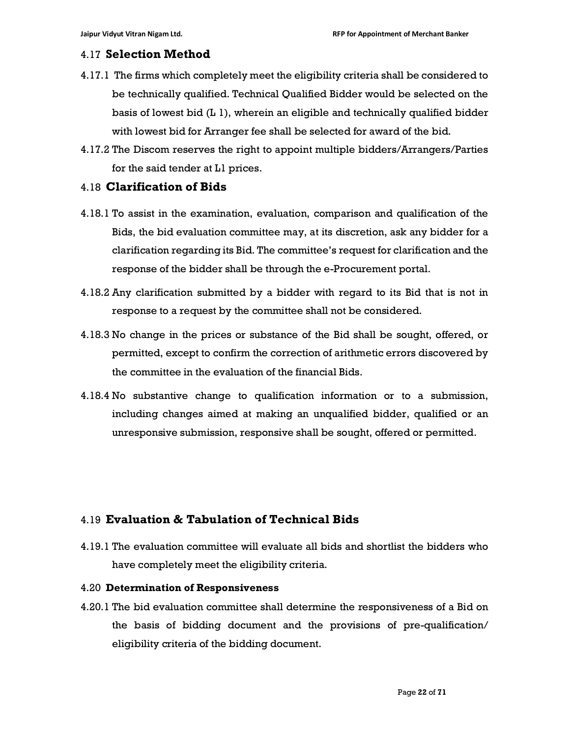## 4.17 **Selection Method**

4.17.1 The firms which completely meet the eligibility criteria shall be considered to be technically qualified. Technical Qualified Bidder would be selected on the basis of lowest bid (L 1), wherein an eligible and technically qualified bidder with lowest bid for Arranger fee shall be selected for award of the bid.

4.17.2 The Discom reserves the right to appoint multiple bidders/Arrangers/Parties for the said tender at L1 prices.

## 4.18 **Clarification of Bids**

4.18.1 To assist in the examination, evaluation, comparison and qualification of the Bids, the bid evaluation committee may, at its discretion, ask any bidder for a clarification regarding its Bid. The committee's request for clarification and the response of the bidder shall be through the e-Procurement portal.

4.18.2 Any clarification submitted by a bidder with regard to its Bid that is not in response to a request by the committee shall not be considered.

4.18.3 No change in the prices or substance of the Bid shall be sought, offered, or permitted, except to confirm the correction of arithmetic errors discovered by the committee in the evaluation of the financial Bids.

4.18.4 No substantive change to qualification information or to a submission, including changes aimed at making an unqualified bidder, qualified or an unresponsive submission, responsive shall be sought, offered or permitted.

## 4.19 **Evaluation & Tabulation of Technical Bids**

4.19.1 The evaluation committee will evaluate all bids and shortlist the bidders who have completely meet the eligibility criteria.

### 4.20 **Determination of Responsiveness**

4.20.1 The bid evaluation committee shall determine the responsiveness of a Bid on the basis of bidding document and the provisions of pre-qualification/ eligibility criteria of the bidding document.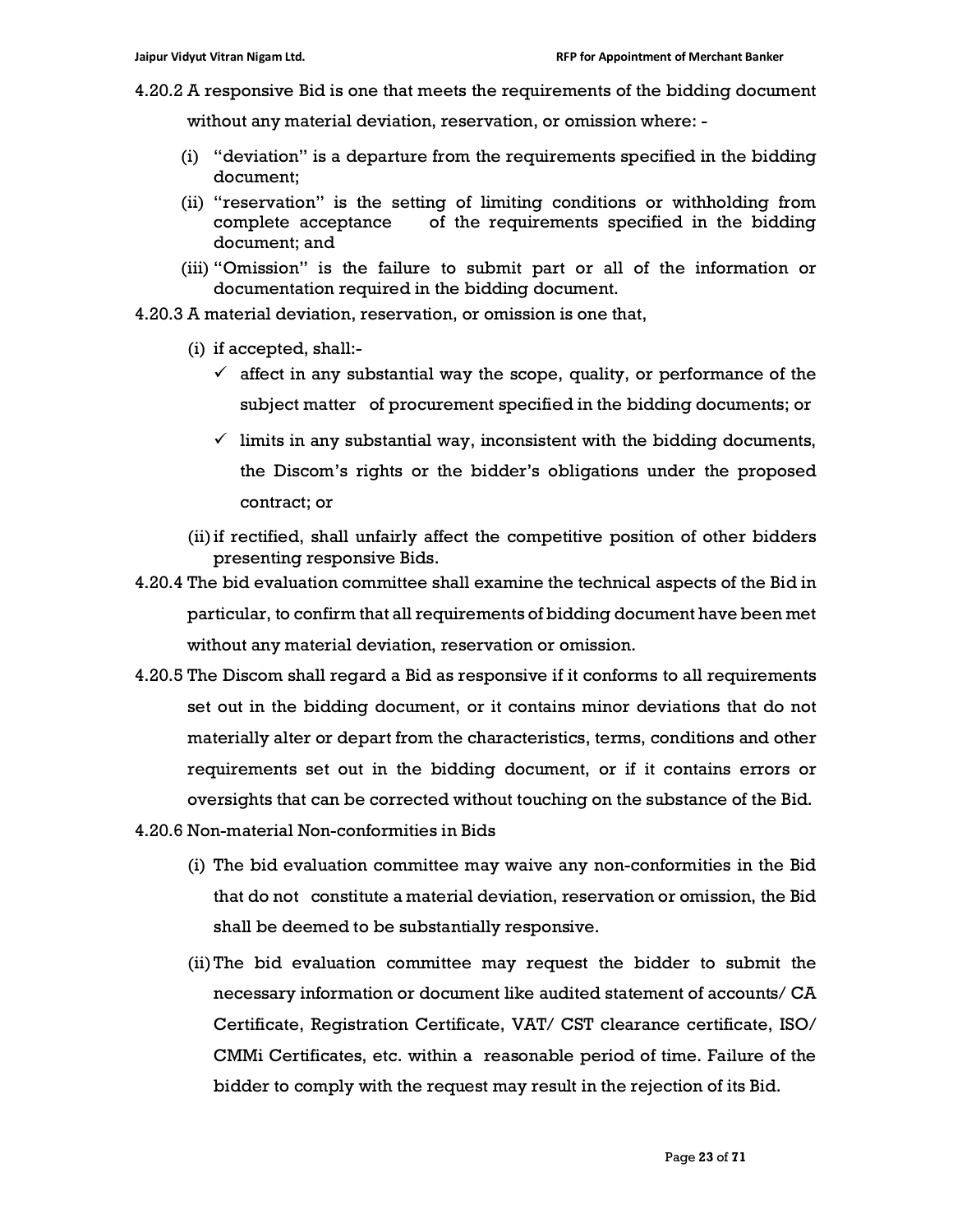4.20.2 A responsive Bid is one that meets the requirements of the bidding document without any material deviation, reservation, or omission where: -

- (i) "deviation" is a departure from the requirements specified in the bidding document;
- (ii) "reservation" is the setting of limiting conditions or withholding from complete acceptance of the requirements specified in the bidding document; and
- (iii) "Omission" is the failure to submit part or all of the information or documentation required in the bidding document.

4.20.3 A material deviation, reservation, or omission is one that,

- (i) if accepted, shall:-
  - ✓ affect in any substantial way the scope, quality, or performance of the subject matter of procurement specified in the bidding documents; or
  - ✓ limits in any substantial way, inconsistent with the bidding documents, the Discom's rights or the bidder's obligations under the proposed contract; or
- (ii) if rectified, shall unfairly affect the competitive position of other bidders presenting responsive Bids.

4.20.4 The bid evaluation committee shall examine the technical aspects of the Bid in particular, to confirm that all requirements of bidding document have been met without any material deviation, reservation or omission.

4.20.5 The Discom shall regard a Bid as responsive if it conforms to all requirements set out in the bidding document, or it contains minor deviations that do not materially alter or depart from the characteristics, terms, conditions and other requirements set out in the bidding document, or if it contains errors or oversights that can be corrected without touching on the substance of the Bid.

4.20.6 Non-material Non-conformities in Bids

- (i) The bid evaluation committee may waive any non-conformities in the Bid that do not constitute a material deviation, reservation or omission, the Bid shall be deemed to be substantially responsive.
- (ii) The bid evaluation committee may request the bidder to submit the necessary information or document like audited statement of accounts/ CA Certificate, Registration Certificate, VAT/ CST clearance certificate, ISO/ CMMi Certificates, etc. within a reasonable period of time. Failure of the bidder to comply with the request may result in the rejection of its Bid.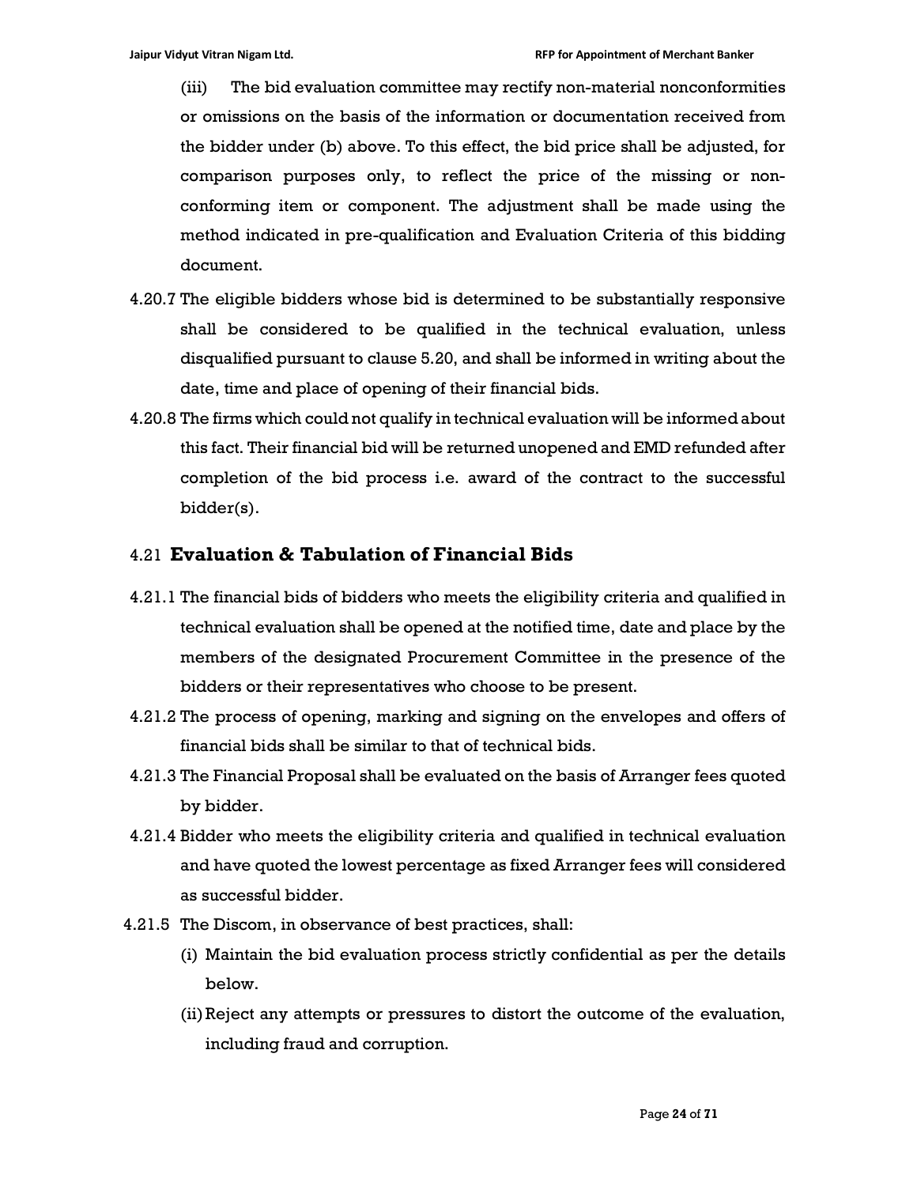(iii) The bid evaluation committee may rectify non-material nonconformities or omissions on the basis of the information or documentation received from the bidder under (b) above. To this effect, the bid price shall be adjusted, for comparison purposes only, to reflect the price of the missing or non-conforming item or component. The adjustment shall be made using the method indicated in pre-qualification and Evaluation Criteria of this bidding document.

4.20.7 The eligible bidders whose bid is determined to be substantially responsive shall be considered to be qualified in the technical evaluation, unless disqualified pursuant to clause 5.20, and shall be informed in writing about the date, time and place of opening of their financial bids.

4.20.8 The firms which could not qualify in technical evaluation will be informed about this fact. Their financial bid will be returned unopened and EMD refunded after completion of the bid process i.e. award of the contract to the successful bidder(s).

## 4.21 Evaluation & Tabulation of Financial Bids

4.21.1 The financial bids of bidders who meets the eligibility criteria and qualified in technical evaluation shall be opened at the notified time, date and place by the members of the designated Procurement Committee in the presence of the bidders or their representatives who choose to be present.

4.21.2 The process of opening, marking and signing on the envelopes and offers of financial bids shall be similar to that of technical bids.

4.21.3 The Financial Proposal shall be evaluated on the basis of Arranger fees quoted by bidder.

4.21.4 Bidder who meets the eligibility criteria and qualified in technical evaluation and have quoted the lowest percentage as fixed Arranger fees will considered as successful bidder.

4.21.5 The Discom, in observance of best practices, shall:

(i) Maintain the bid evaluation process strictly confidential as per the details below.

(ii) Reject any attempts or pressures to distort the outcome of the evaluation, including fraud and corruption.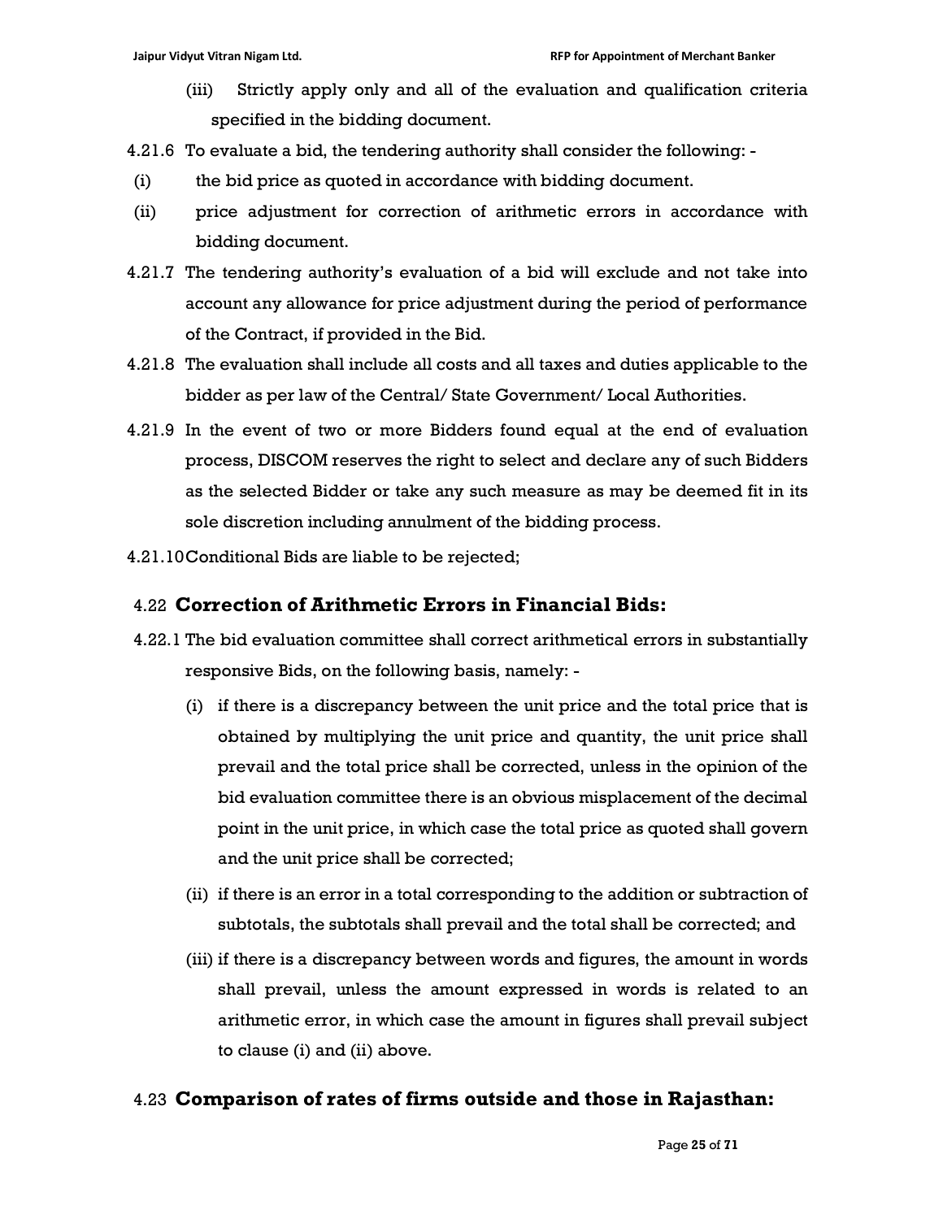(iii) Strictly apply only and all of the evaluation and qualification criteria specified in the bidding document.

4.21.6 To evaluate a bid, the tendering authority shall consider the following: -

(i) the bid price as quoted in accordance with bidding document.

(ii) price adjustment for correction of arithmetic errors in accordance with bidding document.

4.21.7 The tendering authority's evaluation of a bid will exclude and not take into account any allowance for price adjustment during the period of performance of the Contract, if provided in the Bid.

4.21.8 The evaluation shall include all costs and all taxes and duties applicable to the bidder as per law of the Central/ State Government/ Local Authorities.

4.21.9 In the event of two or more Bidders found equal at the end of evaluation process, DISCOM reserves the right to select and declare any of such Bidders as the selected Bidder or take any such measure as may be deemed fit in its sole discretion including annulment of the bidding process.

4.21.10 Conditional Bids are liable to be rejected;

## 4.22 Correction of Arithmetic Errors in Financial Bids:

4.22.1 The bid evaluation committee shall correct arithmetical errors in substantially responsive Bids, on the following basis, namely: -

(i) if there is a discrepancy between the unit price and the total price that is obtained by multiplying the unit price and quantity, the unit price shall prevail and the total price shall be corrected, unless in the opinion of the bid evaluation committee there is an obvious misplacement of the decimal point in the unit price, in which case the total price as quoted shall govern and the unit price shall be corrected;

(ii) if there is an error in a total corresponding to the addition or subtraction of subtotals, the subtotals shall prevail and the total shall be corrected; and

(iii) if there is a discrepancy between words and figures, the amount in words shall prevail, unless the amount expressed in words is related to an arithmetic error, in which case the amount in figures shall prevail subject to clause (i) and (ii) above.

## 4.23 Comparison of rates of firms outside and those in Rajasthan: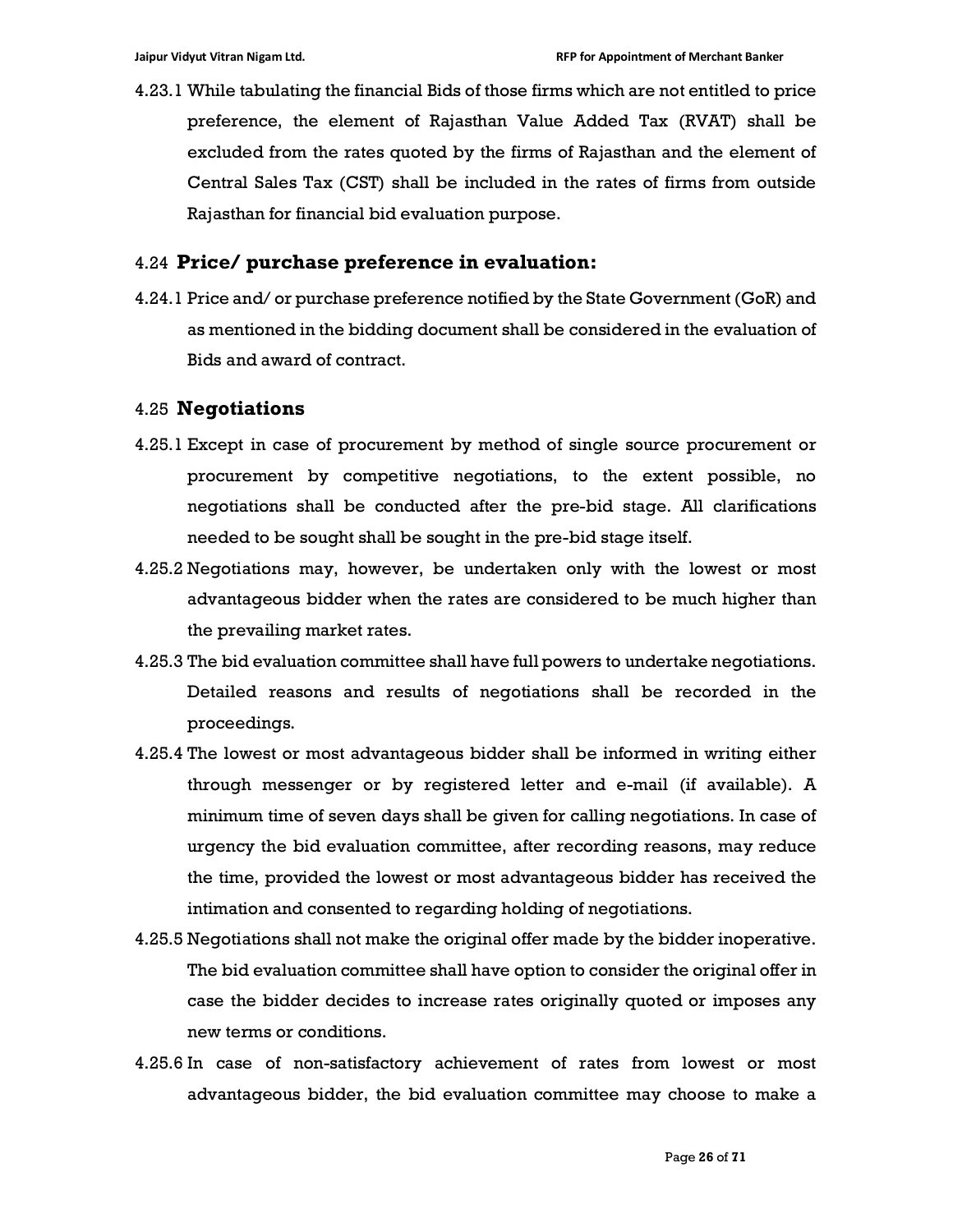4.23.1 While tabulating the financial Bids of those firms which are not entitled to price preference, the element of Rajasthan Value Added Tax (RVAT) shall be excluded from the rates quoted by the firms of Rajasthan and the element of Central Sales Tax (CST) shall be included in the rates of firms from outside Rajasthan for financial bid evaluation purpose.

### 4.24 Price/ purchase preference in evaluation:

4.24.1 Price and/ or purchase preference notified by the State Government (GoR) and as mentioned in the bidding document shall be considered in the evaluation of Bids and award of contract.

### 4.25 Negotiations

4.25.1 Except in case of procurement by method of single source procurement or procurement by competitive negotiations, to the extent possible, no negotiations shall be conducted after the pre-bid stage. All clarifications needed to be sought shall be sought in the pre-bid stage itself.

4.25.2 Negotiations may, however, be undertaken only with the lowest or most advantageous bidder when the rates are considered to be much higher than the prevailing market rates.

4.25.3 The bid evaluation committee shall have full powers to undertake negotiations. Detailed reasons and results of negotiations shall be recorded in the proceedings.

4.25.4 The lowest or most advantageous bidder shall be informed in writing either through messenger or by registered letter and e-mail (if available). A minimum time of seven days shall be given for calling negotiations. In case of urgency the bid evaluation committee, after recording reasons, may reduce the time, provided the lowest or most advantageous bidder has received the intimation and consented to regarding holding of negotiations.

4.25.5 Negotiations shall not make the original offer made by the bidder inoperative. The bid evaluation committee shall have option to consider the original offer in case the bidder decides to increase rates originally quoted or imposes any new terms or conditions.

4.25.6 In case of non-satisfactory achievement of rates from lowest or most advantageous bidder, the bid evaluation committee may choose to make a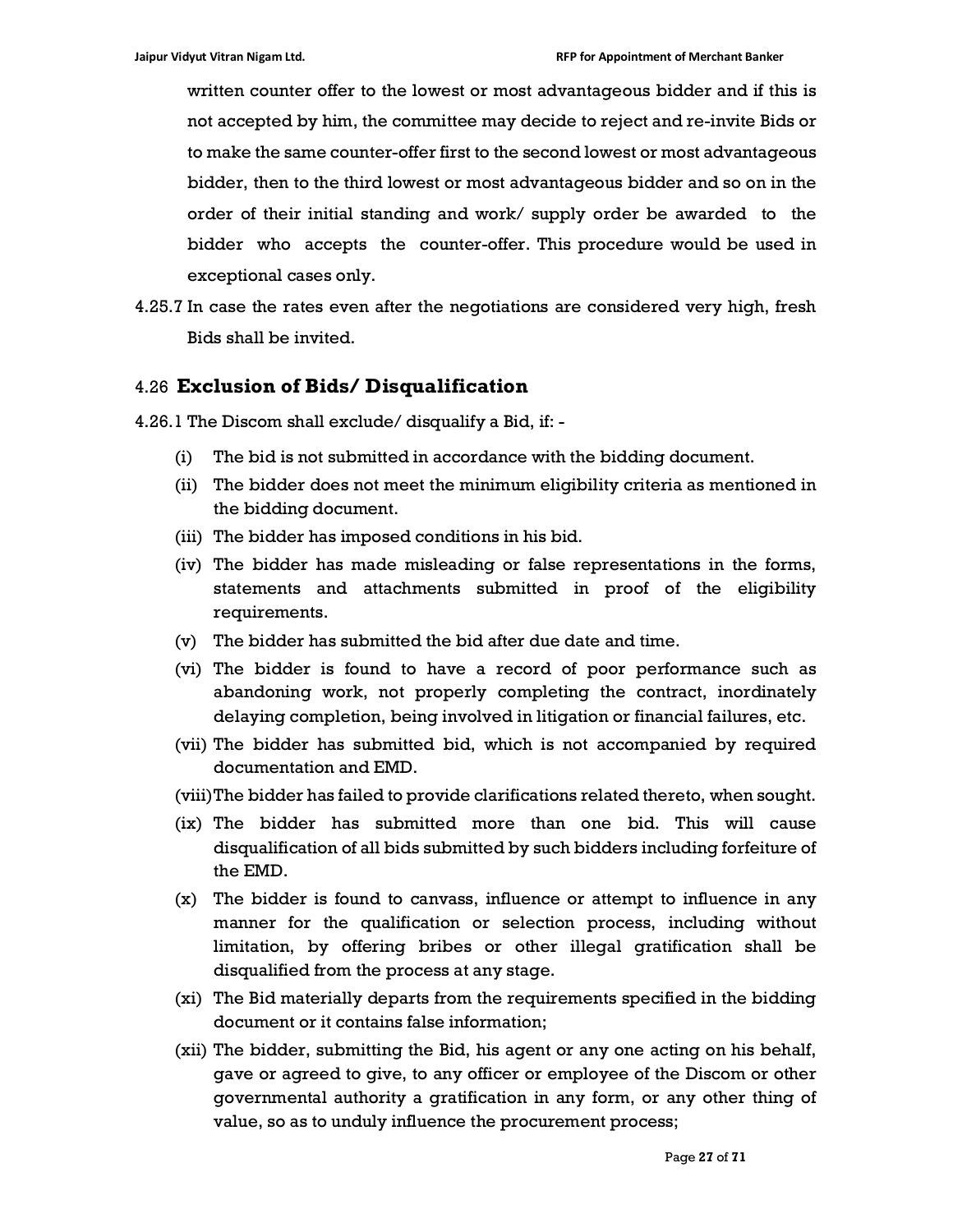written counter offer to the lowest or most advantageous bidder and if this is not accepted by him, the committee may decide to reject and re-invite Bids or to make the same counter-offer first to the second lowest or most advantageous bidder, then to the third lowest or most advantageous bidder and so on in the order of their initial standing and work/ supply order be awarded to the bidder who accepts the counter-offer. This procedure would be used in exceptional cases only.

4.25.7 In case the rates even after the negotiations are considered very high, fresh Bids shall be invited.

## 4.26 Exclusion of Bids/ Disqualification

4.26.1 The Discom shall exclude/ disqualify a Bid, if: -

- (i) The bid is not submitted in accordance with the bidding document.
- (ii) The bidder does not meet the minimum eligibility criteria as mentioned in the bidding document.
- (iii) The bidder has imposed conditions in his bid.
- (iv) The bidder has made misleading or false representations in the forms, statements and attachments submitted in proof of the eligibility requirements.
- (v) The bidder has submitted the bid after due date and time.
- (vi) The bidder is found to have a record of poor performance such as abandoning work, not properly completing the contract, inordinately delaying completion, being involved in litigation or financial failures, etc.
- (vii) The bidder has submitted bid, which is not accompanied by required documentation and EMD.
- (viii) The bidder has failed to provide clarifications related thereto, when sought.
- (ix) The bidder has submitted more than one bid. This will cause disqualification of all bids submitted by such bidders including forfeiture of the EMD.
- (x) The bidder is found to canvass, influence or attempt to influence in any manner for the qualification or selection process, including without limitation, by offering bribes or other illegal gratification shall be disqualified from the process at any stage.
- (xi) The Bid materially departs from the requirements specified in the bidding document or it contains false information;
- (xii) The bidder, submitting the Bid, his agent or any one acting on his behalf, gave or agreed to give, to any officer or employee of the Discom or other governmental authority a gratification in any form, or any other thing of value, so as to unduly influence the procurement process;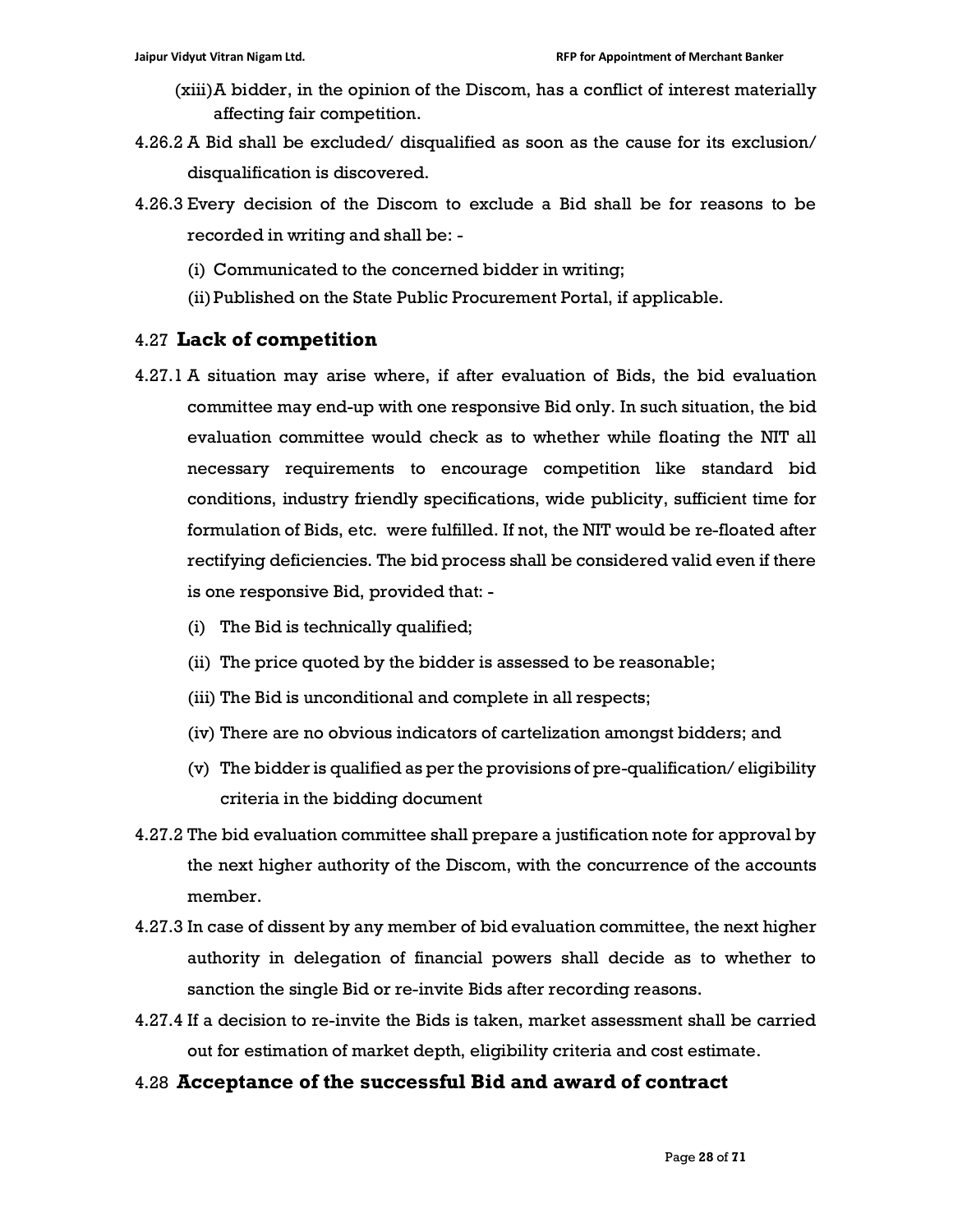(xiii) A bidder, in the opinion of the Discom, has a conflict of interest materially affecting fair competition.

4.26.2 A Bid shall be excluded/ disqualified as soon as the cause for its exclusion/ disqualification is discovered.

4.26.3 Every decision of the Discom to exclude a Bid shall be for reasons to be recorded in writing and shall be: -

(i) Communicated to the concerned bidder in writing;

(ii) Published on the State Public Procurement Portal, if applicable.

## 4.27 **Lack of competition**

4.27.1 A situation may arise where, if after evaluation of Bids, the bid evaluation committee may end-up with one responsive Bid only. In such situation, the bid evaluation committee would check as to whether while floating the NIT all necessary requirements to encourage competition like standard bid conditions, industry friendly specifications, wide publicity, sufficient time for formulation of Bids, etc. were fulfilled. If not, the NIT would be re-floated after rectifying deficiencies. The bid process shall be considered valid even if there is one responsive Bid, provided that: -

(i) The Bid is technically qualified;

(ii) The price quoted by the bidder is assessed to be reasonable;

(iii) The Bid is unconditional and complete in all respects;

(iv) There are no obvious indicators of cartelization amongst bidders; and

(v) The bidder is qualified as per the provisions of pre-qualification/ eligibility criteria in the bidding document

4.27.2 The bid evaluation committee shall prepare a justification note for approval by the next higher authority of the Discom, with the concurrence of the accounts member.

4.27.3 In case of dissent by any member of bid evaluation committee, the next higher authority in delegation of financial powers shall decide as to whether to sanction the single Bid or re-invite Bids after recording reasons.

4.27.4 If a decision to re-invite the Bids is taken, market assessment shall be carried out for estimation of market depth, eligibility criteria and cost estimate.

## 4.28 **Acceptance of the successful Bid and award of contract**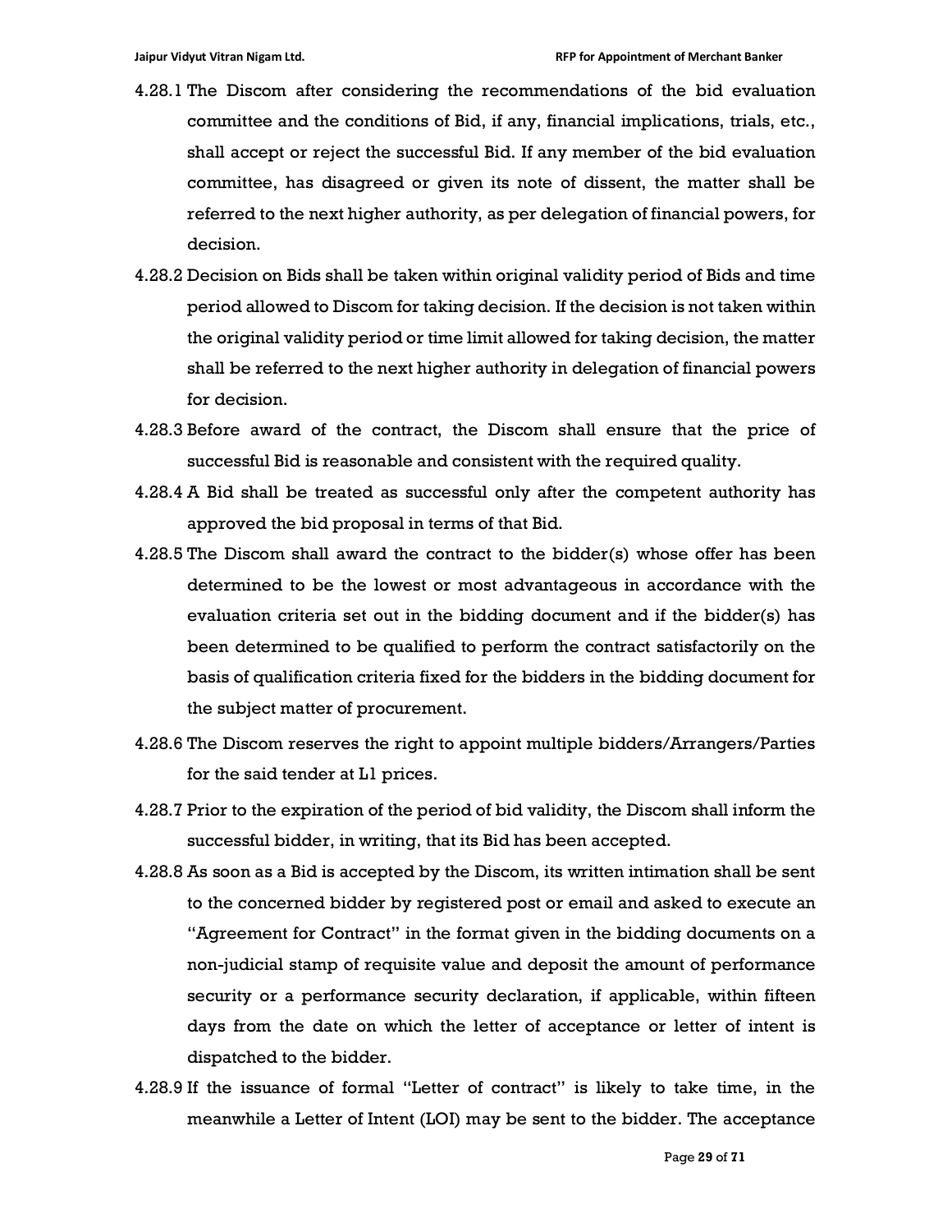4.28.1 The Discom after considering the recommendations of the bid evaluation committee and the conditions of Bid, if any, financial implications, trials, etc., shall accept or reject the successful Bid. If any member of the bid evaluation committee, has disagreed or given its note of dissent, the matter shall be referred to the next higher authority, as per delegation of financial powers, for decision.

4.28.2 Decision on Bids shall be taken within original validity period of Bids and time period allowed to Discom for taking decision. If the decision is not taken within the original validity period or time limit allowed for taking decision, the matter shall be referred to the next higher authority in delegation of financial powers for decision.

4.28.3 Before award of the contract, the Discom shall ensure that the price of successful Bid is reasonable and consistent with the required quality.

4.28.4 A Bid shall be treated as successful only after the competent authority has approved the bid proposal in terms of that Bid.

4.28.5 The Discom shall award the contract to the bidder(s) whose offer has been determined to be the lowest or most advantageous in accordance with the evaluation criteria set out in the bidding document and if the bidder(s) has been determined to be qualified to perform the contract satisfactorily on the basis of qualification criteria fixed for the bidders in the bidding document for the subject matter of procurement.

4.28.6 The Discom reserves the right to appoint multiple bidders/Arrangers/Parties for the said tender at L1 prices.

4.28.7 Prior to the expiration of the period of bid validity, the Discom shall inform the successful bidder, in writing, that its Bid has been accepted.

4.28.8 As soon as a Bid is accepted by the Discom, its written intimation shall be sent to the concerned bidder by registered post or email and asked to execute an "Agreement for Contract" in the format given in the bidding documents on a non-judicial stamp of requisite value and deposit the amount of performance security or a performance security declaration, if applicable, within fifteen days from the date on which the letter of acceptance or letter of intent is dispatched to the bidder.

4.28.9 If the issuance of formal "Letter of contract" is likely to take time, in the meanwhile a Letter of Intent (LOI) may be sent to the bidder. The acceptance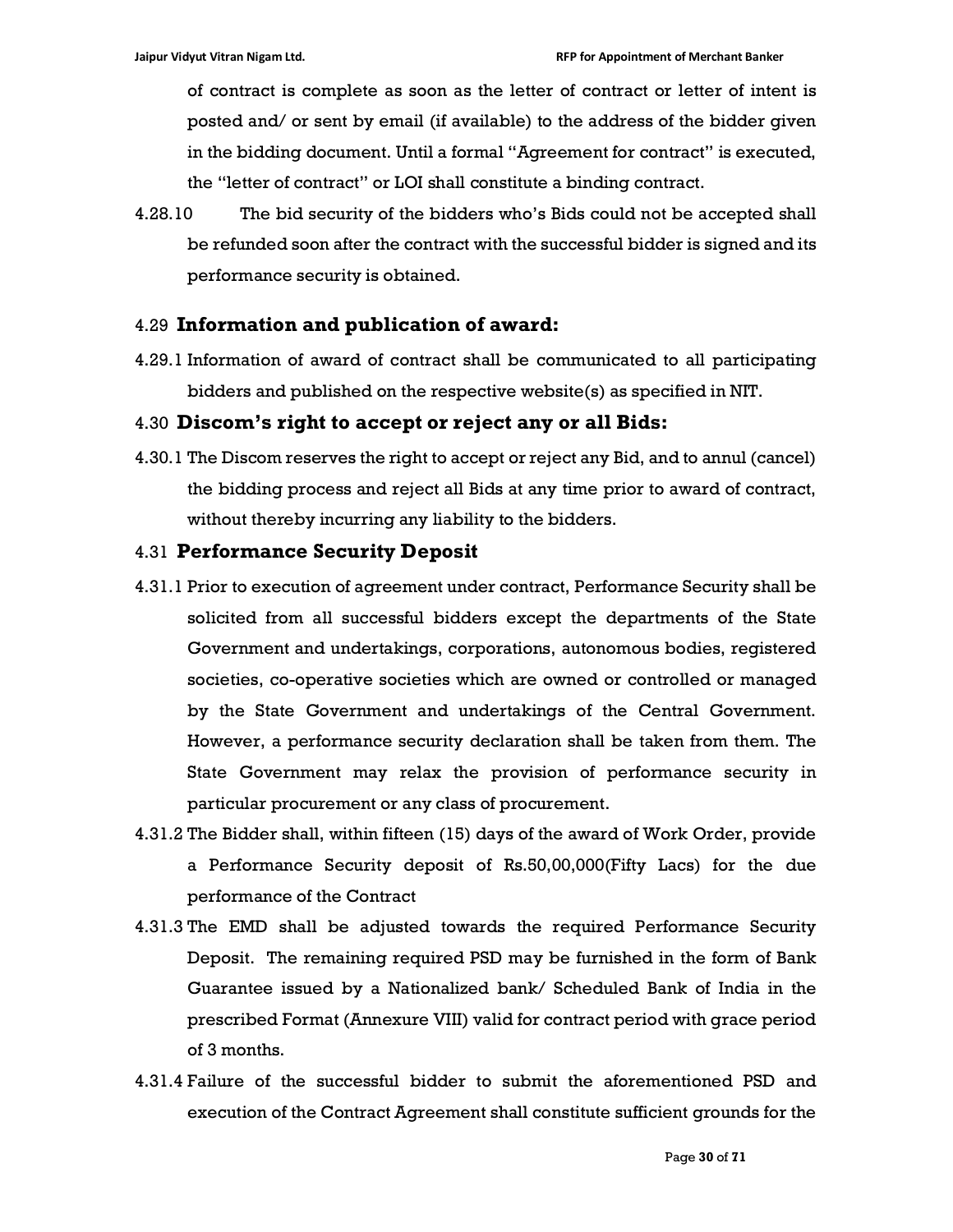of contract is complete as soon as the letter of contract or letter of intent is posted and/ or sent by email (if available) to the address of the bidder given in the bidding document. Until a formal "Agreement for contract" is executed, the "letter of contract" or LOI shall constitute a binding contract.

4.28.10 The bid security of the bidders who's Bids could not be accepted shall be refunded soon after the contract with the successful bidder is signed and its performance security is obtained.

### 4.29 **Information and publication of award:**

4.29.1 Information of award of contract shall be communicated to all participating bidders and published on the respective website(s) as specified in NIT.

### 4.30 **Discom's right to accept or reject any or all Bids:**

4.30.1 The Discom reserves the right to accept or reject any Bid, and to annul (cancel) the bidding process and reject all Bids at any time prior to award of contract, without thereby incurring any liability to the bidders.

### 4.31 **Performance Security Deposit**

4.31.1 Prior to execution of agreement under contract, Performance Security shall be solicited from all successful bidders except the departments of the State Government and undertakings, corporations, autonomous bodies, registered societies, co-operative societies which are owned or controlled or managed by the State Government and undertakings of the Central Government. However, a performance security declaration shall be taken from them. The State Government may relax the provision of performance security in particular procurement or any class of procurement.

4.31.2 The Bidder shall, within fifteen (15) days of the award of Work Order, provide a Performance Security deposit of Rs.50,00,000(Fifty Lacs) for the due performance of the Contract

4.31.3 The EMD shall be adjusted towards the required Performance Security Deposit. The remaining required PSD may be furnished in the form of Bank Guarantee issued by a Nationalized bank/ Scheduled Bank of India in the prescribed Format (Annexure VIII) valid for contract period with grace period of 3 months.

4.31.4 Failure of the successful bidder to submit the aforementioned PSD and execution of the Contract Agreement shall constitute sufficient grounds for the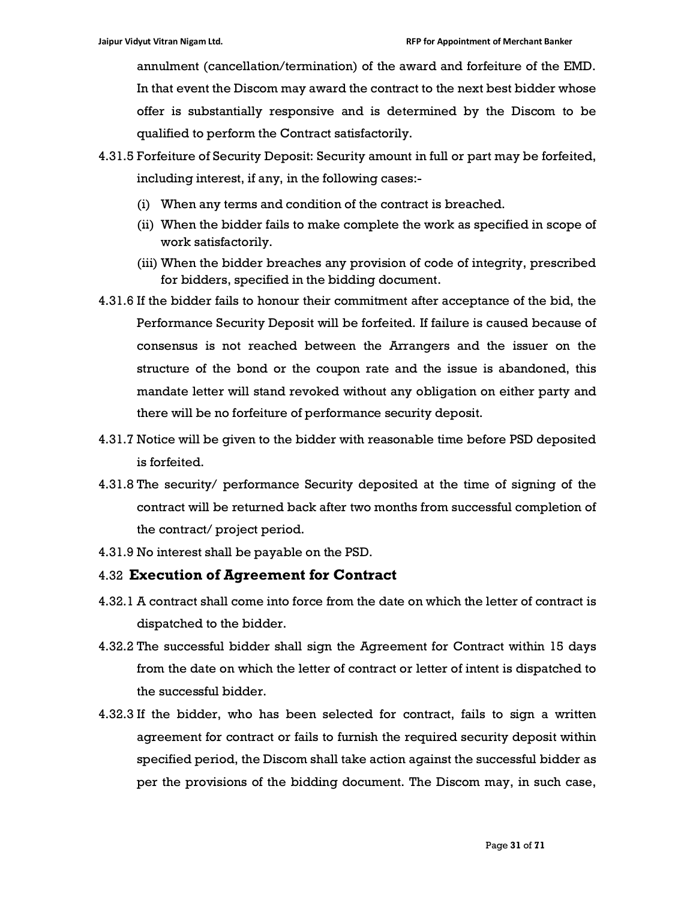annulment (cancellation/termination) of the award and forfeiture of the EMD. In that event the Discom may award the contract to the next best bidder whose offer is substantially responsive and is determined by the Discom to be qualified to perform the Contract satisfactorily.

4.31.5 Forfeiture of Security Deposit: Security amount in full or part may be forfeited, including interest, if any, in the following cases:-

(i) When any terms and condition of the contract is breached.

(ii) When the bidder fails to make complete the work as specified in scope of work satisfactorily.

(iii) When the bidder breaches any provision of code of integrity, prescribed for bidders, specified in the bidding document.

4.31.6 If the bidder fails to honour their commitment after acceptance of the bid, the Performance Security Deposit will be forfeited. If failure is caused because of consensus is not reached between the Arrangers and the issuer on the structure of the bond or the coupon rate and the issue is abandoned, this mandate letter will stand revoked without any obligation on either party and there will be no forfeiture of performance security deposit.

4.31.7 Notice will be given to the bidder with reasonable time before PSD deposited is forfeited.

4.31.8 The security/ performance Security deposited at the time of signing of the contract will be returned back after two months from successful completion of the contract/ project period.

4.31.9 No interest shall be payable on the PSD.

### 4.32 **Execution of Agreement for Contract**

4.32.1 A contract shall come into force from the date on which the letter of contract is dispatched to the bidder.

4.32.2 The successful bidder shall sign the Agreement for Contract within 15 days from the date on which the letter of contract or letter of intent is dispatched to the successful bidder.

4.32.3 If the bidder, who has been selected for contract, fails to sign a written agreement for contract or fails to furnish the required security deposit within specified period, the Discom shall take action against the successful bidder as per the provisions of the bidding document. The Discom may, in such case,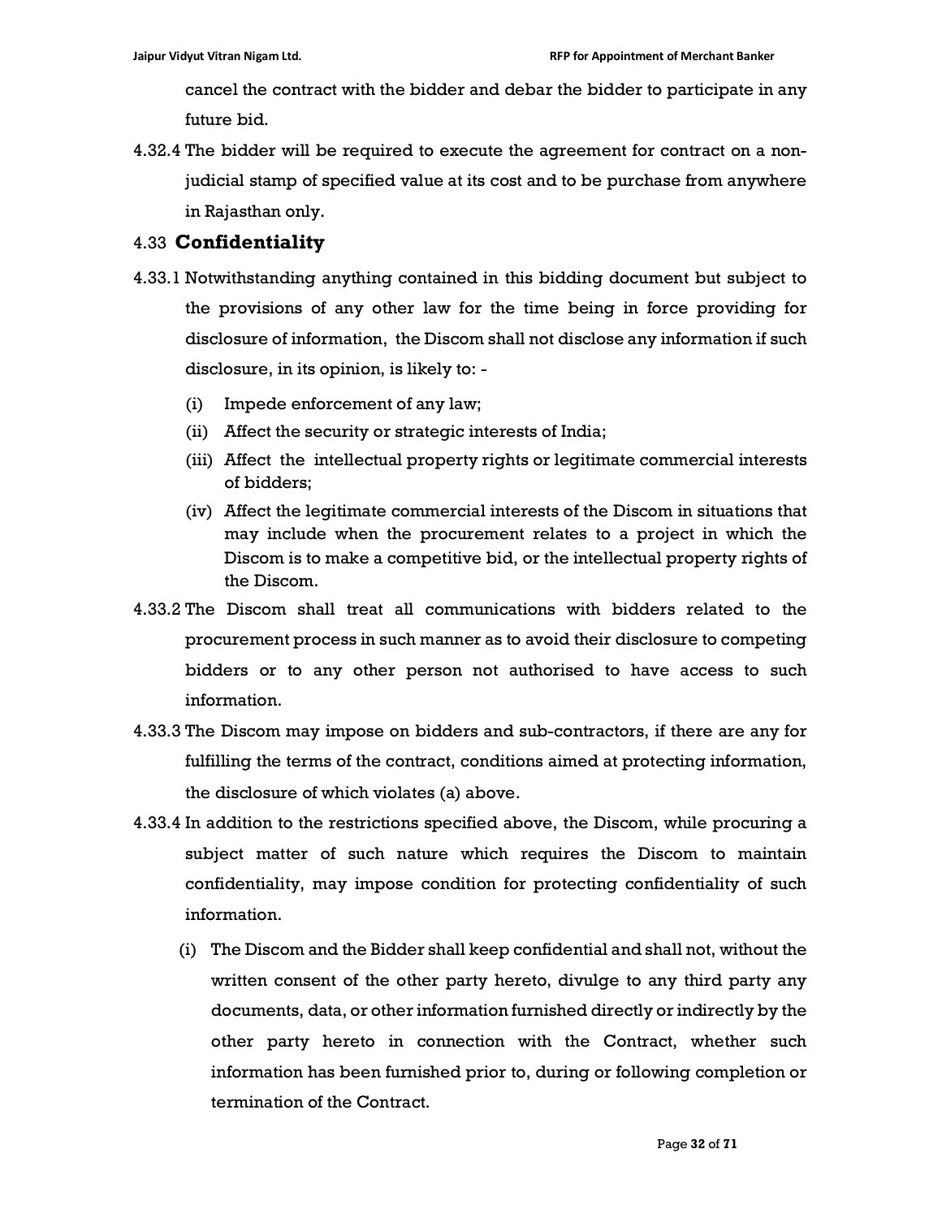cancel the contract with the bidder and debar the bidder to participate in any future bid.

4.32.4 The bidder will be required to execute the agreement for contract on a non-judicial stamp of specified value at its cost and to be purchase from anywhere in Rajasthan only.

### 4.33 **Confidentiality**

4.33.1 Notwithstanding anything contained in this bidding document but subject to the provisions of any other law for the time being in force providing for disclosure of information, the Discom shall not disclose any information if such disclosure, in its opinion, is likely to: -

- (i) Impede enforcement of any law;
- (ii) Affect the security or strategic interests of India;
- (iii) Affect the intellectual property rights or legitimate commercial interests of bidders;
- (iv) Affect the legitimate commercial interests of the Discom in situations that may include when the procurement relates to a project in which the Discom is to make a competitive bid, or the intellectual property rights of the Discom.

4.33.2 The Discom shall treat all communications with bidders related to the procurement process in such manner as to avoid their disclosure to competing bidders or to any other person not authorised to have access to such information.

4.33.3 The Discom may impose on bidders and sub-contractors, if there are any for fulfilling the terms of the contract, conditions aimed at protecting information, the disclosure of which violates (a) above.

4.33.4 In addition to the restrictions specified above, the Discom, while procuring a subject matter of such nature which requires the Discom to maintain confidentiality, may impose condition for protecting confidentiality of such information.

- (i) The Discom and the Bidder shall keep confidential and shall not, without the written consent of the other party hereto, divulge to any third party any documents, data, or other information furnished directly or indirectly by the other party hereto in connection with the Contract, whether such information has been furnished prior to, during or following completion or termination of the Contract.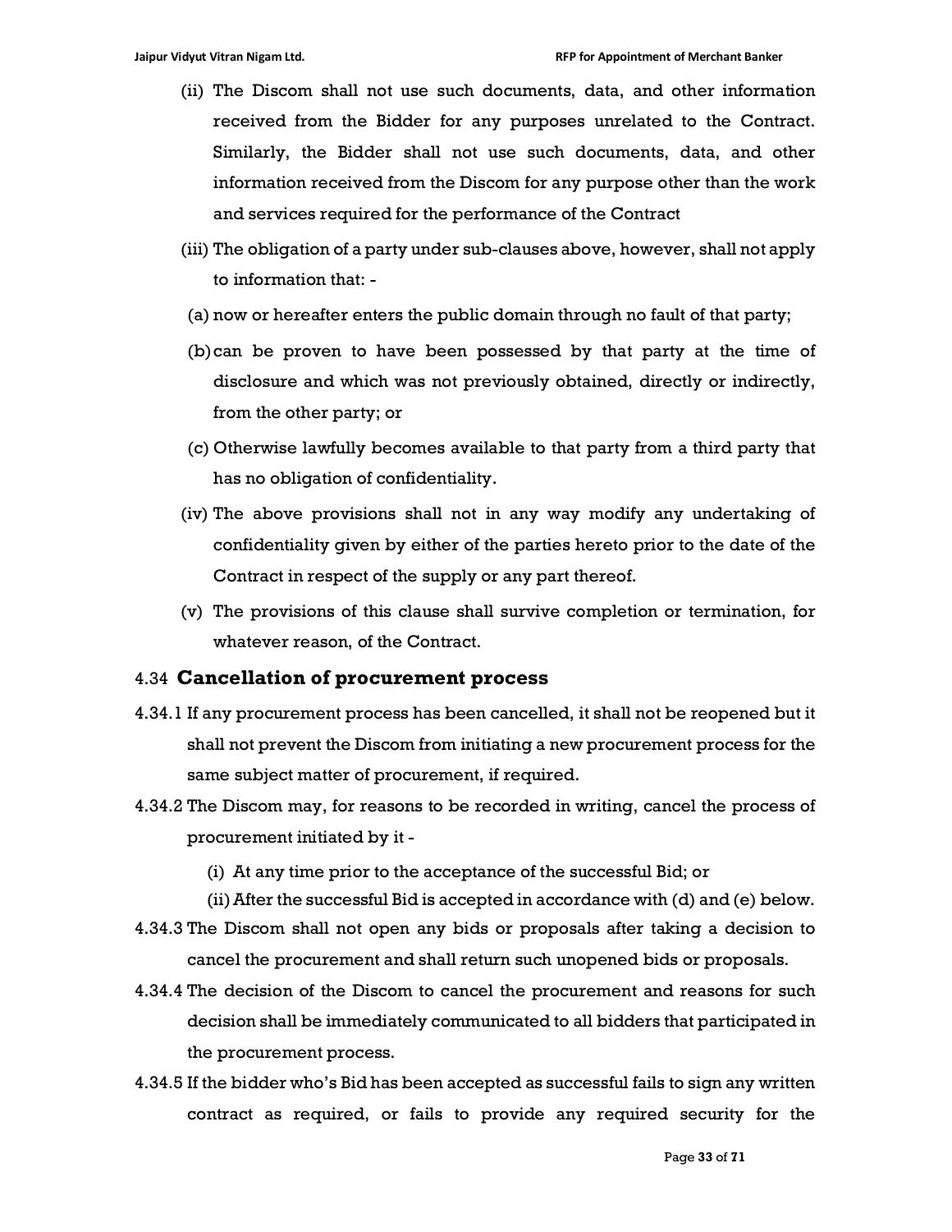(ii) The Discom shall not use such documents, data, and other information received from the Bidder for any purposes unrelated to the Contract. Similarly, the Bidder shall not use such documents, data, and other information received from the Discom for any purpose other than the work and services required for the performance of the Contract

(iii) The obligation of a party under sub-clauses above, however, shall not apply to information that: -

(a) now or hereafter enters the public domain through no fault of that party;

(b) can be proven to have been possessed by that party at the time of disclosure and which was not previously obtained, directly or indirectly, from the other party; or

(c) Otherwise lawfully becomes available to that party from a third party that has no obligation of confidentiality.

(iv) The above provisions shall not in any way modify any undertaking of confidentiality given by either of the parties hereto prior to the date of the Contract in respect of the supply or any part thereof.

(v) The provisions of this clause shall survive completion or termination, for whatever reason, of the Contract.

### 4.34 Cancellation of procurement process

4.34.1 If any procurement process has been cancelled, it shall not be reopened but it shall not prevent the Discom from initiating a new procurement process for the same subject matter of procurement, if required.

4.34.2 The Discom may, for reasons to be recorded in writing, cancel the process of procurement initiated by it -

(i) At any time prior to the acceptance of the successful Bid; or

(ii) After the successful Bid is accepted in accordance with (d) and (e) below.

4.34.3 The Discom shall not open any bids or proposals after taking a decision to cancel the procurement and shall return such unopened bids or proposals.

4.34.4 The decision of the Discom to cancel the procurement and reasons for such decision shall be immediately communicated to all bidders that participated in the procurement process.

4.34.5 If the bidder who's Bid has been accepted as successful fails to sign any written contract as required, or fails to provide any required security for the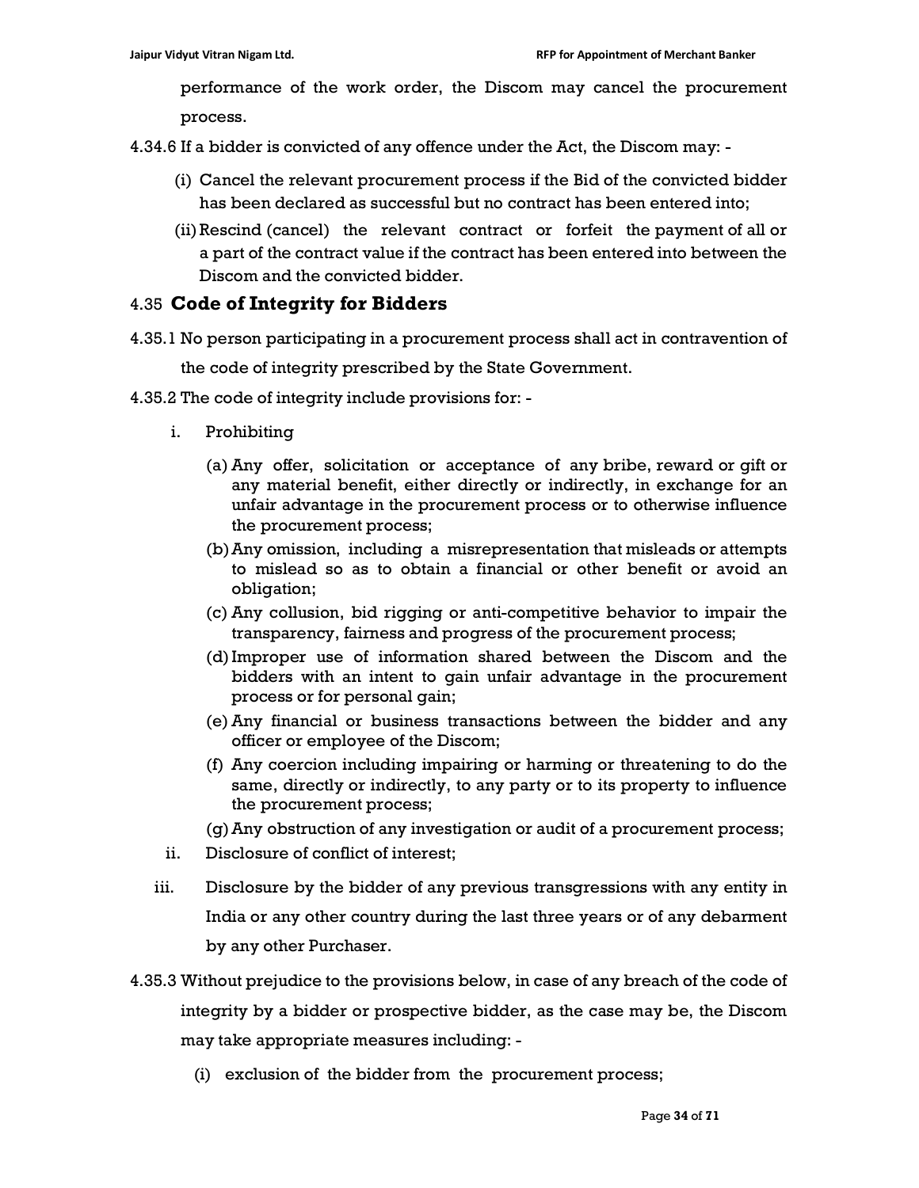performance of the work order, the Discom may cancel the procurement process.

4.34.6 If a bidder is convicted of any offence under the Act, the Discom may: -

(i) Cancel the relevant procurement process if the Bid of the convicted bidder has been declared as successful but no contract has been entered into;

(ii) Rescind (cancel) the relevant contract or forfeit the payment of all or a part of the contract value if the contract has been entered into between the Discom and the convicted bidder.

## 4.35 Code of Integrity for Bidders

4.35.1 No person participating in a procurement process shall act in contravention of the code of integrity prescribed by the State Government.

4.35.2 The code of integrity include provisions for: -

i. Prohibiting

(a) Any offer, solicitation or acceptance of any bribe, reward or gift or any material benefit, either directly or indirectly, in exchange for an unfair advantage in the procurement process or to otherwise influence the procurement process;

(b) Any omission, including a misrepresentation that misleads or attempts to mislead so as to obtain a financial or other benefit or avoid an obligation;

(c) Any collusion, bid rigging or anti-competitive behavior to impair the transparency, fairness and progress of the procurement process;

(d) Improper use of information shared between the Discom and the bidders with an intent to gain unfair advantage in the procurement process or for personal gain;

(e) Any financial or business transactions between the bidder and any officer or employee of the Discom;

(f) Any coercion including impairing or harming or threatening to do the same, directly or indirectly, to any party or to its property to influence the procurement process;

(g) Any obstruction of any investigation or audit of a procurement process;

ii. Disclosure of conflict of interest;

iii. Disclosure by the bidder of any previous transgressions with any entity in India or any other country during the last three years or of any debarment by any other Purchaser.

4.35.3 Without prejudice to the provisions below, in case of any breach of the code of integrity by a bidder or prospective bidder, as the case may be, the Discom may take appropriate measures including: -

(i) exclusion of the bidder from the procurement process;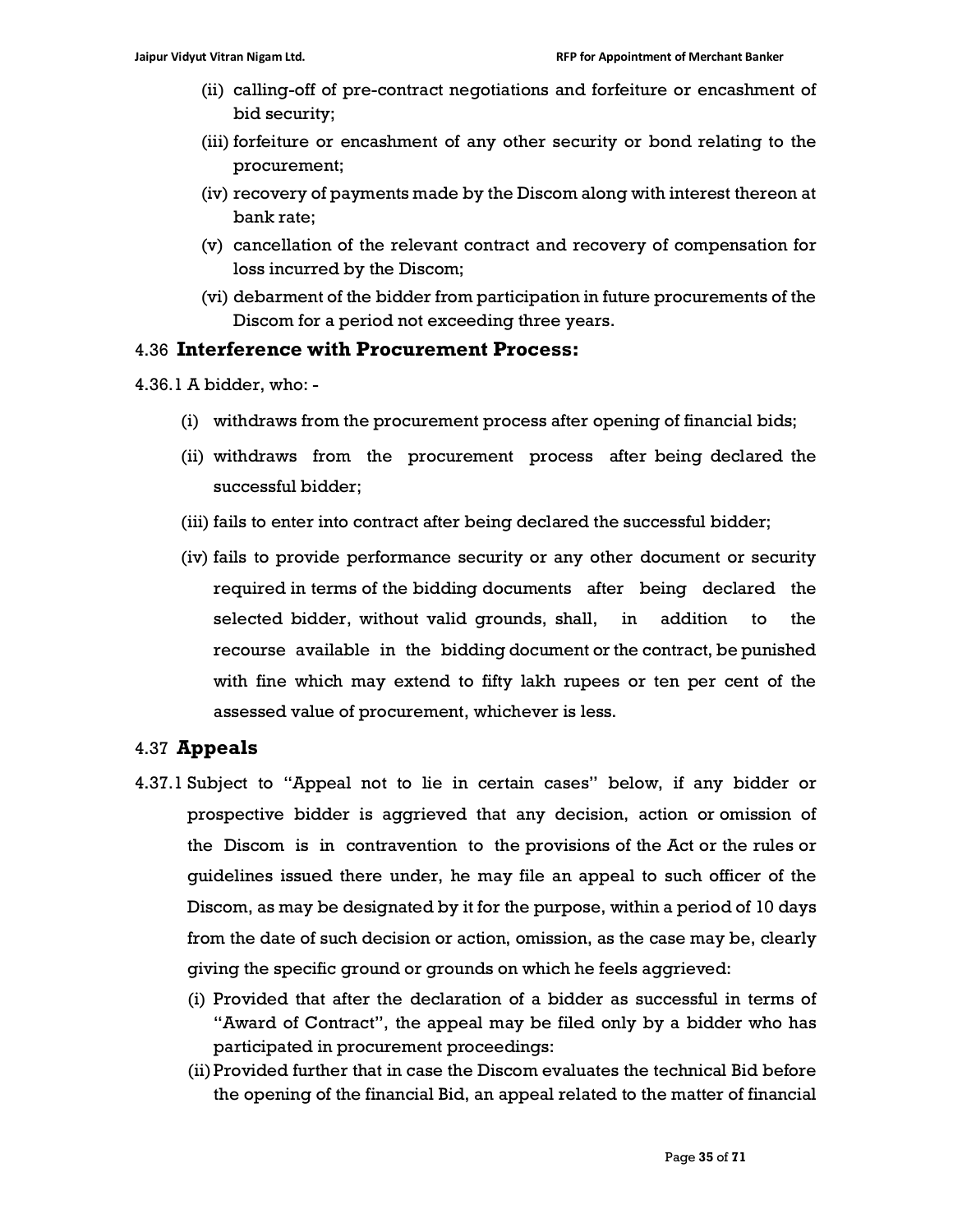(ii) calling-off of pre-contract negotiations and forfeiture or encashment of bid security;

(iii) forfeiture or encashment of any other security or bond relating to the procurement;

(iv) recovery of payments made by the Discom along with interest thereon at bank rate;

(v) cancellation of the relevant contract and recovery of compensation for loss incurred by the Discom;

(vi) debarment of the bidder from participation in future procurements of the Discom for a period not exceeding three years.

### 4.36 Interference with Procurement Process:

4.36.1 A bidder, who: -

(i) withdraws from the procurement process after opening of financial bids;

(ii) withdraws from the procurement process after being declared the successful bidder;

(iii) fails to enter into contract after being declared the successful bidder;

(iv) fails to provide performance security or any other document or security required in terms of the bidding documents after being declared the selected bidder, without valid grounds, shall, in addition to the recourse available in the bidding document or the contract, be punished with fine which may extend to fifty lakh rupees or ten per cent of the assessed value of procurement, whichever is less.

### 4.37 Appeals

4.37.1 Subject to "Appeal not to lie in certain cases" below, if any bidder or prospective bidder is aggrieved that any decision, action or omission of the Discom is in contravention to the provisions of the Act or the rules or guidelines issued there under, he may file an appeal to such officer of the Discom, as may be designated by it for the purpose, within a period of 10 days from the date of such decision or action, omission, as the case may be, clearly giving the specific ground or grounds on which he feels aggrieved:

(i) Provided that after the declaration of a bidder as successful in terms of "Award of Contract", the appeal may be filed only by a bidder who has participated in procurement proceedings:

(ii) Provided further that in case the Discom evaluates the technical Bid before the opening of the financial Bid, an appeal related to the matter of financial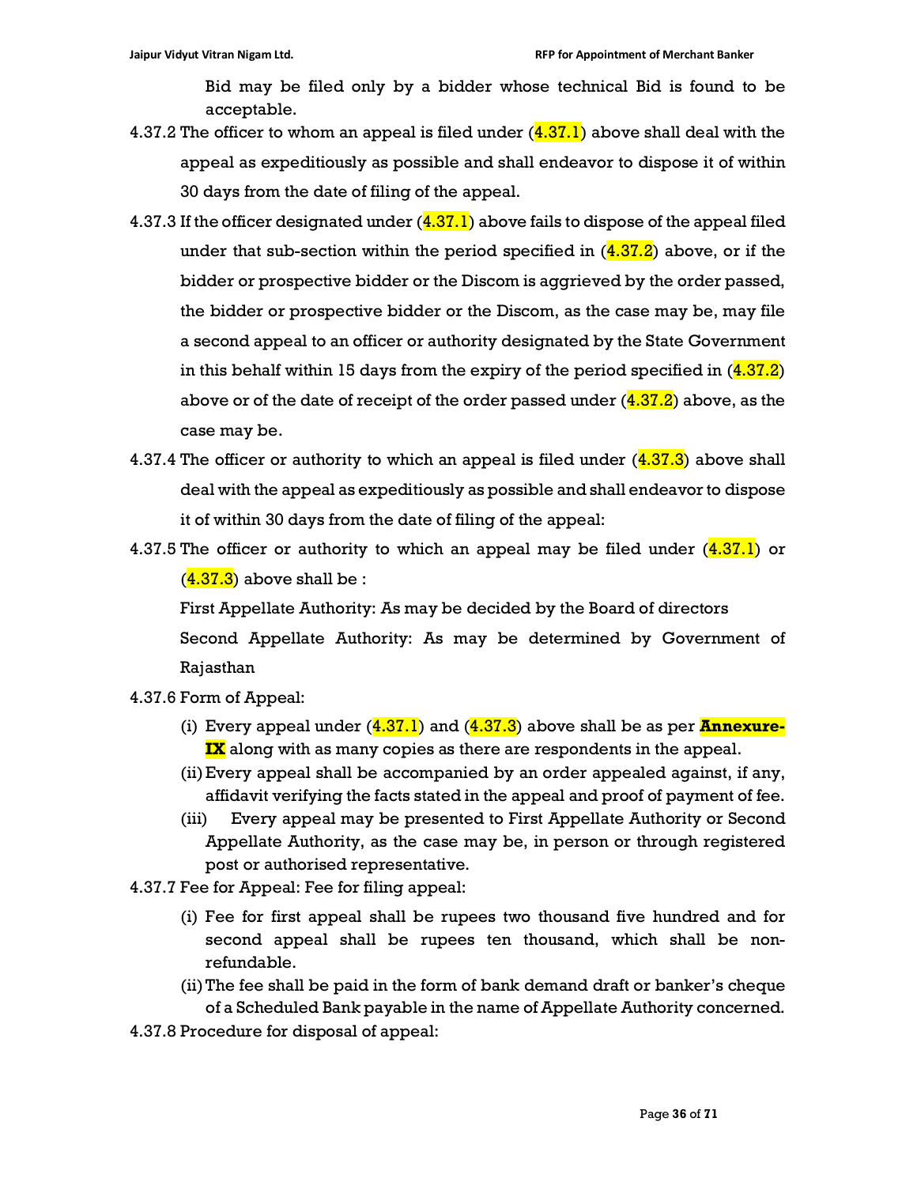Bid may be filed only by a bidder whose technical Bid is found to be acceptable.

4.37.2 The officer to whom an appeal is filed under (4.37.1) above shall deal with the appeal as expeditiously as possible and shall endeavor to dispose it of within 30 days from the date of filing of the appeal.

4.37.3 If the officer designated under (4.37.1) above fails to dispose of the appeal filed under that sub-section within the period specified in (4.37.2) above, or if the bidder or prospective bidder or the Discom is aggrieved by the order passed, the bidder or prospective bidder or the Discom, as the case may be, may file a second appeal to an officer or authority designated by the State Government in this behalf within 15 days from the expiry of the period specified in (4.37.2) above or of the date of receipt of the order passed under (4.37.2) above, as the case may be.

4.37.4 The officer or authority to which an appeal is filed under (4.37.3) above shall deal with the appeal as expeditiously as possible and shall endeavor to dispose it of within 30 days from the date of filing of the appeal:

4.37.5 The officer or authority to which an appeal may be filed under (4.37.1) or (4.37.3) above shall be :

First Appellate Authority: As may be decided by the Board of directors

Second Appellate Authority: As may be determined by Government of Rajasthan

4.37.6 Form of Appeal:

(i) Every appeal under (4.37.1) and (4.37.3) above shall be as per **Annexure-IX** along with as many copies as there are respondents in the appeal.

(ii) Every appeal shall be accompanied by an order appealed against, if any, affidavit verifying the facts stated in the appeal and proof of payment of fee.

(iii) Every appeal may be presented to First Appellate Authority or Second Appellate Authority, as the case may be, in person or through registered post or authorised representative.

4.37.7 Fee for Appeal: Fee for filing appeal:

(i) Fee for first appeal shall be rupees two thousand five hundred and for second appeal shall be rupees ten thousand, which shall be non-refundable.

(ii) The fee shall be paid in the form of bank demand draft or banker's cheque of a Scheduled Bank payable in the name of Appellate Authority concerned.

4.37.8 Procedure for disposal of appeal: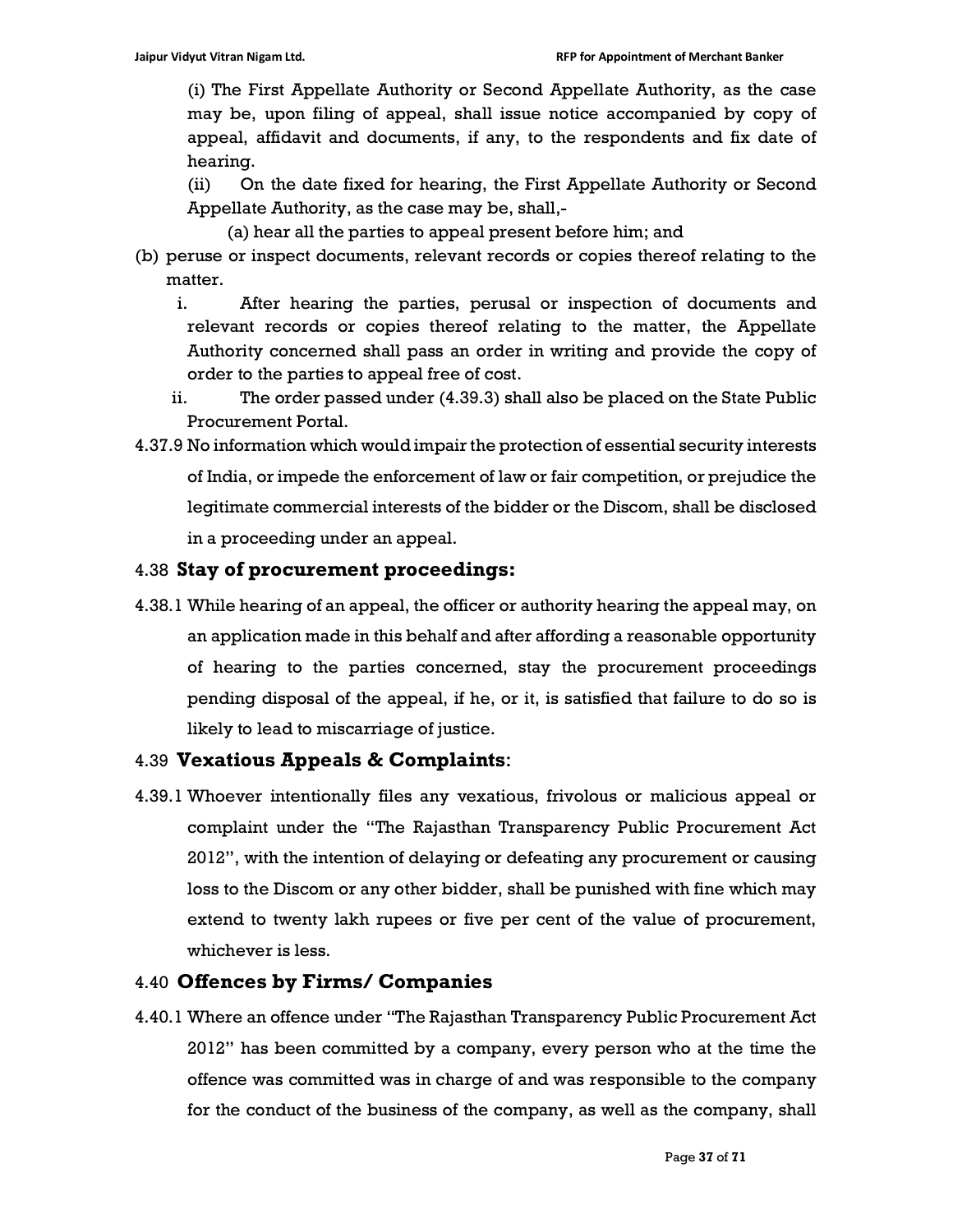(i) The First Appellate Authority or Second Appellate Authority, as the case may be, upon filing of appeal, shall issue notice accompanied by copy of appeal, affidavit and documents, if any, to the respondents and fix date of hearing.

(ii) On the date fixed for hearing, the First Appellate Authority or Second Appellate Authority, as the case may be, shall,-

(a) hear all the parties to appeal present before him; and

(b) peruse or inspect documents, relevant records or copies thereof relating to the matter.

i. After hearing the parties, perusal or inspection of documents and relevant records or copies thereof relating to the matter, the Appellate Authority concerned shall pass an order in writing and provide the copy of order to the parties to appeal free of cost.

ii. The order passed under (4.39.3) shall also be placed on the State Public Procurement Portal.

4.37.9 No information which would impair the protection of essential security interests of India, or impede the enforcement of law or fair competition, or prejudice the legitimate commercial interests of the bidder or the Discom, shall be disclosed in a proceeding under an appeal.

## 4.38 Stay of procurement proceedings:

4.38.1 While hearing of an appeal, the officer or authority hearing the appeal may, on an application made in this behalf and after affording a reasonable opportunity of hearing to the parties concerned, stay the procurement proceedings pending disposal of the appeal, if he, or it, is satisfied that failure to do so is likely to lead to miscarriage of justice.

## 4.39 Vexatious Appeals & Complaints:

4.39.1 Whoever intentionally files any vexatious, frivolous or malicious appeal or complaint under the "The Rajasthan Transparency Public Procurement Act 2012", with the intention of delaying or defeating any procurement or causing loss to the Discom or any other bidder, shall be punished with fine which may extend to twenty lakh rupees or five per cent of the value of procurement, whichever is less.

## 4.40 Offences by Firms/ Companies

4.40.1 Where an offence under "The Rajasthan Transparency Public Procurement Act 2012" has been committed by a company, every person who at the time the offence was committed was in charge of and was responsible to the company for the conduct of the business of the company, as well as the company, shall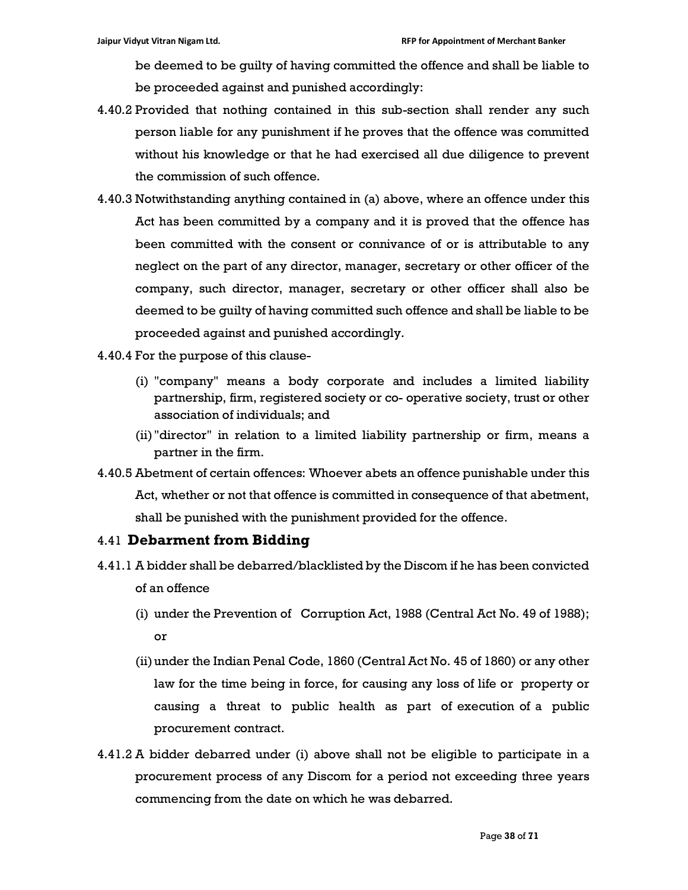be deemed to be guilty of having committed the offence and shall be liable to be proceeded against and punished accordingly:

4.40.2 Provided that nothing contained in this sub-section shall render any such person liable for any punishment if he proves that the offence was committed without his knowledge or that he had exercised all due diligence to prevent the commission of such offence.

4.40.3 Notwithstanding anything contained in (a) above, where an offence under this Act has been committed by a company and it is proved that the offence has been committed with the consent or connivance of or is attributable to any neglect on the part of any director, manager, secretary or other officer of the company, such director, manager, secretary or other officer shall also be deemed to be guilty of having committed such offence and shall be liable to be proceeded against and punished accordingly.

4.40.4 For the purpose of this clause-

(i) "company" means a body corporate and includes a limited liability partnership, firm, registered society or co- operative society, trust or other association of individuals; and

(ii) "director" in relation to a limited liability partnership or firm, means a partner in the firm.

4.40.5 Abetment of certain offences: Whoever abets an offence punishable under this Act, whether or not that offence is committed in consequence of that abetment, shall be punished with the punishment provided for the offence.

## 4.41 Debarment from Bidding

4.41.1 A bidder shall be debarred/blacklisted by the Discom if he has been convicted of an offence

(i) under the Prevention of Corruption Act, 1988 (Central Act No. 49 of 1988); or

(ii) under the Indian Penal Code, 1860 (Central Act No. 45 of 1860) or any other law for the time being in force, for causing any loss of life or property or causing a threat to public health as part of execution of a public procurement contract.

4.41.2 A bidder debarred under (i) above shall not be eligible to participate in a procurement process of any Discom for a period not exceeding three years commencing from the date on which he was debarred.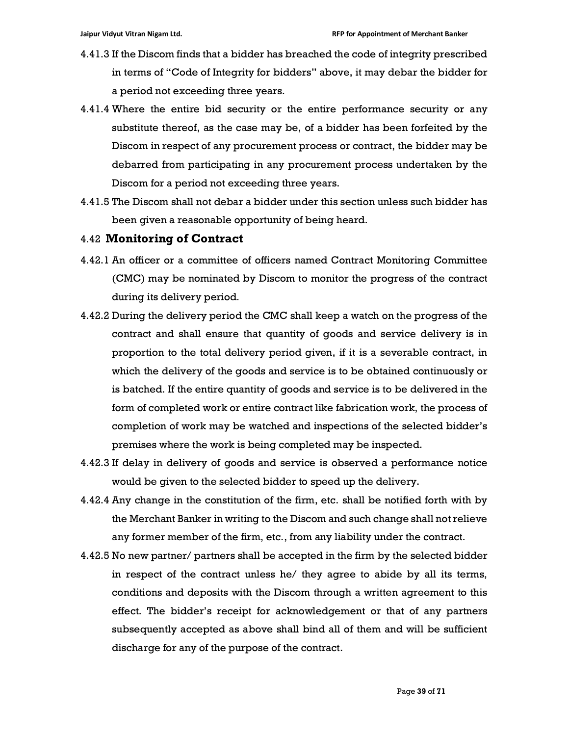4.41.3 If the Discom finds that a bidder has breached the code of integrity prescribed in terms of "Code of Integrity for bidders" above, it may debar the bidder for a period not exceeding three years.

4.41.4 Where the entire bid security or the entire performance security or any substitute thereof, as the case may be, of a bidder has been forfeited by the Discom in respect of any procurement process or contract, the bidder may be debarred from participating in any procurement process undertaken by the Discom for a period not exceeding three years.

4.41.5 The Discom shall not debar a bidder under this section unless such bidder has been given a reasonable opportunity of being heard.

### 4.42 Monitoring of Contract

4.42.1 An officer or a committee of officers named Contract Monitoring Committee (CMC) may be nominated by Discom to monitor the progress of the contract during its delivery period.

4.42.2 During the delivery period the CMC shall keep a watch on the progress of the contract and shall ensure that quantity of goods and service delivery is in proportion to the total delivery period given, if it is a severable contract, in which the delivery of the goods and service is to be obtained continuously or is batched. If the entire quantity of goods and service is to be delivered in the form of completed work or entire contract like fabrication work, the process of completion of work may be watched and inspections of the selected bidder's premises where the work is being completed may be inspected.

4.42.3 If delay in delivery of goods and service is observed a performance notice would be given to the selected bidder to speed up the delivery.

4.42.4 Any change in the constitution of the firm, etc. shall be notified forth with by the Merchant Banker in writing to the Discom and such change shall not relieve any former member of the firm, etc., from any liability under the contract.

4.42.5 No new partner/ partners shall be accepted in the firm by the selected bidder in respect of the contract unless he/ they agree to abide by all its terms, conditions and deposits with the Discom through a written agreement to this effect. The bidder's receipt for acknowledgement or that of any partners subsequently accepted as above shall bind all of them and will be sufficient discharge for any of the purpose of the contract.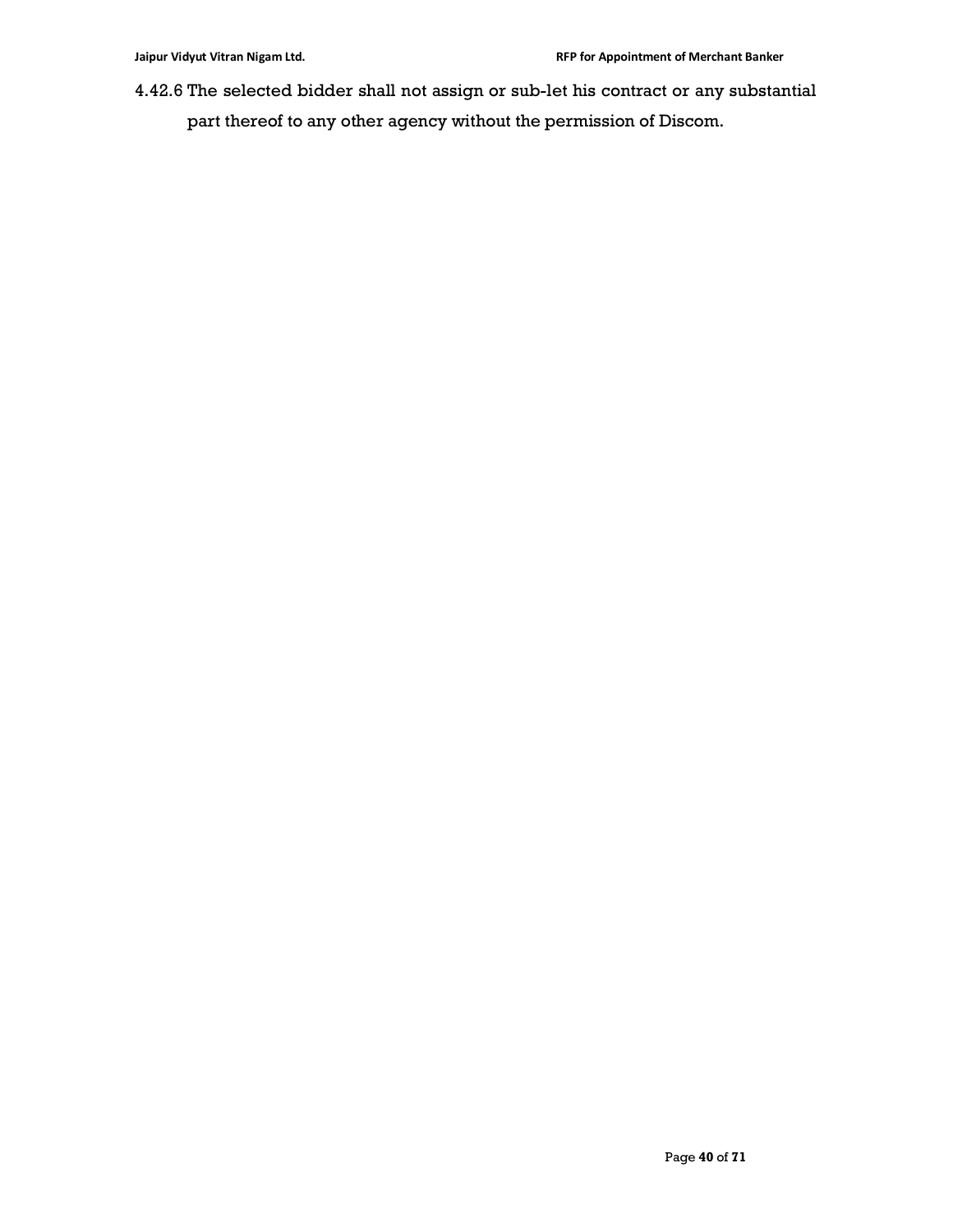4.42.6 The selected bidder shall not assign or sub-let his contract or any substantial part thereof to any other agency without the permission of Discom.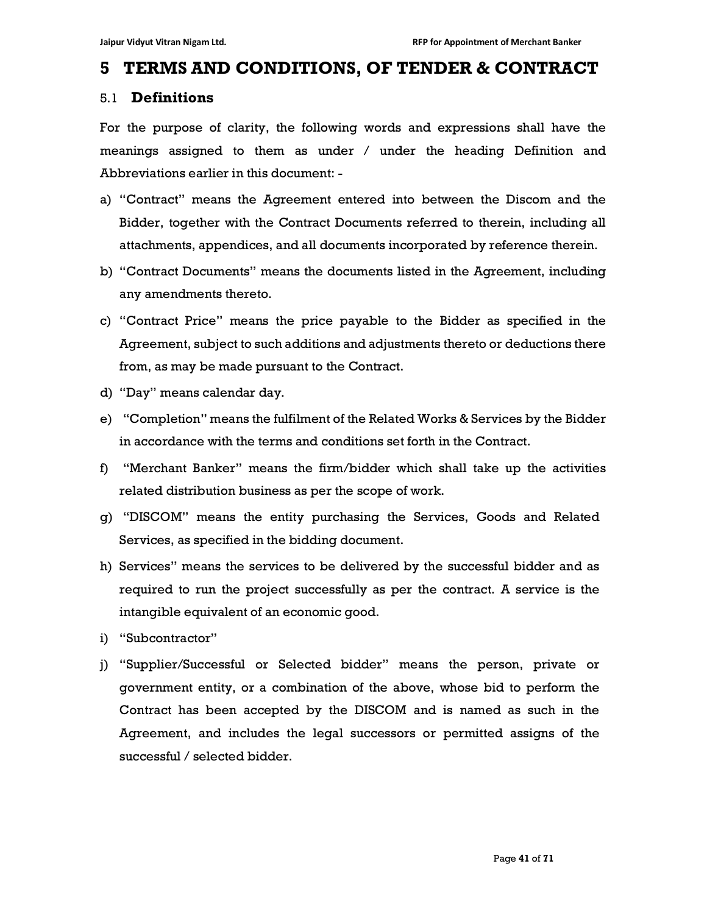# 5 TERMS AND CONDITIONS, OF TENDER & CONTRACT

## 5.1 Definitions

For the purpose of clarity, the following words and expressions shall have the meanings assigned to them as under / under the heading Definition and Abbreviations earlier in this document: -

a) "Contract" means the Agreement entered into between the Discom and the Bidder, together with the Contract Documents referred to therein, including all attachments, appendices, and all documents incorporated by reference therein.

b) "Contract Documents" means the documents listed in the Agreement, including any amendments thereto.

c) "Contract Price" means the price payable to the Bidder as specified in the Agreement, subject to such additions and adjustments thereto or deductions there from, as may be made pursuant to the Contract.

d) "Day" means calendar day.

e) "Completion" means the fulfilment of the Related Works & Services by the Bidder in accordance with the terms and conditions set forth in the Contract.

f) "Merchant Banker" means the firm/bidder which shall take up the activities related distribution business as per the scope of work.

g) "DISCOM" means the entity purchasing the Services, Goods and Related Services, as specified in the bidding document.

h) Services" means the services to be delivered by the successful bidder and as required to run the project successfully as per the contract. A service is the intangible equivalent of an economic good.

i) "Subcontractor"

j) "Supplier/Successful or Selected bidder" means the person, private or government entity, or a combination of the above, whose bid to perform the Contract has been accepted by the DISCOM and is named as such in the Agreement, and includes the legal successors or permitted assigns of the successful / selected bidder.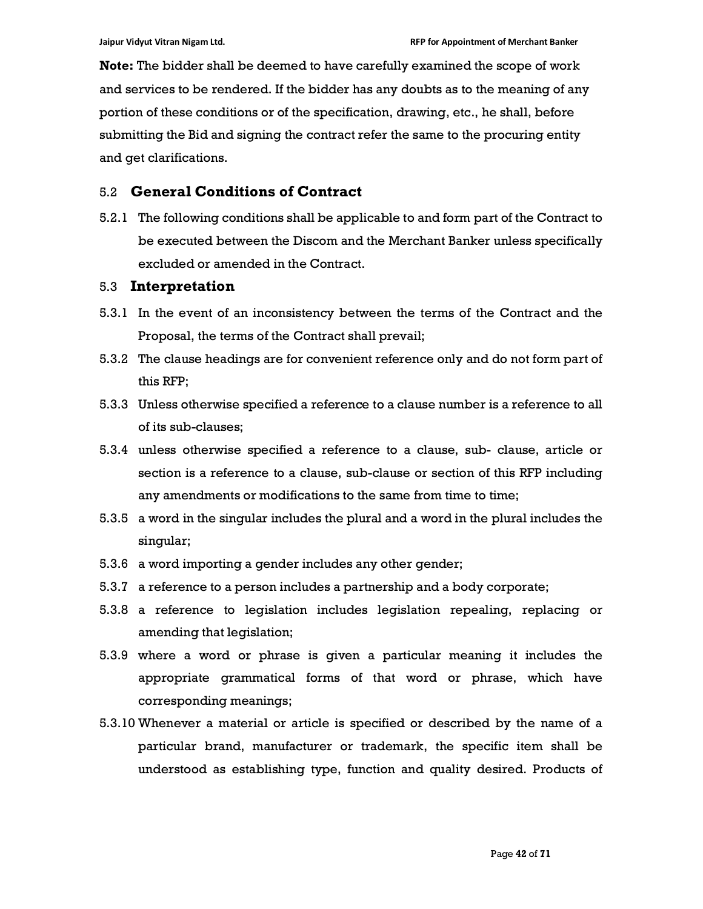**Note:** The bidder shall be deemed to have carefully examined the scope of work and services to be rendered. If the bidder has any doubts as to the meaning of any portion of these conditions or of the specification, drawing, etc., he shall, before submitting the Bid and signing the contract refer the same to the procuring entity and get clarifications.

## 5.2 General Conditions of Contract

5.2.1 The following conditions shall be applicable to and form part of the Contract to be executed between the Discom and the Merchant Banker unless specifically excluded or amended in the Contract.

## 5.3 Interpretation

5.3.1 In the event of an inconsistency between the terms of the Contract and the Proposal, the terms of the Contract shall prevail;

5.3.2 The clause headings are for convenient reference only and do not form part of this RFP;

5.3.3 Unless otherwise specified a reference to a clause number is a reference to all of its sub-clauses;

5.3.4 unless otherwise specified a reference to a clause, sub- clause, article or section is a reference to a clause, sub-clause or section of this RFP including any amendments or modifications to the same from time to time;

5.3.5 a word in the singular includes the plural and a word in the plural includes the singular;

5.3.6 a word importing a gender includes any other gender;

5.3.7 a reference to a person includes a partnership and a body corporate;

5.3.8 a reference to legislation includes legislation repealing, replacing or amending that legislation;

5.3.9 where a word or phrase is given a particular meaning it includes the appropriate grammatical forms of that word or phrase, which have corresponding meanings;

5.3.10 Whenever a material or article is specified or described by the name of a particular brand, manufacturer or trademark, the specific item shall be understood as establishing type, function and quality desired. Products of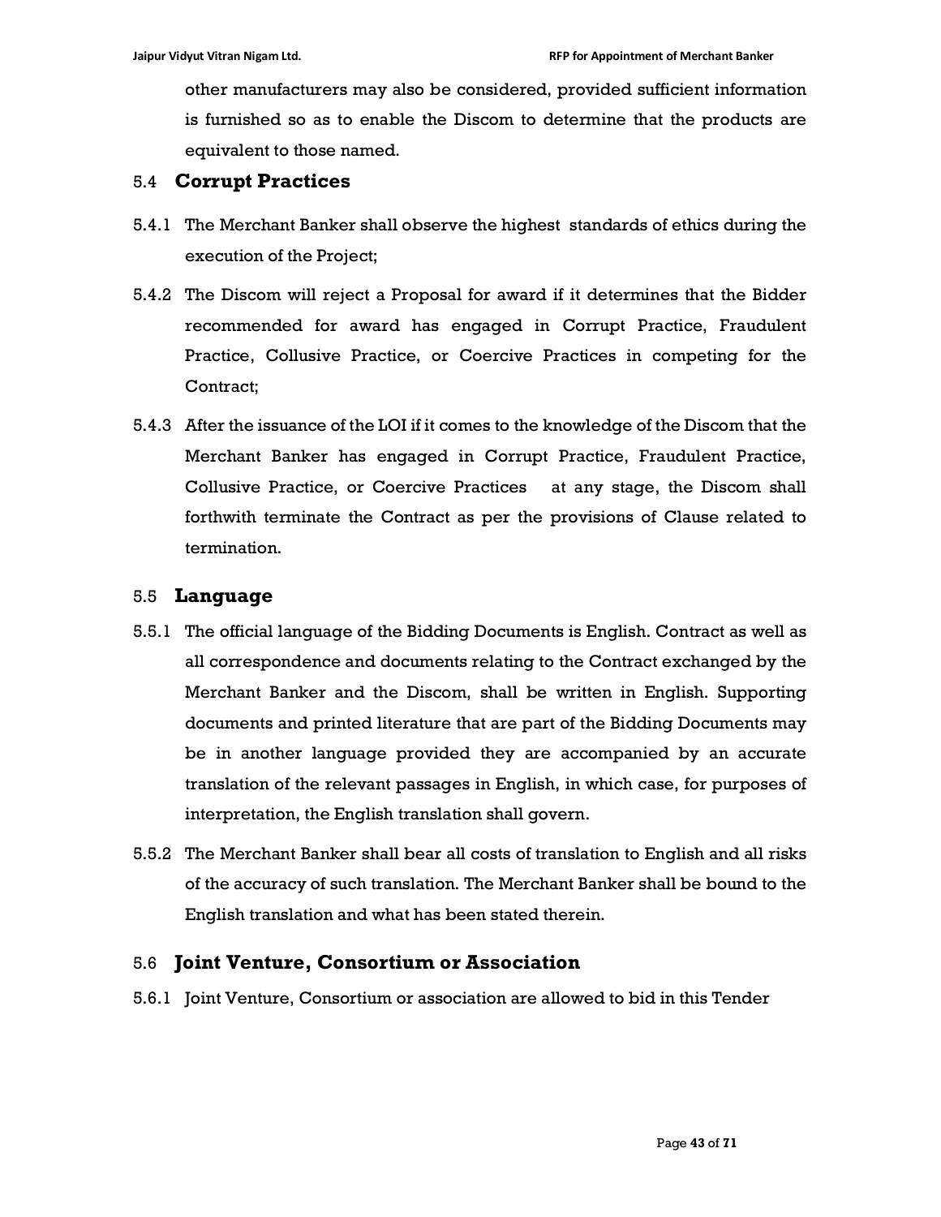other manufacturers may also be considered, provided sufficient information is furnished so as to enable the Discom to determine that the products are equivalent to those named.

## 5.4 Corrupt Practices

5.4.1 The Merchant Banker shall observe the highest standards of ethics during the execution of the Project;

5.4.2 The Discom will reject a Proposal for award if it determines that the Bidder recommended for award has engaged in Corrupt Practice, Fraudulent Practice, Collusive Practice, or Coercive Practices in competing for the Contract;

5.4.3 After the issuance of the LOI if it comes to the knowledge of the Discom that the Merchant Banker has engaged in Corrupt Practice, Fraudulent Practice, Collusive Practice, or Coercive Practices at any stage, the Discom shall forthwith terminate the Contract as per the provisions of Clause related to termination.

## 5.5 Language

5.5.1 The official language of the Bidding Documents is English. Contract as well as all correspondence and documents relating to the Contract exchanged by the Merchant Banker and the Discom, shall be written in English. Supporting documents and printed literature that are part of the Bidding Documents may be in another language provided they are accompanied by an accurate translation of the relevant passages in English, in which case, for purposes of interpretation, the English translation shall govern.

5.5.2 The Merchant Banker shall bear all costs of translation to English and all risks of the accuracy of such translation. The Merchant Banker shall be bound to the English translation and what has been stated therein.

## 5.6 Joint Venture, Consortium or Association

5.6.1 Joint Venture, Consortium or association are allowed to bid in this Tender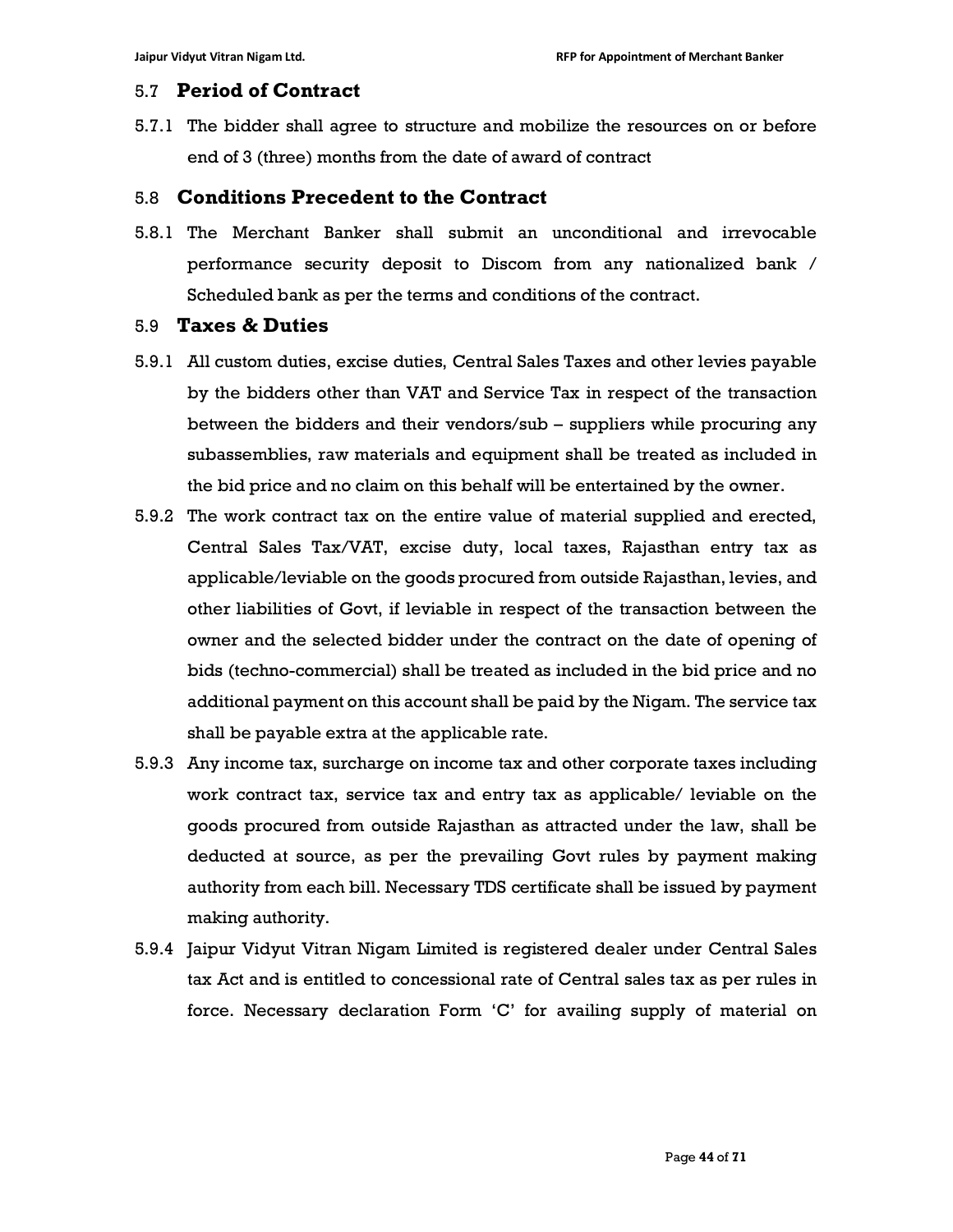## 5.7 Period of Contract

5.7.1 The bidder shall agree to structure and mobilize the resources on or before end of 3 (three) months from the date of award of contract

## 5.8 Conditions Precedent to the Contract

5.8.1 The Merchant Banker shall submit an unconditional and irrevocable performance security deposit to Discom from any nationalized bank / Scheduled bank as per the terms and conditions of the contract.

## 5.9 Taxes & Duties

5.9.1 All custom duties, excise duties, Central Sales Taxes and other levies payable by the bidders other than VAT and Service Tax in respect of the transaction between the bidders and their vendors/sub – suppliers while procuring any subassemblies, raw materials and equipment shall be treated as included in the bid price and no claim on this behalf will be entertained by the owner.

5.9.2 The work contract tax on the entire value of material supplied and erected, Central Sales Tax/VAT, excise duty, local taxes, Rajasthan entry tax as applicable/leviable on the goods procured from outside Rajasthan, levies, and other liabilities of Govt, if leviable in respect of the transaction between the owner and the selected bidder under the contract on the date of opening of bids (techno-commercial) shall be treated as included in the bid price and no additional payment on this account shall be paid by the Nigam. The service tax shall be payable extra at the applicable rate.

5.9.3 Any income tax, surcharge on income tax and other corporate taxes including work contract tax, service tax and entry tax as applicable/ leviable on the goods procured from outside Rajasthan as attracted under the law, shall be deducted at source, as per the prevailing Govt rules by payment making authority from each bill. Necessary TDS certificate shall be issued by payment making authority.

5.9.4 Jaipur Vidyut Vitran Nigam Limited is registered dealer under Central Sales tax Act and is entitled to concessional rate of Central sales tax as per rules in force. Necessary declaration Form 'C' for availing supply of material on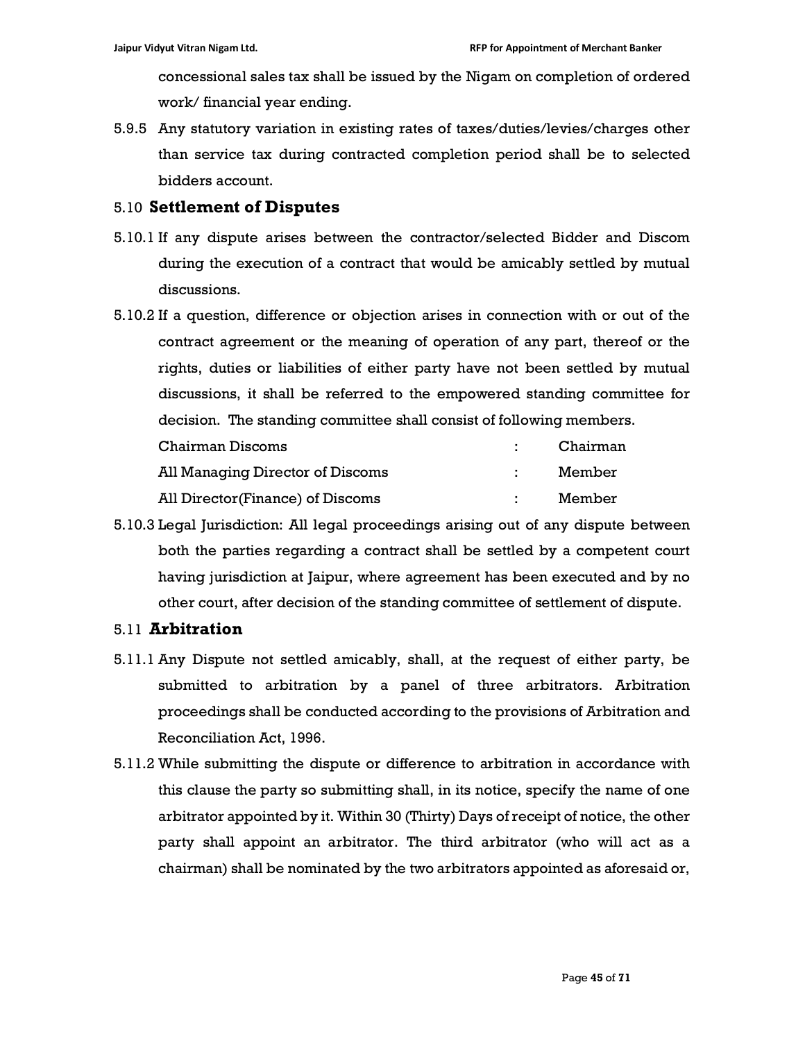concessional sales tax shall be issued by the Nigam on completion of ordered work/ financial year ending.

5.9.5 Any statutory variation in existing rates of taxes/duties/levies/charges other than service tax during contracted completion period shall be to selected bidders account.

## 5.10 Settlement of Disputes

5.10.1 If any dispute arises between the contractor/selected Bidder and Discom during the execution of a contract that would be amicably settled by mutual discussions.

5.10.2 If a question, difference or objection arises in connection with or out of the contract agreement or the meaning of operation of any part, thereof or the rights, duties or liabilities of either party have not been settled by mutual discussions, it shall be referred to the empowered standing committee for decision. The standing committee shall consist of following members.

| | | |
|---|---|---|
| Chairman Discoms | : | Chairman |
| All Managing Director of Discoms | : | Member |
| All Director(Finance) of Discoms | : | Member |

5.10.3 Legal Jurisdiction: All legal proceedings arising out of any dispute between both the parties regarding a contract shall be settled by a competent court having jurisdiction at Jaipur, where agreement has been executed and by no other court, after decision of the standing committee of settlement of dispute.

## 5.11 Arbitration

5.11.1 Any Dispute not settled amicably, shall, at the request of either party, be submitted to arbitration by a panel of three arbitrators. Arbitration proceedings shall be conducted according to the provisions of Arbitration and Reconciliation Act, 1996.

5.11.2 While submitting the dispute or difference to arbitration in accordance with this clause the party so submitting shall, in its notice, specify the name of one arbitrator appointed by it. Within 30 (Thirty) Days of receipt of notice, the other party shall appoint an arbitrator. The third arbitrator (who will act as a chairman) shall be nominated by the two arbitrators appointed as aforesaid or,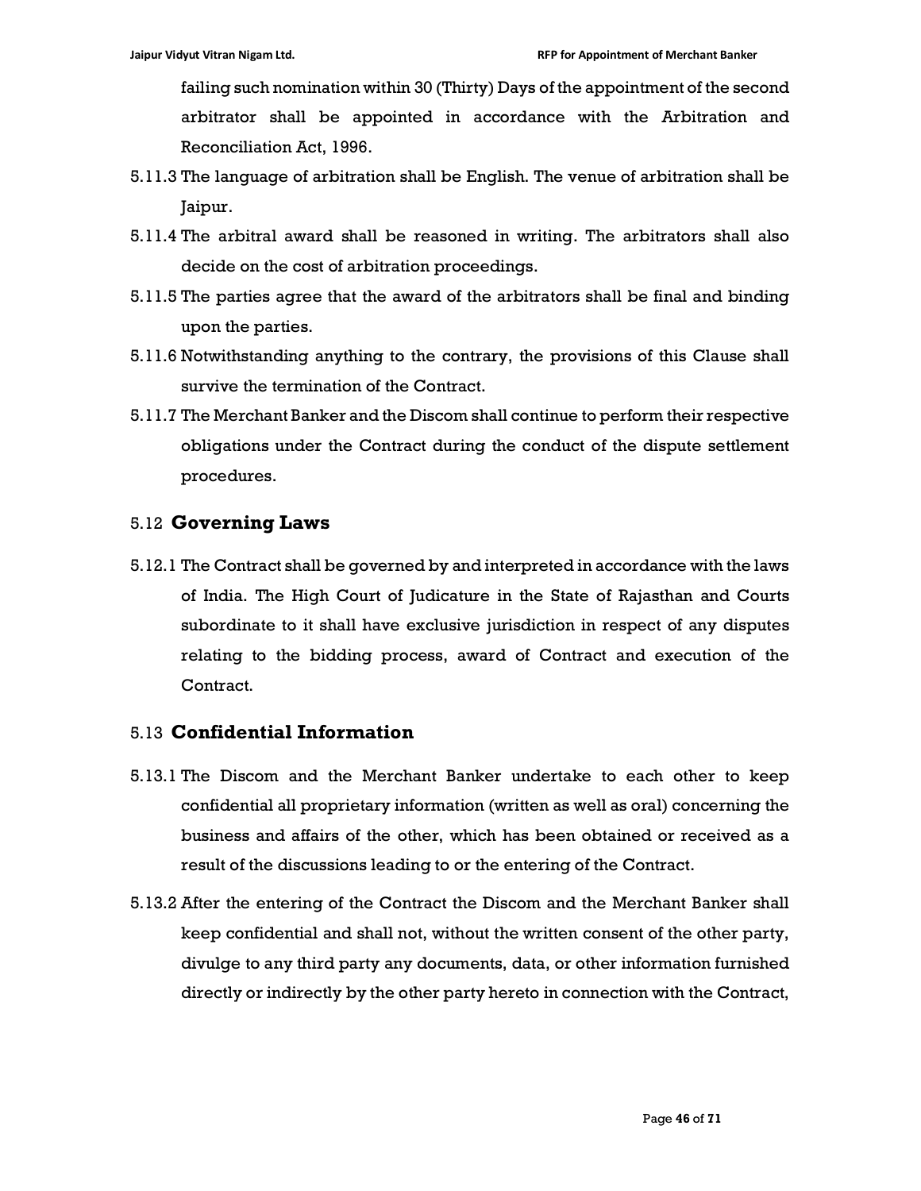failing such nomination within 30 (Thirty) Days of the appointment of the second arbitrator shall be appointed in accordance with the Arbitration and Reconciliation Act, 1996.

5.11.3 The language of arbitration shall be English. The venue of arbitration shall be Jaipur.

5.11.4 The arbitral award shall be reasoned in writing. The arbitrators shall also decide on the cost of arbitration proceedings.

5.11.5 The parties agree that the award of the arbitrators shall be final and binding upon the parties.

5.11.6 Notwithstanding anything to the contrary, the provisions of this Clause shall survive the termination of the Contract.

5.11.7 The Merchant Banker and the Discom shall continue to perform their respective obligations under the Contract during the conduct of the dispute settlement procedures.

## 5.12 Governing Laws

5.12.1 The Contract shall be governed by and interpreted in accordance with the laws of India. The High Court of Judicature in the State of Rajasthan and Courts subordinate to it shall have exclusive jurisdiction in respect of any disputes relating to the bidding process, award of Contract and execution of the Contract.

## 5.13 Confidential Information

5.13.1 The Discom and the Merchant Banker undertake to each other to keep confidential all proprietary information (written as well as oral) concerning the business and affairs of the other, which has been obtained or received as a result of the discussions leading to or the entering of the Contract.

5.13.2 After the entering of the Contract the Discom and the Merchant Banker shall keep confidential and shall not, without the written consent of the other party, divulge to any third party any documents, data, or other information furnished directly or indirectly by the other party hereto in connection with the Contract,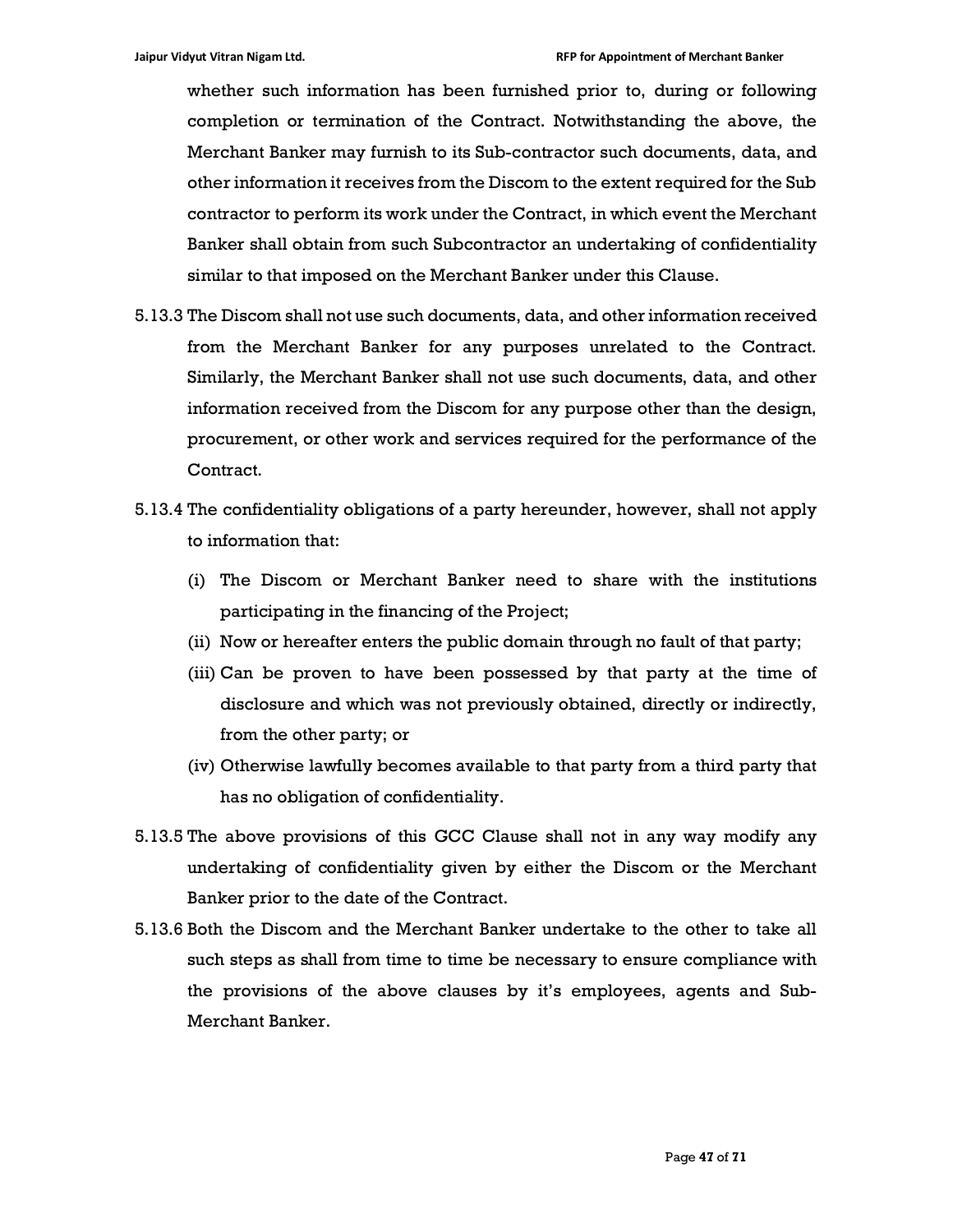whether such information has been furnished prior to, during or following completion or termination of the Contract. Notwithstanding the above, the Merchant Banker may furnish to its Sub-contractor such documents, data, and other information it receives from the Discom to the extent required for the Sub contractor to perform its work under the Contract, in which event the Merchant Banker shall obtain from such Subcontractor an undertaking of confidentiality similar to that imposed on the Merchant Banker under this Clause.

5.13.3 The Discom shall not use such documents, data, and other information received from the Merchant Banker for any purposes unrelated to the Contract. Similarly, the Merchant Banker shall not use such documents, data, and other information received from the Discom for any purpose other than the design, procurement, or other work and services required for the performance of the Contract.

5.13.4 The confidentiality obligations of a party hereunder, however, shall not apply to information that:

(i) The Discom or Merchant Banker need to share with the institutions participating in the financing of the Project;

(ii) Now or hereafter enters the public domain through no fault of that party;

(iii) Can be proven to have been possessed by that party at the time of disclosure and which was not previously obtained, directly or indirectly, from the other party; or

(iv) Otherwise lawfully becomes available to that party from a third party that has no obligation of confidentiality.

5.13.5 The above provisions of this GCC Clause shall not in any way modify any undertaking of confidentiality given by either the Discom or the Merchant Banker prior to the date of the Contract.

5.13.6 Both the Discom and the Merchant Banker undertake to the other to take all such steps as shall from time to time be necessary to ensure compliance with the provisions of the above clauses by it's employees, agents and Sub-Merchant Banker.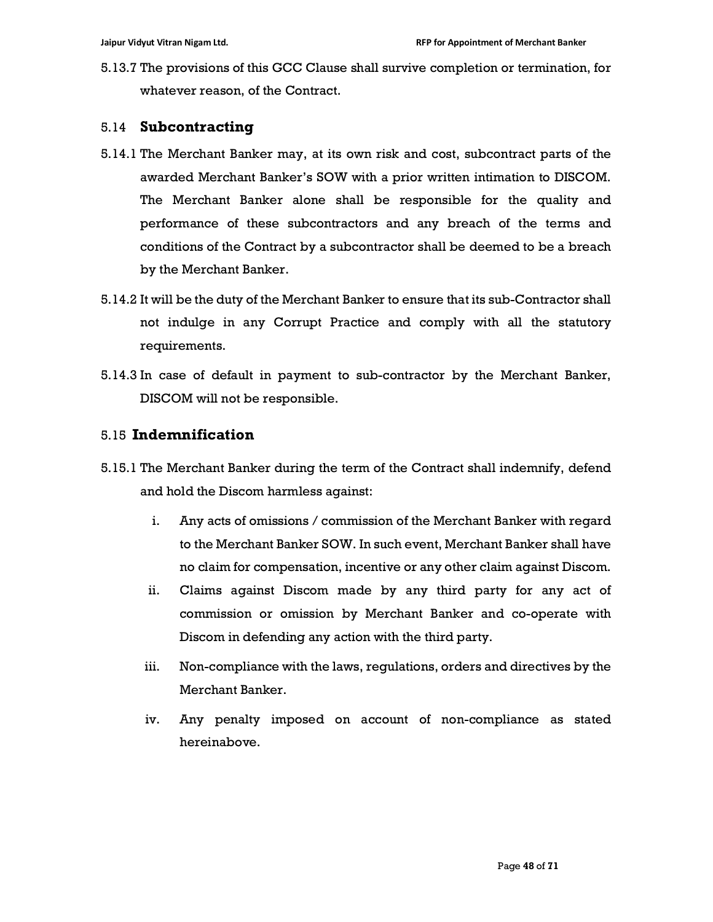5.13.7 The provisions of this GCC Clause shall survive completion or termination, for whatever reason, of the Contract.

### 5.14 **Subcontracting**

5.14.1 The Merchant Banker may, at its own risk and cost, subcontract parts of the awarded Merchant Banker's SOW with a prior written intimation to DISCOM. The Merchant Banker alone shall be responsible for the quality and performance of these subcontractors and any breach of the terms and conditions of the Contract by a subcontractor shall be deemed to be a breach by the Merchant Banker.

5.14.2 It will be the duty of the Merchant Banker to ensure that its sub-Contractor shall not indulge in any Corrupt Practice and comply with all the statutory requirements.

5.14.3 In case of default in payment to sub-contractor by the Merchant Banker, DISCOM will not be responsible.

### 5.15 **Indemnification**

5.15.1 The Merchant Banker during the term of the Contract shall indemnify, defend and hold the Discom harmless against:

i. Any acts of omissions / commission of the Merchant Banker with regard to the Merchant Banker SOW. In such event, Merchant Banker shall have no claim for compensation, incentive or any other claim against Discom.

ii. Claims against Discom made by any third party for any act of commission or omission by Merchant Banker and co-operate with Discom in defending any action with the third party.

iii. Non-compliance with the laws, regulations, orders and directives by the Merchant Banker.

iv. Any penalty imposed on account of non-compliance as stated hereinabove.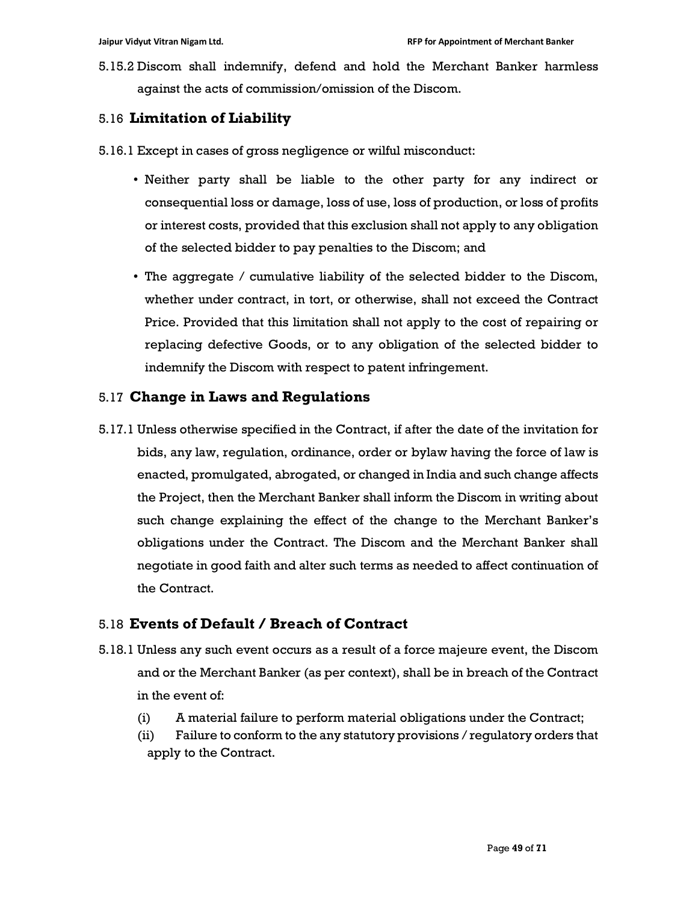5.15.2 Discom shall indemnify, defend and hold the Merchant Banker harmless against the acts of commission/omission of the Discom.

## 5.16 Limitation of Liability

5.16.1 Except in cases of gross negligence or wilful misconduct:

- Neither party shall be liable to the other party for any indirect or consequential loss or damage, loss of use, loss of production, or loss of profits or interest costs, provided that this exclusion shall not apply to any obligation of the selected bidder to pay penalties to the Discom; and
- The aggregate / cumulative liability of the selected bidder to the Discom, whether under contract, in tort, or otherwise, shall not exceed the Contract Price. Provided that this limitation shall not apply to the cost of repairing or replacing defective Goods, or to any obligation of the selected bidder to indemnify the Discom with respect to patent infringement.

## 5.17 Change in Laws and Regulations

5.17.1 Unless otherwise specified in the Contract, if after the date of the invitation for bids, any law, regulation, ordinance, order or bylaw having the force of law is enacted, promulgated, abrogated, or changed in India and such change affects the Project, then the Merchant Banker shall inform the Discom in writing about such change explaining the effect of the change to the Merchant Banker's obligations under the Contract. The Discom and the Merchant Banker shall negotiate in good faith and alter such terms as needed to affect continuation of the Contract.

## 5.18 Events of Default / Breach of Contract

5.18.1 Unless any such event occurs as a result of a force majeure event, the Discom and or the Merchant Banker (as per context), shall be in breach of the Contract in the event of:

(i) A material failure to perform material obligations under the Contract;

(ii) Failure to conform to the any statutory provisions / regulatory orders that apply to the Contract.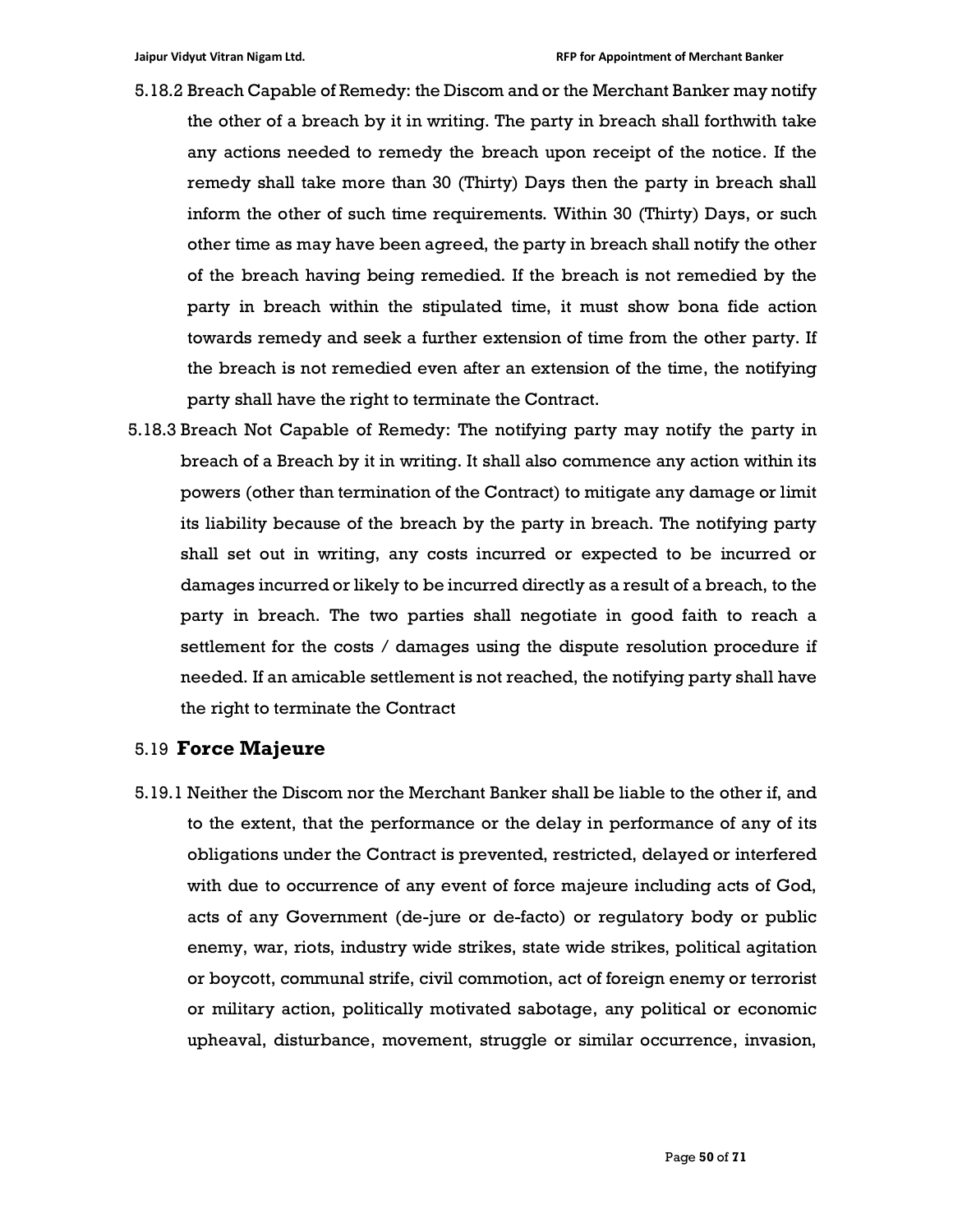5.18.2 Breach Capable of Remedy: the Discom and or the Merchant Banker may notify the other of a breach by it in writing. The party in breach shall forthwith take any actions needed to remedy the breach upon receipt of the notice. If the remedy shall take more than 30 (Thirty) Days then the party in breach shall inform the other of such time requirements. Within 30 (Thirty) Days, or such other time as may have been agreed, the party in breach shall notify the other of the breach having being remedied. If the breach is not remedied by the party in breach within the stipulated time, it must show bona fide action towards remedy and seek a further extension of time from the other party. If the breach is not remedied even after an extension of the time, the notifying party shall have the right to terminate the Contract.

5.18.3 Breach Not Capable of Remedy: The notifying party may notify the party in breach of a Breach by it in writing. It shall also commence any action within its powers (other than termination of the Contract) to mitigate any damage or limit its liability because of the breach by the party in breach. The notifying party shall set out in writing, any costs incurred or expected to be incurred or damages incurred or likely to be incurred directly as a result of a breach, to the party in breach. The two parties shall negotiate in good faith to reach a settlement for the costs / damages using the dispute resolution procedure if needed. If an amicable settlement is not reached, the notifying party shall have the right to terminate the Contract

## 5.19 Force Majeure

5.19.1 Neither the Discom nor the Merchant Banker shall be liable to the other if, and to the extent, that the performance or the delay in performance of any of its obligations under the Contract is prevented, restricted, delayed or interfered with due to occurrence of any event of force majeure including acts of God, acts of any Government (de-jure or de-facto) or regulatory body or public enemy, war, riots, industry wide strikes, state wide strikes, political agitation or boycott, communal strife, civil commotion, act of foreign enemy or terrorist or military action, politically motivated sabotage, any political or economic upheaval, disturbance, movement, struggle or similar occurrence, invasion,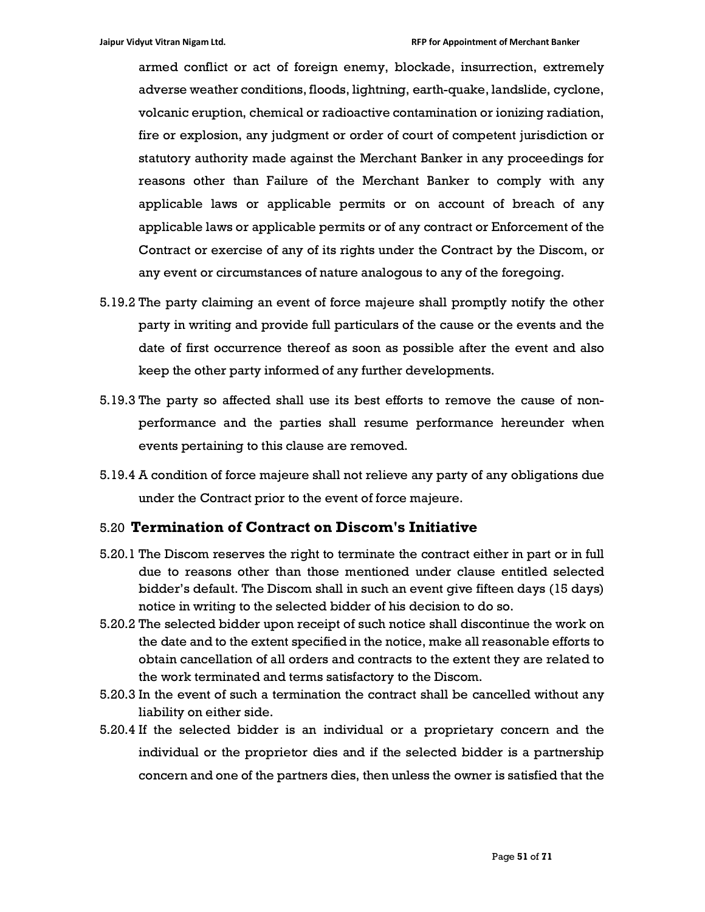armed conflict or act of foreign enemy, blockade, insurrection, extremely adverse weather conditions, floods, lightning, earth-quake, landslide, cyclone, volcanic eruption, chemical or radioactive contamination or ionizing radiation, fire or explosion, any judgment or order of court of competent jurisdiction or statutory authority made against the Merchant Banker in any proceedings for reasons other than Failure of the Merchant Banker to comply with any applicable laws or applicable permits or on account of breach of any applicable laws or applicable permits or of any contract or Enforcement of the Contract or exercise of any of its rights under the Contract by the Discom, or any event or circumstances of nature analogous to any of the foregoing.

5.19.2 The party claiming an event of force majeure shall promptly notify the other party in writing and provide full particulars of the cause or the events and the date of first occurrence thereof as soon as possible after the event and also keep the other party informed of any further developments.

5.19.3 The party so affected shall use its best efforts to remove the cause of non-performance and the parties shall resume performance hereunder when events pertaining to this clause are removed.

5.19.4 A condition of force majeure shall not relieve any party of any obligations due under the Contract prior to the event of force majeure.

## 5.20 **Termination of Contract on Discom's Initiative**

5.20.1 The Discom reserves the right to terminate the contract either in part or in full due to reasons other than those mentioned under clause entitled selected bidder's default. The Discom shall in such an event give fifteen days (15 days) notice in writing to the selected bidder of his decision to do so.

5.20.2 The selected bidder upon receipt of such notice shall discontinue the work on the date and to the extent specified in the notice, make all reasonable efforts to obtain cancellation of all orders and contracts to the extent they are related to the work terminated and terms satisfactory to the Discom.

5.20.3 In the event of such a termination the contract shall be cancelled without any liability on either side.

5.20.4 If the selected bidder is an individual or a proprietary concern and the individual or the proprietor dies and if the selected bidder is a partnership concern and one of the partners dies, then unless the owner is satisfied that the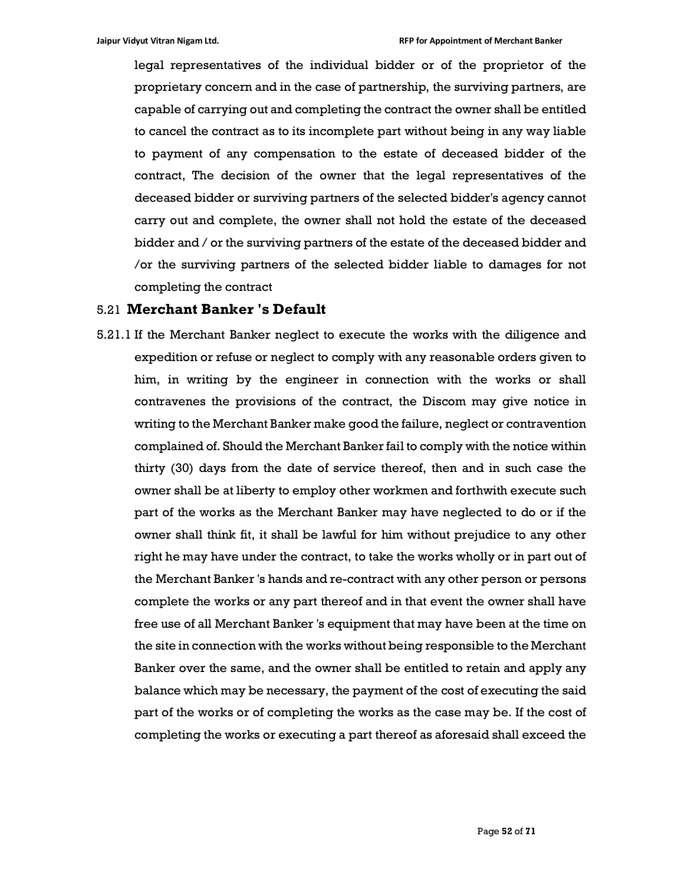legal representatives of the individual bidder or of the proprietor of the proprietary concern and in the case of partnership, the surviving partners, are capable of carrying out and completing the contract the owner shall be entitled to cancel the contract as to its incomplete part without being in any way liable to payment of any compensation to the estate of deceased bidder of the contract, The decision of the owner that the legal representatives of the deceased bidder or surviving partners of the selected bidder's agency cannot carry out and complete, the owner shall not hold the estate of the deceased bidder and / or the surviving partners of the estate of the deceased bidder and /or the surviving partners of the selected bidder liable to damages for not completing the contract

## 5.21 Merchant Banker 's Default

5.21.1 If the Merchant Banker neglect to execute the works with the diligence and expedition or refuse or neglect to comply with any reasonable orders given to him, in writing by the engineer in connection with the works or shall contravenes the provisions of the contract, the Discom may give notice in writing to the Merchant Banker make good the failure, neglect or contravention complained of. Should the Merchant Banker fail to comply with the notice within thirty (30) days from the date of service thereof, then and in such case the owner shall be at liberty to employ other workmen and forthwith execute such part of the works as the Merchant Banker may have neglected to do or if the owner shall think fit, it shall be lawful for him without prejudice to any other right he may have under the contract, to take the works wholly or in part out of the Merchant Banker 's hands and re-contract with any other person or persons complete the works or any part thereof and in that event the owner shall have free use of all Merchant Banker 's equipment that may have been at the time on the site in connection with the works without being responsible to the Merchant Banker over the same, and the owner shall be entitled to retain and apply any balance which may be necessary, the payment of the cost of executing the said part of the works or of completing the works as the case may be. If the cost of completing the works or executing a part thereof as aforesaid shall exceed the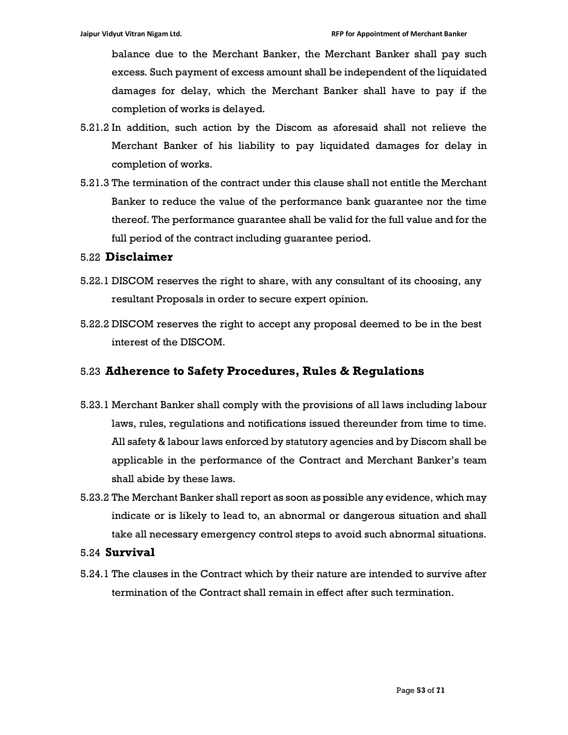balance due to the Merchant Banker, the Merchant Banker shall pay such excess. Such payment of excess amount shall be independent of the liquidated damages for delay, which the Merchant Banker shall have to pay if the completion of works is delayed.

5.21.2 In addition, such action by the Discom as aforesaid shall not relieve the Merchant Banker of his liability to pay liquidated damages for delay in completion of works.

5.21.3 The termination of the contract under this clause shall not entitle the Merchant Banker to reduce the value of the performance bank guarantee nor the time thereof. The performance guarantee shall be valid for the full value and for the full period of the contract including guarantee period.

## 5.22 Disclaimer

5.22.1 DISCOM reserves the right to share, with any consultant of its choosing, any resultant Proposals in order to secure expert opinion.

5.22.2 DISCOM reserves the right to accept any proposal deemed to be in the best interest of the DISCOM.

## 5.23 Adherence to Safety Procedures, Rules & Regulations

5.23.1 Merchant Banker shall comply with the provisions of all laws including labour laws, rules, regulations and notifications issued thereunder from time to time. All safety & labour laws enforced by statutory agencies and by Discom shall be applicable in the performance of the Contract and Merchant Banker's team shall abide by these laws.

5.23.2 The Merchant Banker shall report as soon as possible any evidence, which may indicate or is likely to lead to, an abnormal or dangerous situation and shall take all necessary emergency control steps to avoid such abnormal situations.

## 5.24 Survival

5.24.1 The clauses in the Contract which by their nature are intended to survive after termination of the Contract shall remain in effect after such termination.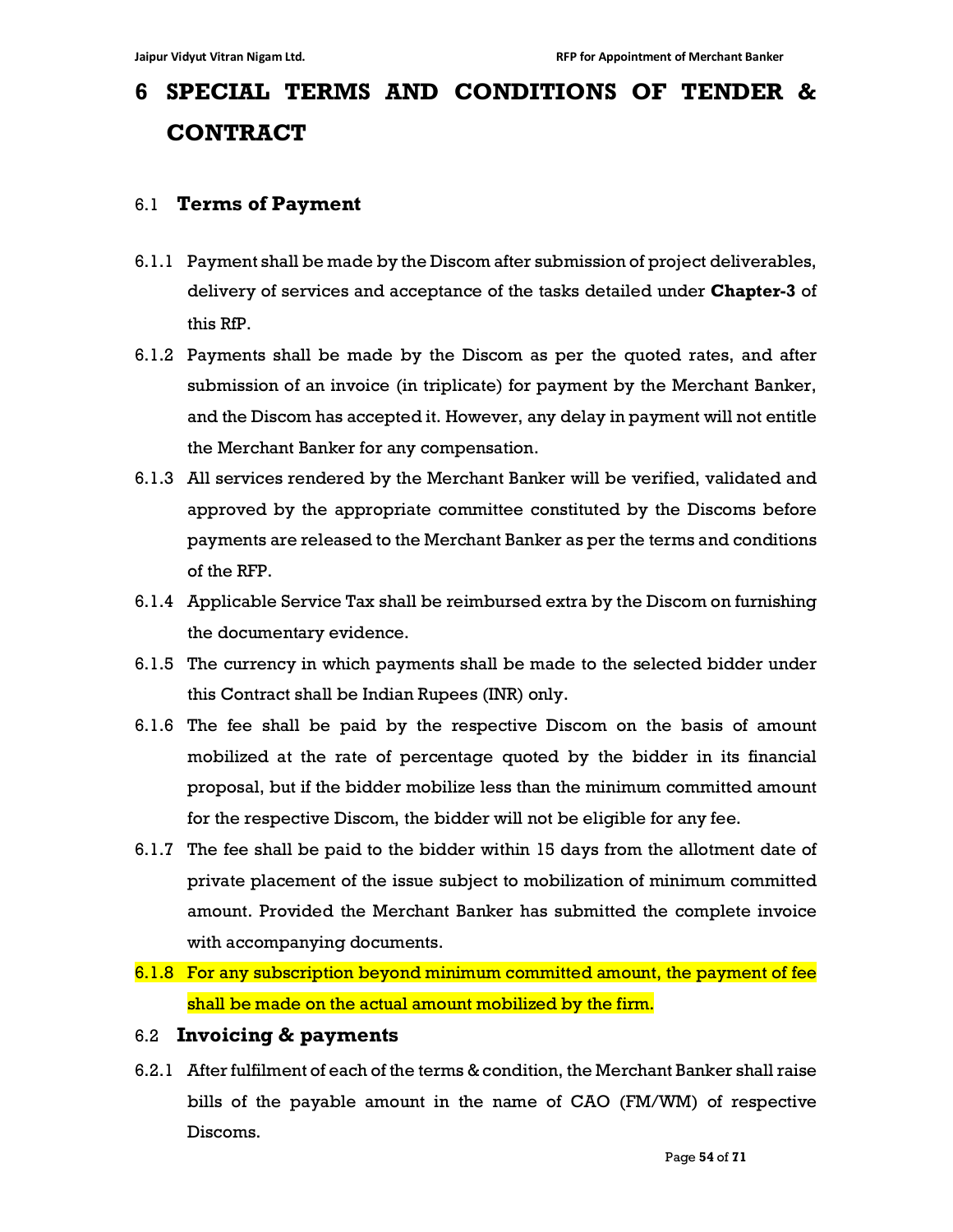# 6 SPECIAL TERMS AND CONDITIONS OF TENDER & CONTRACT

## 6.1 Terms of Payment

6.1.1 Payment shall be made by the Discom after submission of project deliverables, delivery of services and acceptance of the tasks detailed under **Chapter-3** of this RfP.

6.1.2 Payments shall be made by the Discom as per the quoted rates, and after submission of an invoice (in triplicate) for payment by the Merchant Banker, and the Discom has accepted it. However, any delay in payment will not entitle the Merchant Banker for any compensation.

6.1.3 All services rendered by the Merchant Banker will be verified, validated and approved by the appropriate committee constituted by the Discoms before payments are released to the Merchant Banker as per the terms and conditions of the RFP.

6.1.4 Applicable Service Tax shall be reimbursed extra by the Discom on furnishing the documentary evidence.

6.1.5 The currency in which payments shall be made to the selected bidder under this Contract shall be Indian Rupees (INR) only.

6.1.6 The fee shall be paid by the respective Discom on the basis of amount mobilized at the rate of percentage quoted by the bidder in its financial proposal, but if the bidder mobilize less than the minimum committed amount for the respective Discom, the bidder will not be eligible for any fee.

6.1.7 The fee shall be paid to the bidder within 15 days from the allotment date of private placement of the issue subject to mobilization of minimum committed amount. Provided the Merchant Banker has submitted the complete invoice with accompanying documents.

6.1.8 For any subscription beyond minimum committed amount, the payment of fee shall be made on the actual amount mobilized by the firm.

## 6.2 Invoicing & payments

6.2.1 After fulfilment of each of the terms & condition, the Merchant Banker shall raise bills of the payable amount in the name of CAO (FM/WM) of respective Discoms.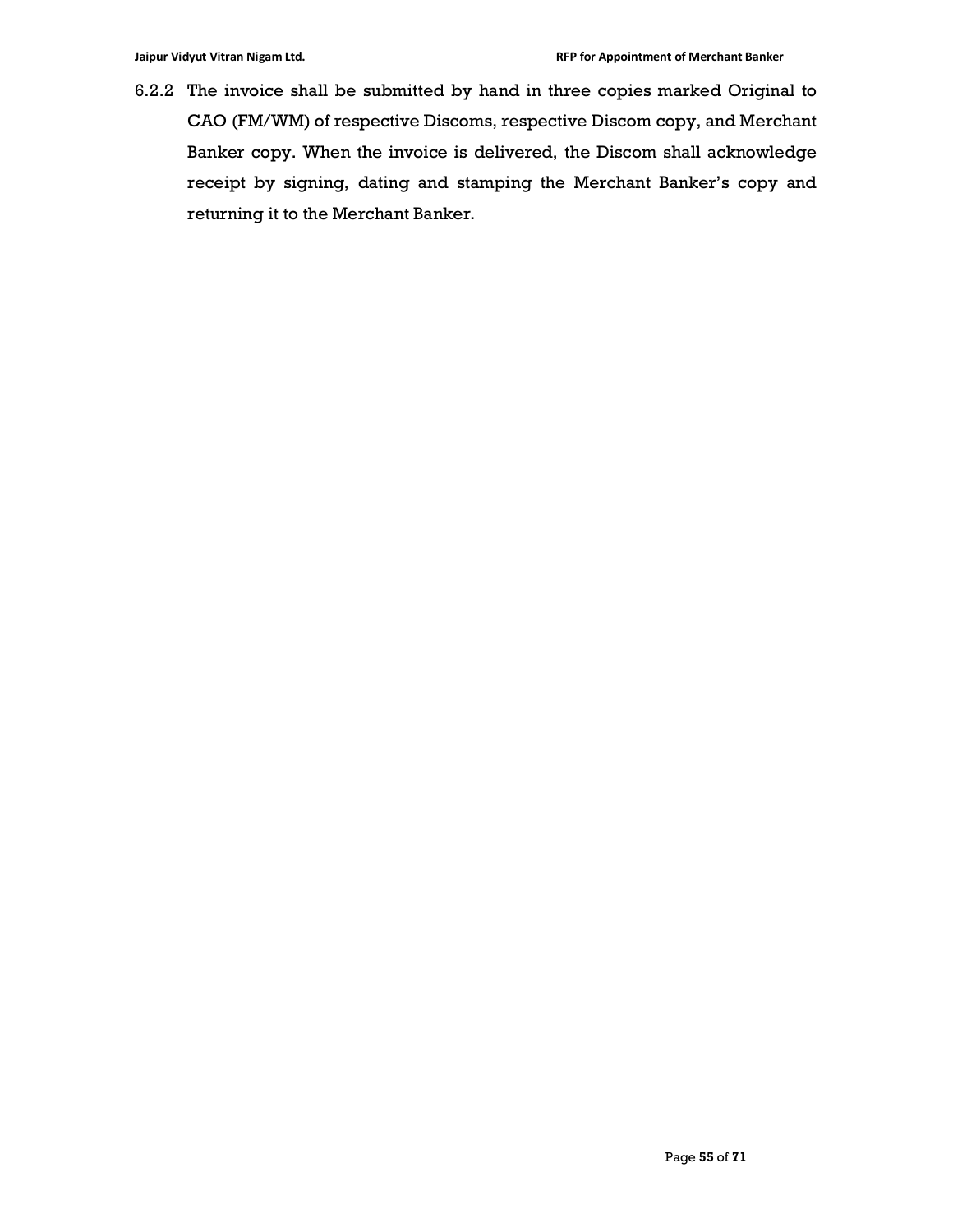6.2.2 The invoice shall be submitted by hand in three copies marked Original to CAO (FM/WM) of respective Discoms, respective Discom copy, and Merchant Banker copy. When the invoice is delivered, the Discom shall acknowledge receipt by signing, dating and stamping the Merchant Banker's copy and returning it to the Merchant Banker.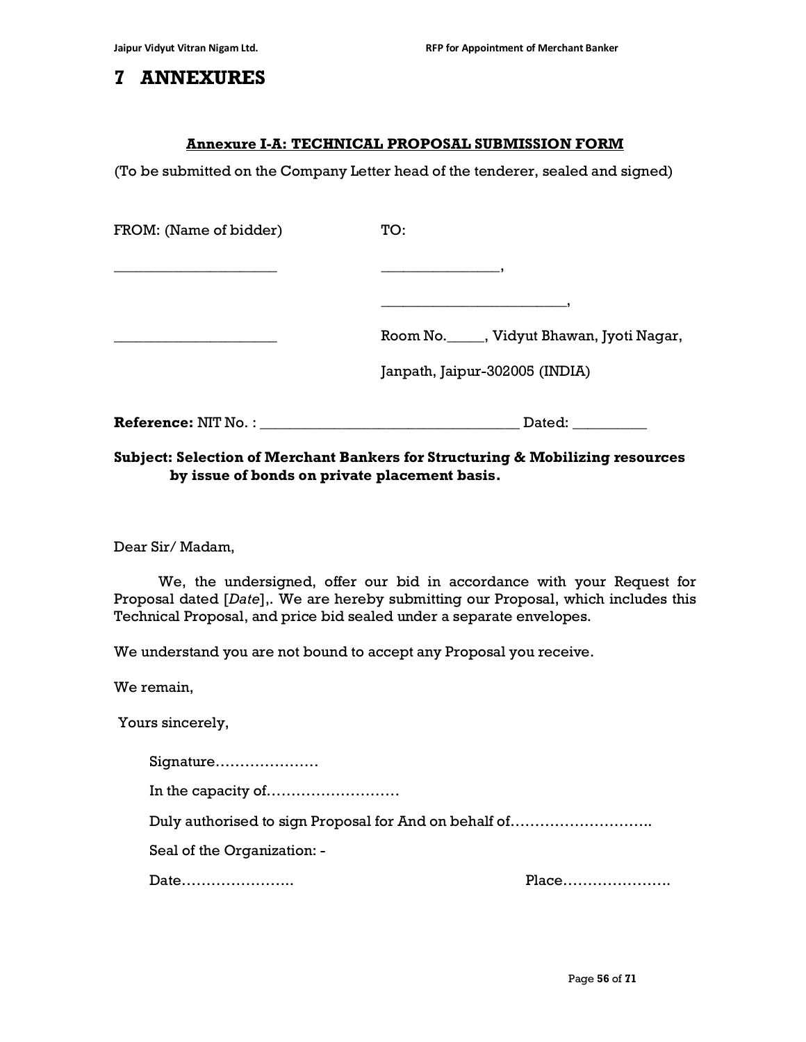# 7 ANNEXURES

**Annexure I-A: TECHNICAL PROPOSAL SUBMISSION FORM**

(To be submitted on the Company Letter head of the tenderer, sealed and signed)

| FROM: (Name of bidder) | TO: |
|---|---|
| ______________________ | ________________, |
| | _________________________, |
| ______________________ | Room No._____, Vidyut Bhawan, Jyoti Nagar, |
| | Janpath, Jaipur-302005 (INDIA) |

**Reference:** NIT No. : __________________________________ Dated: __________

**Subject: Selection of Merchant Bankers for Structuring & Mobilizing resources by issue of bonds on private placement basis.**

Dear Sir/ Madam,

We, the undersigned, offer our bid in accordance with your Request for Proposal dated [*Date*],. We are hereby submitting our Proposal, which includes this Technical Proposal, and price bid sealed under a separate envelopes.

We understand you are not bound to accept any Proposal you receive.

We remain,

Yours sincerely,

Signature…………………

In the capacity of………………………

Duly authorised to sign Proposal for And on behalf of……………………….

Seal of the Organization: -

Date…………………..                                                  Place………………….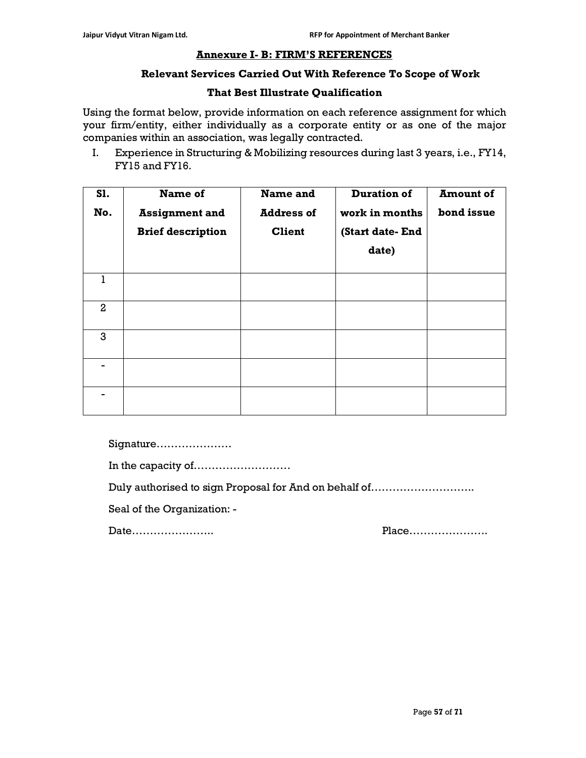## Annexure I- B: FIRM'S REFERENCES

### Relevant Services Carried Out With Reference To Scope of Work That Best Illustrate Qualification

Using the format below, provide information on each reference assignment for which your firm/entity, either individually as a corporate entity or as one of the major companies within an association, was legally contracted.

I. Experience in Structuring & Mobilizing resources during last 3 years, i.e., FY14, FY15 and FY16.

| Sl. No. | Name of Assignment and Brief description | Name and Address of Client | Duration of work in months (Start date- End date) | Amount of bond issue |
|---|---|---|---|---|
| 1 | | | | |
| 2 | | | | |
| 3 | | | | |
| - | | | | |
| - | | | | |

Signature…………………

In the capacity of………………………

Duly authorised to sign Proposal for And on behalf of………………………..

Seal of the Organization: -

Date………………….. Place………………….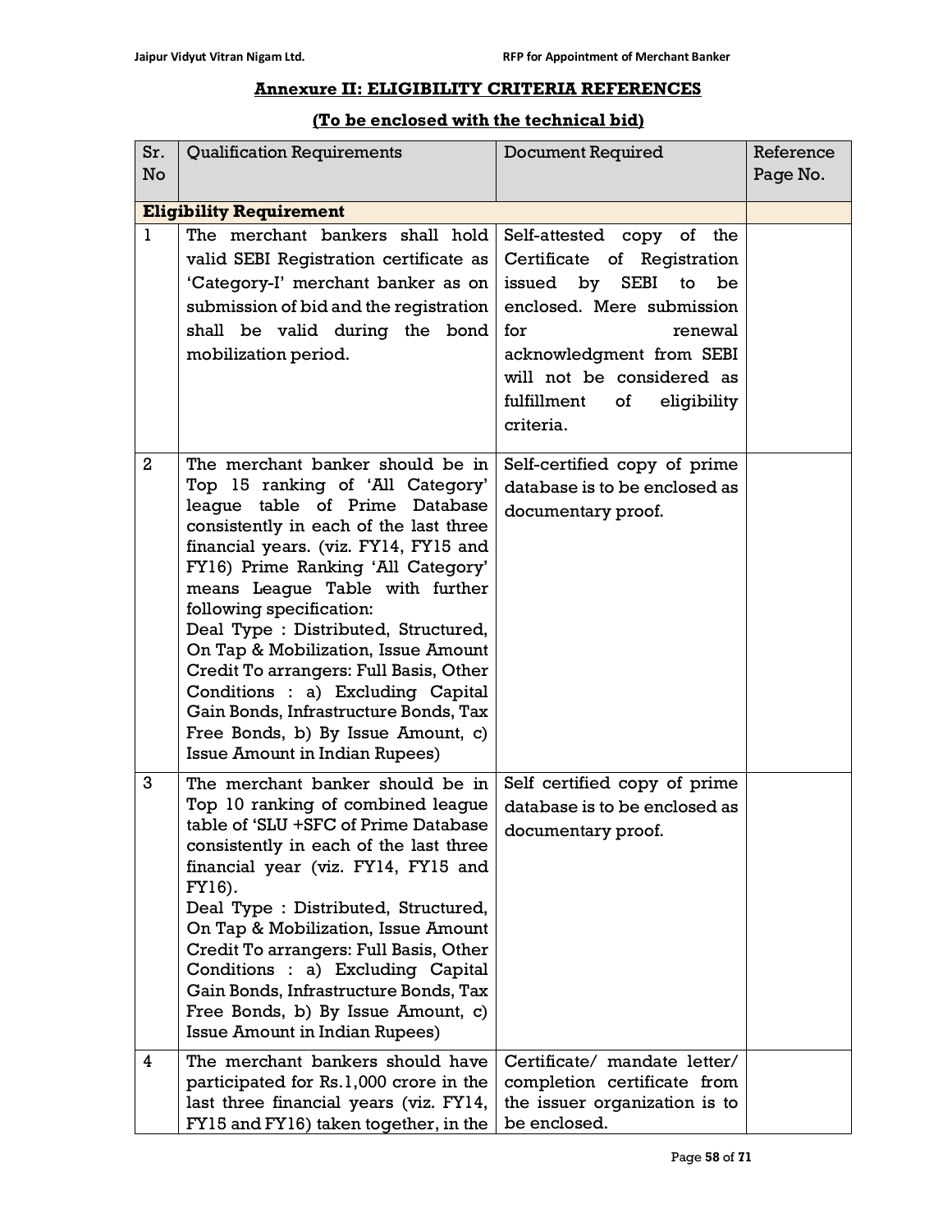## Annexure II: ELIGIBILITY CRITERIA REFERENCES

### (To be enclosed with the technical bid)

| Sr. No | Qualification Requirements | Document Required | Reference Page No. |
|---|---|---|---|
| **Eligibility Requirement** | | | |
| 1 | The merchant bankers shall hold valid SEBI Registration certificate as 'Category-I' merchant banker as on submission of bid and the registration shall be valid during the bond mobilization period. | Self-attested copy of the Certificate of Registration issued by SEBI to be enclosed. Mere submission for renewal acknowledgment from SEBI will not be considered as fulfillment of eligibility criteria. | |
| 2 | The merchant banker should be in Top 15 ranking of 'All Category' league table of Prime Database consistently in each of the last three financial years. (viz. FY14, FY15 and FY16) Prime Ranking 'All Category' means League Table with further following specification: Deal Type : Distributed, Structured, On Tap & Mobilization, Issue Amount Credit To arrangers: Full Basis, Other Conditions : a) Excluding Capital Gain Bonds, Infrastructure Bonds, Tax Free Bonds, b) By Issue Amount, c) Issue Amount in Indian Rupees) | Self-certified copy of prime database is to be enclosed as documentary proof. | |
| 3 | The merchant banker should be in Top 10 ranking of combined league table of 'SLU +SFC of Prime Database consistently in each of the last three financial year (viz. FY14, FY15 and FY16). Deal Type : Distributed, Structured, On Tap & Mobilization, Issue Amount Credit To arrangers: Full Basis, Other Conditions : a) Excluding Capital Gain Bonds, Infrastructure Bonds, Tax Free Bonds, b) By Issue Amount, c) Issue Amount in Indian Rupees) | Self certified copy of prime database is to be enclosed as documentary proof. | |
| 4 | The merchant bankers should have participated for Rs.1,000 crore in the last three financial years (viz. FY14, FY15 and FY16) taken together, in the | Certificate/ mandate letter/ completion certificate from the issuer organization is to be enclosed. | |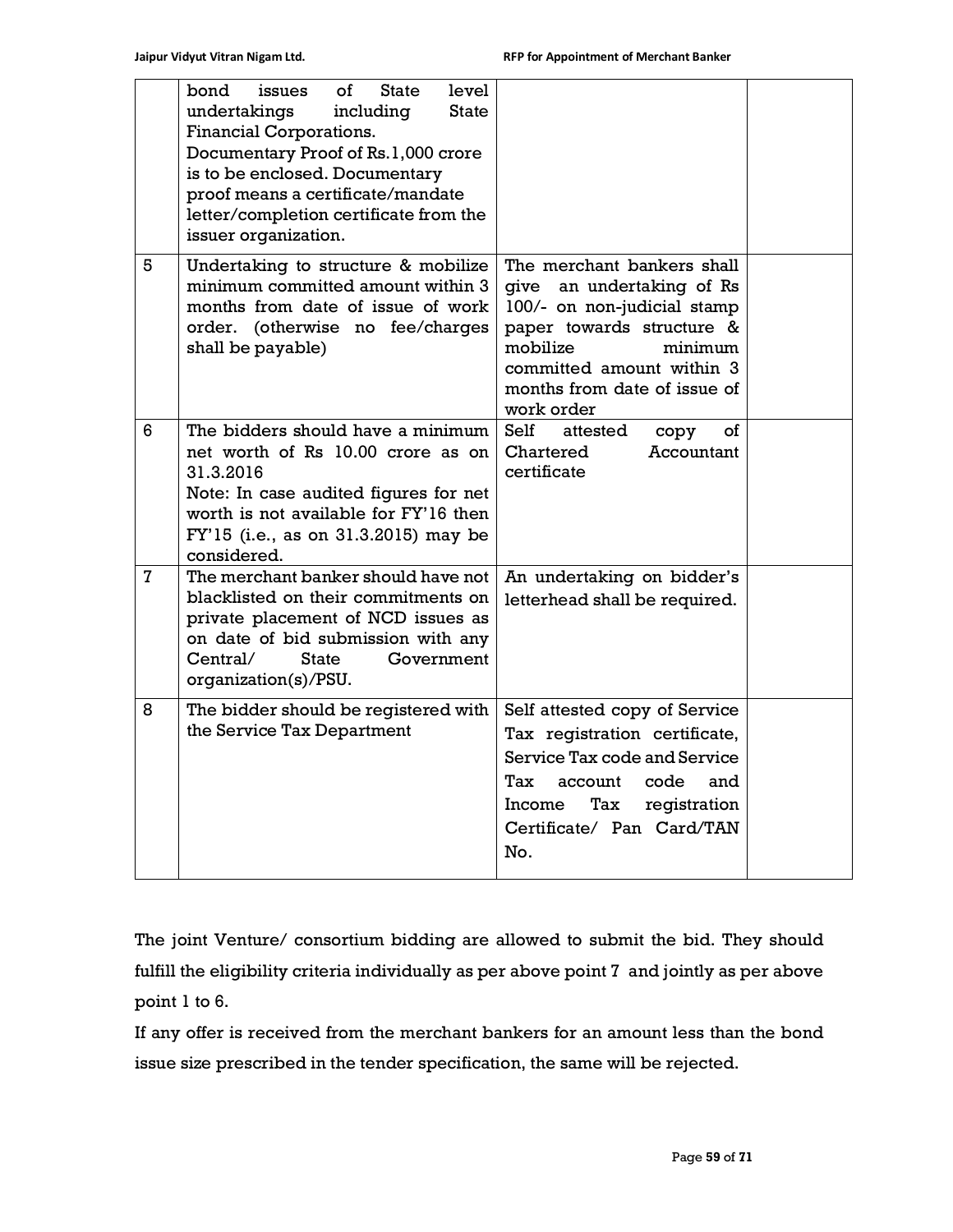| | | | |
|---|---|---|---|
| | bond issues of State level undertakings including State Financial Corporations. Documentary Proof of Rs.1,000 crore is to be enclosed. Documentary proof means a certificate/mandate letter/completion certificate from the issuer organization. | | |
| 5 | Undertaking to structure & mobilize minimum committed amount within 3 months from date of issue of work order. (otherwise no fee/charges shall be payable) | The merchant bankers shall give an undertaking of Rs 100/- on non-judicial stamp paper towards structure & mobilize minimum committed amount within 3 months from date of issue of work order | |
| 6 | The bidders should have a minimum net worth of Rs 10.00 crore as on 31.3.2016<br>Note: In case audited figures for net worth is not available for FY'16 then FY'15 (i.e., as on 31.3.2015) may be considered. | Self attested copy of Chartered Accountant certificate | |
| 7 | The merchant banker should have not blacklisted on their commitments on private placement of NCD issues as on date of bid submission with any Central/ State Government organization(s)/PSU. | An undertaking on bidder's letterhead shall be required. | |
| 8 | The bidder should be registered with the Service Tax Department | Self attested copy of Service Tax registration certificate, Service Tax code and Service Tax account code and Income Tax registration Certificate/ Pan Card/TAN No. | |

The joint Venture/ consortium bidding are allowed to submit the bid. They should fulfill the eligibility criteria individually as per above point 7 and jointly as per above point 1 to 6.

If any offer is received from the merchant bankers for an amount less than the bond issue size prescribed in the tender specification, the same will be rejected.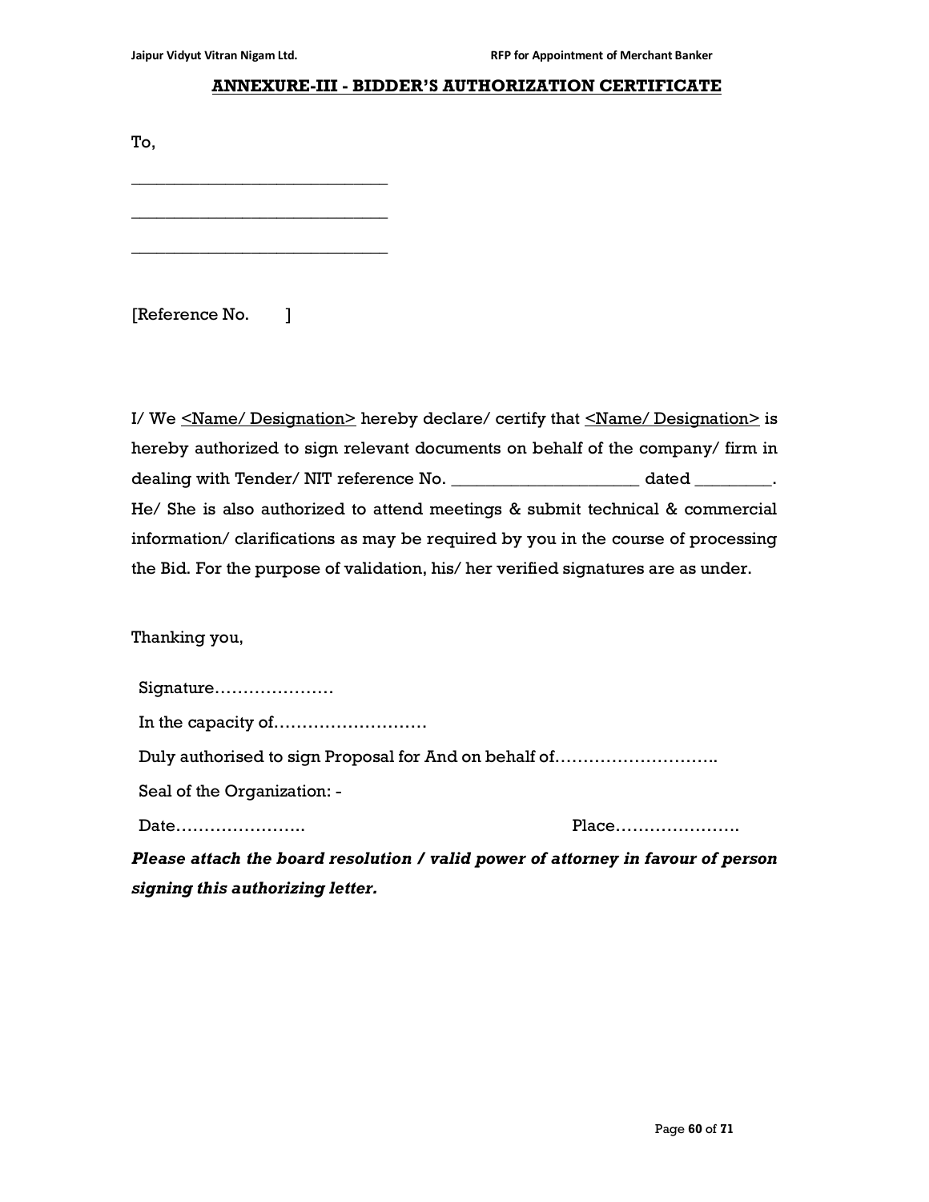## ANNEXURE-III - BIDDER'S AUTHORIZATION CERTIFICATE

To,

______________________________

______________________________

______________________________

[Reference No.        ]

I/ We <u><Name/ Designation></u> hereby declare/ certify that <u><Name/ Designation></u> is hereby authorized to sign relevant documents on behalf of the company/ firm in dealing with Tender/ NIT reference No. ______________________ dated _________. He/ She is also authorized to attend meetings & submit technical & commercial information/ clarifications as may be required by you in the course of processing the Bid. For the purpose of validation, his/ her verified signatures are as under.

Thanking you,

Signature…………………

In the capacity of………………………

Duly authorised to sign Proposal for And on behalf of……………………….

Seal of the Organization: -

Date…………………..                                        Place………………….

***Please attach the board resolution / valid power of attorney in favour of person signing this authorizing letter.***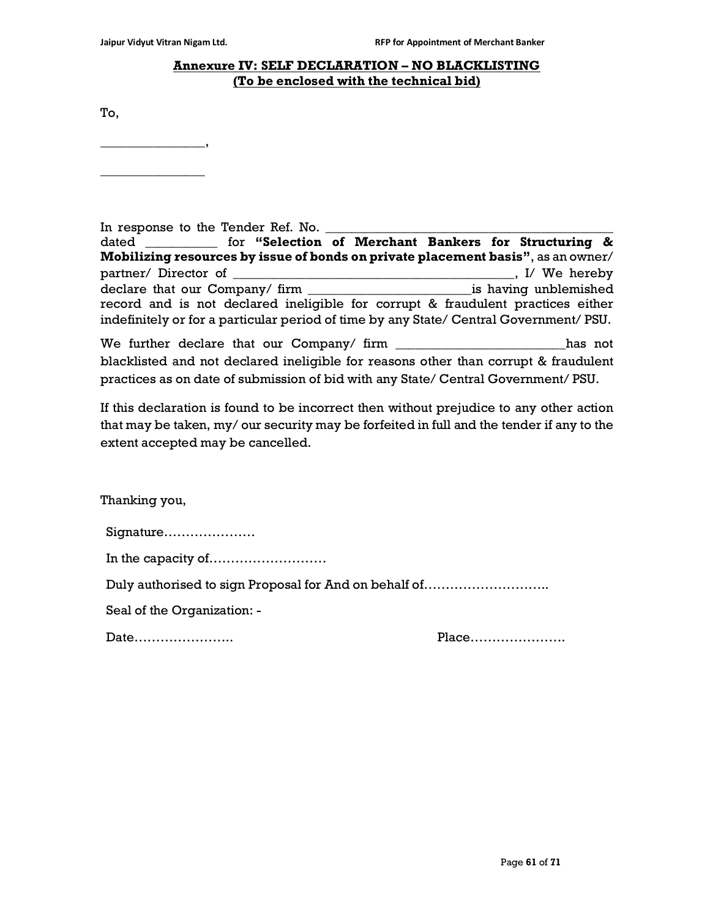## Annexure IV: SELF DECLARATION – NO BLACKLISTING
**(To be enclosed with the technical bid)**

To,

________________,

________________

In response to the Tender Ref. No. ____________________________________________ dated ___________ for **"Selection of Merchant Bankers for Structuring & Mobilizing resources by issue of bonds on private placement basis"**, as an owner/ partner/ Director of ________________________________________, I/ We hereby declare that our Company/ firm ________________________is having unblemished record and is not declared ineligible for corrupt & fraudulent practices either indefinitely or for a particular period of time by any State/ Central Government/ PSU.

We further declare that our Company/ firm ________________________has not blacklisted and not declared ineligible for reasons other than corrupt & fraudulent practices as on date of submission of bid with any State/ Central Government/ PSU.

If this declaration is found to be incorrect then without prejudice to any other action that may be taken, my/ our security may be forfeited in full and the tender if any to the extent accepted may be cancelled.

Thanking you,

Signature…………………

In the capacity of………………………

Duly authorised to sign Proposal for And on behalf of……………………….

Seal of the Organization: -

Date…………………. Place………………….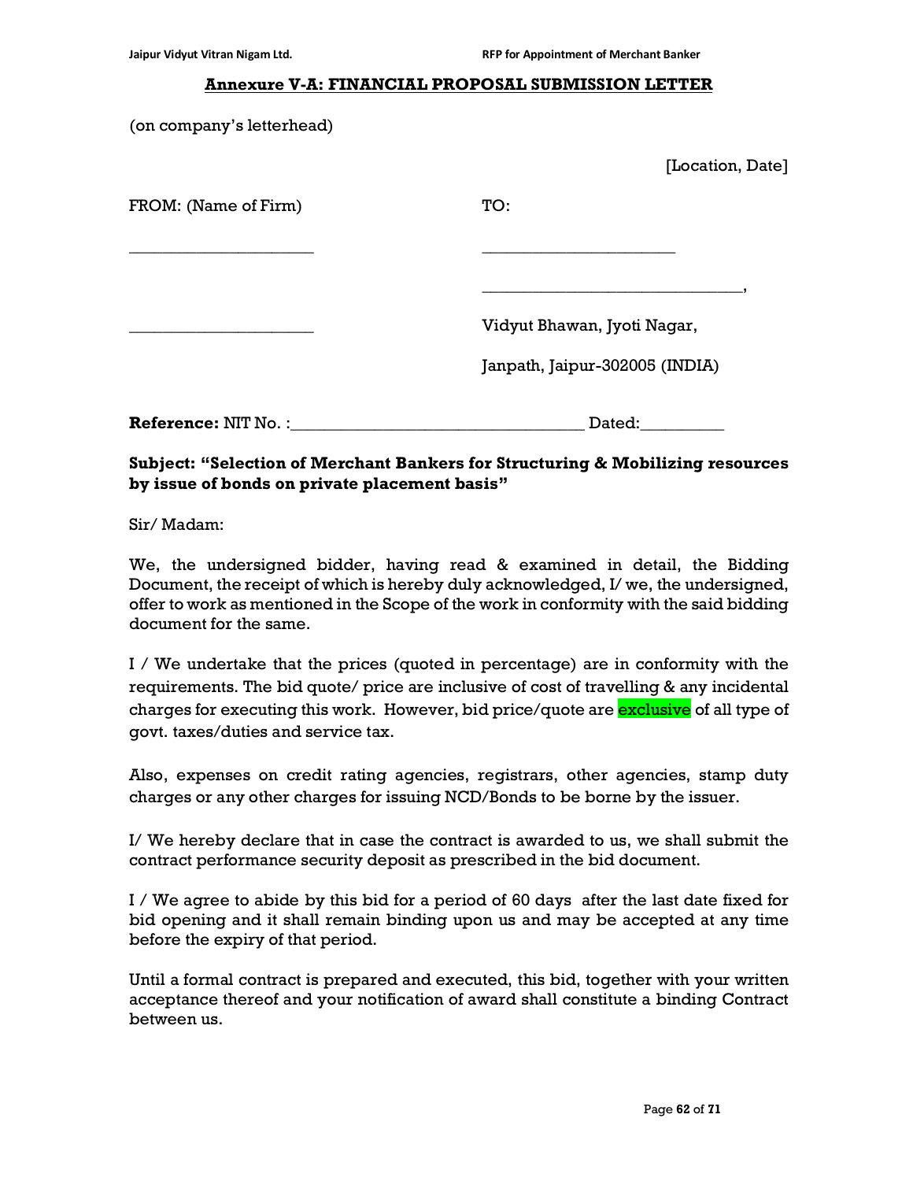## Annexure V-A: FINANCIAL PROPOSAL SUBMISSION LETTER

(on company's letterhead)

[Location, Date]

FROM: (Name of Firm)

______________________

______________________

TO:

______________________

______________________,

Vidyut Bhawan, Jyoti Nagar,

Janpath, Jaipur-302005 (INDIA)

**Reference:** NIT No. :________________________________ Dated:__________

**Subject: "Selection of Merchant Bankers for Structuring & Mobilizing resources by issue of bonds on private placement basis"**

Sir/ Madam:

We, the undersigned bidder, having read & examined in detail, the Bidding Document, the receipt of which is hereby duly acknowledged, I/ we, the undersigned, offer to work as mentioned in the Scope of the work in conformity with the said bidding document for the same.

I / We undertake that the prices (quoted in percentage) are in conformity with the requirements. The bid quote/ price are inclusive of cost of travelling & any incidental charges for executing this work. However, bid price/quote are exclusive of all type of govt. taxes/duties and service tax.

Also, expenses on credit rating agencies, registrars, other agencies, stamp duty charges or any other charges for issuing NCD/Bonds to be borne by the issuer.

I/ We hereby declare that in case the contract is awarded to us, we shall submit the contract performance security deposit as prescribed in the bid document.

I / We agree to abide by this bid for a period of 60 days after the last date fixed for bid opening and it shall remain binding upon us and may be accepted at any time before the expiry of that period.

Until a formal contract is prepared and executed, this bid, together with your written acceptance thereof and your notification of award shall constitute a binding Contract between us.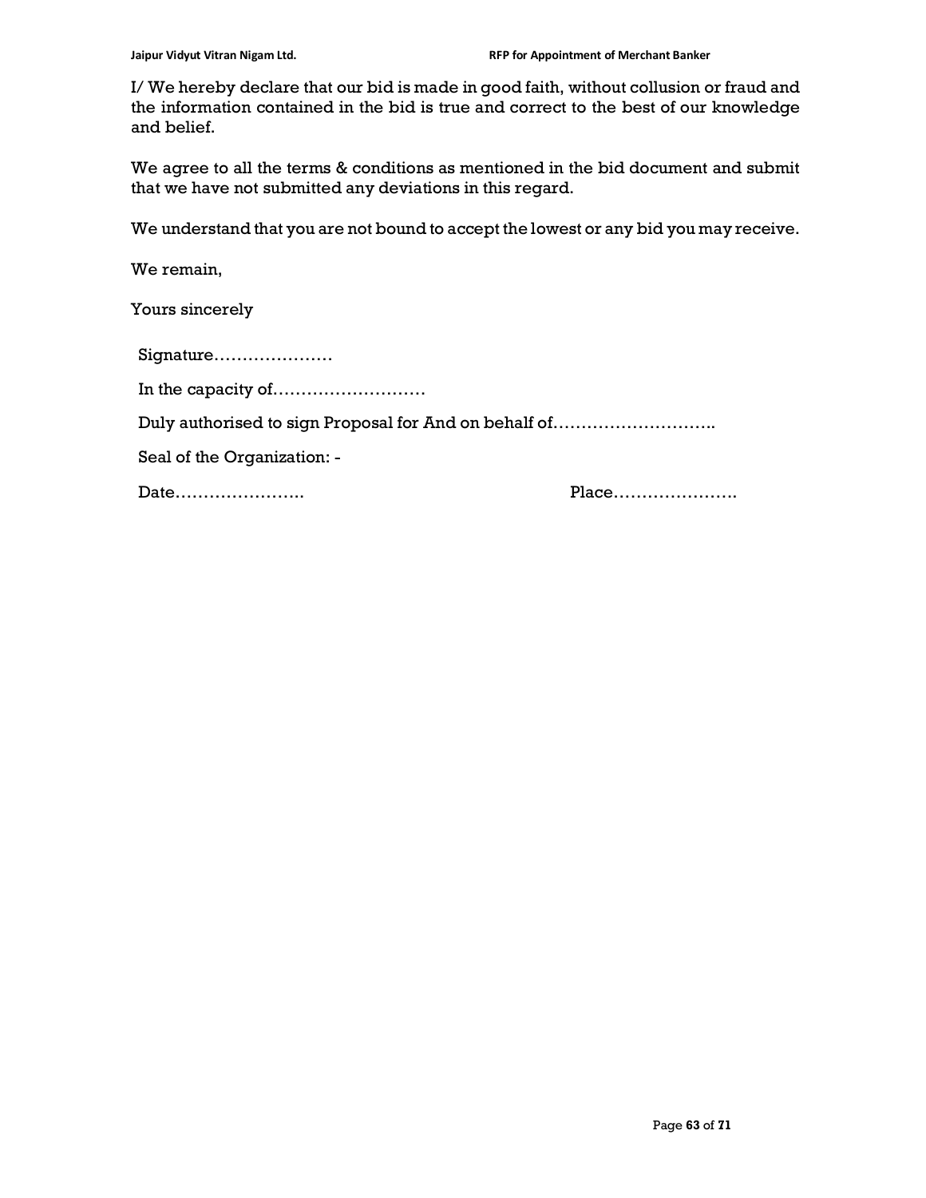I/ We hereby declare that our bid is made in good faith, without collusion or fraud and the information contained in the bid is true and correct to the best of our knowledge and belief.

We agree to all the terms & conditions as mentioned in the bid document and submit that we have not submitted any deviations in this regard.

We understand that you are not bound to accept the lowest or any bid you may receive.

We remain,

Yours sincerely

Signature…………………

In the capacity of………………………

Duly authorised to sign Proposal for And on behalf of………………………..

Seal of the Organization: -

Date………………….. Place………………….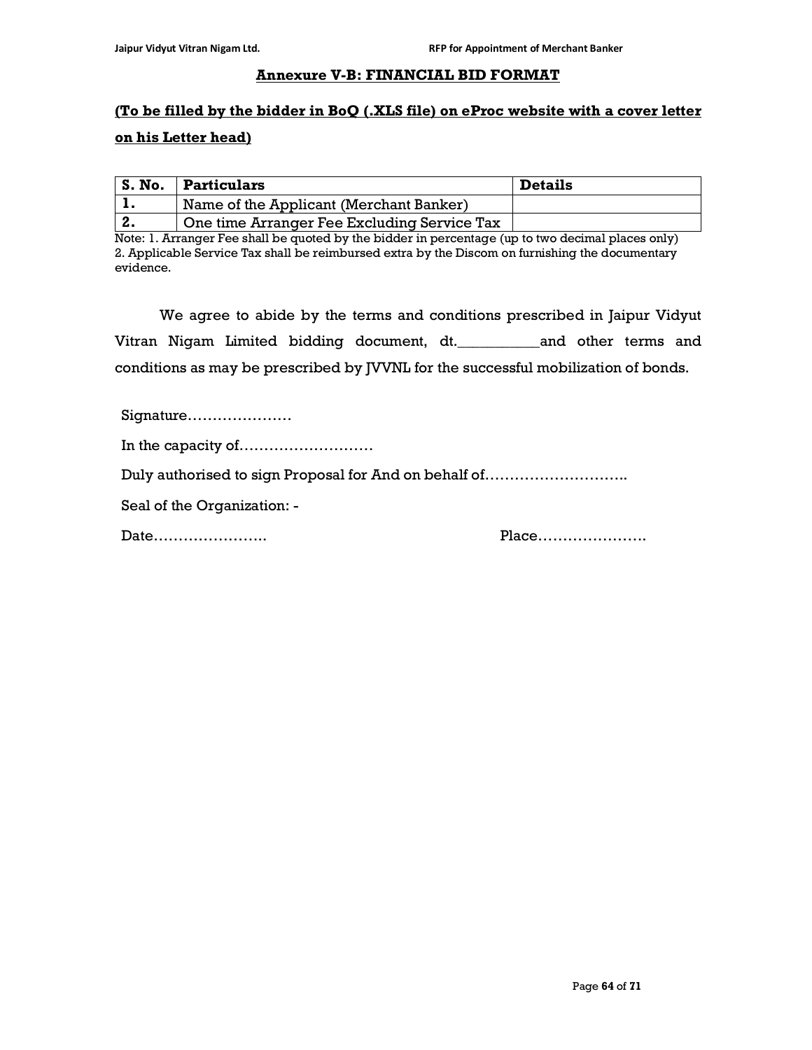## Annexure V-B: FINANCIAL BID FORMAT

**(To be filled by the bidder in BoQ (.XLS file) on eProc website with a cover letter on his Letter head)**

| S. No. | Particulars | Details |
|---|---|---|
| 1. | Name of the Applicant (Merchant Banker) | |
| 2. | One time Arranger Fee Excluding Service Tax | |

Note: 1. Arranger Fee shall be quoted by the bidder in percentage (up to two decimal places only)
2. Applicable Service Tax shall be reimbursed extra by the Discom on furnishing the documentary evidence.

We agree to abide by the terms and conditions prescribed in Jaipur Vidyut Vitran Nigam Limited bidding document, dt.__________and other terms and conditions as may be prescribed by JVVNL for the successful mobilization of bonds.

Signature…………………

In the capacity of………………………

Duly authorised to sign Proposal for And on behalf of………………………..

Seal of the Organization: -

Date…………………..                                        Place………………….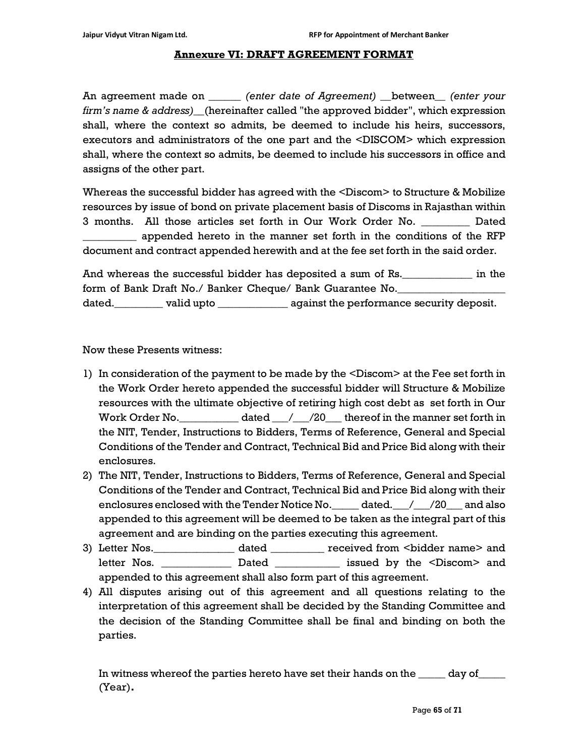## Annexure VI: DRAFT AGREEMENT FORMAT

An agreement made on ______ *(enter date of Agreement)* __between__ *(enter your firm's name & address)*__(hereinafter called "the approved bidder", which expression shall, where the context so admits, be deemed to include his heirs, successors, executors and administrators of the one part and the <DISCOM> which expression shall, where the context so admits, be deemed to include his successors in office and assigns of the other part.

Whereas the successful bidder has agreed with the <Discom> to Structure & Mobilize resources by issue of bond on private placement basis of Discoms in Rajasthan within 3 months. All those articles set forth in Our Work Order No. _________ Dated __________ appended hereto in the manner set forth in the conditions of the RFP document and contract appended herewith and at the fee set forth in the said order.

And whereas the successful bidder has deposited a sum of Rs.____________ in the form of Bank Draft No./ Banker Cheque/ Bank Guarantee No.__________________ dated.________ valid upto ____________ against the performance security deposit.

Now these Presents witness:

1) In consideration of the payment to be made by the <Discom> at the Fee set forth in the Work Order hereto appended the successful bidder will Structure & Mobilize resources with the ultimate objective of retiring high cost debt as set forth in Our Work Order No.___________ dated ___/___/20___ thereof in the manner set forth in the NIT, Tender, Instructions to Bidders, Terms of Reference, General and Special Conditions of the Tender and Contract, Technical Bid and Price Bid along with their enclosures.
2) The NIT, Tender, Instructions to Bidders, Terms of Reference, General and Special Conditions of the Tender and Contract, Technical Bid and Price Bid along with their enclosures enclosed with the Tender Notice No._____ dated.___/___/20___ and also appended to this agreement will be deemed to be taken as the integral part of this agreement and are binding on the parties executing this agreement.
3) Letter Nos._______________ dated __________ received from <bidder name> and letter Nos. _____________ Dated ____________ issued by the <Discom> and appended to this agreement shall also form part of this agreement.
4) All disputes arising out of this agreement and all questions relating to the interpretation of this agreement shall be decided by the Standing Committee and the decision of the Standing Committee shall be final and binding on both the parties.

In witness whereof the parties hereto have set their hands on the _____ day of_____ (Year).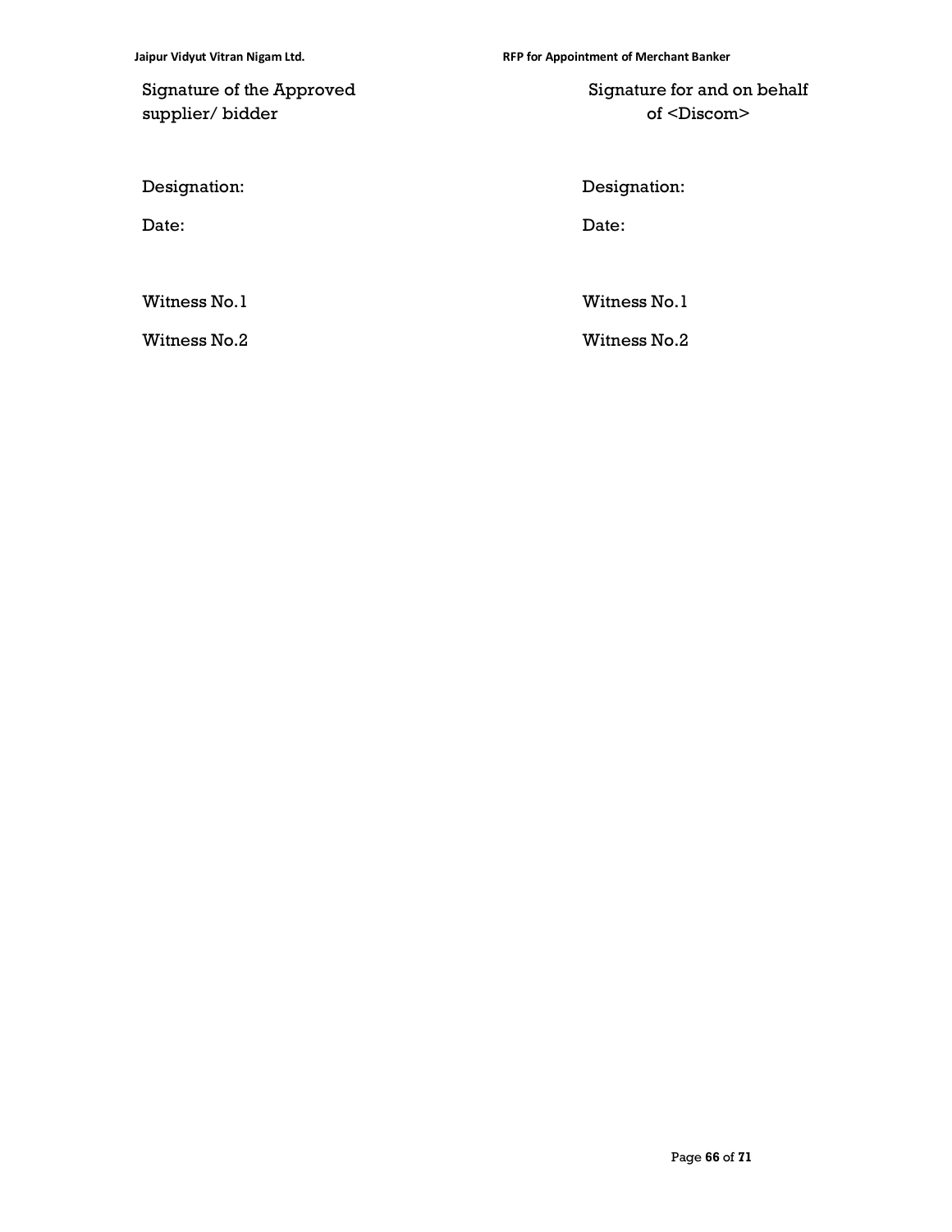| Signature of the Approved supplier/ bidder | Signature for and on behalf of <Discom> |
| --- | --- |
| Designation: | Designation: |
| Date: | Date: |
| Witness No.1 | Witness No.1 |
| Witness No.2 | Witness No.2 |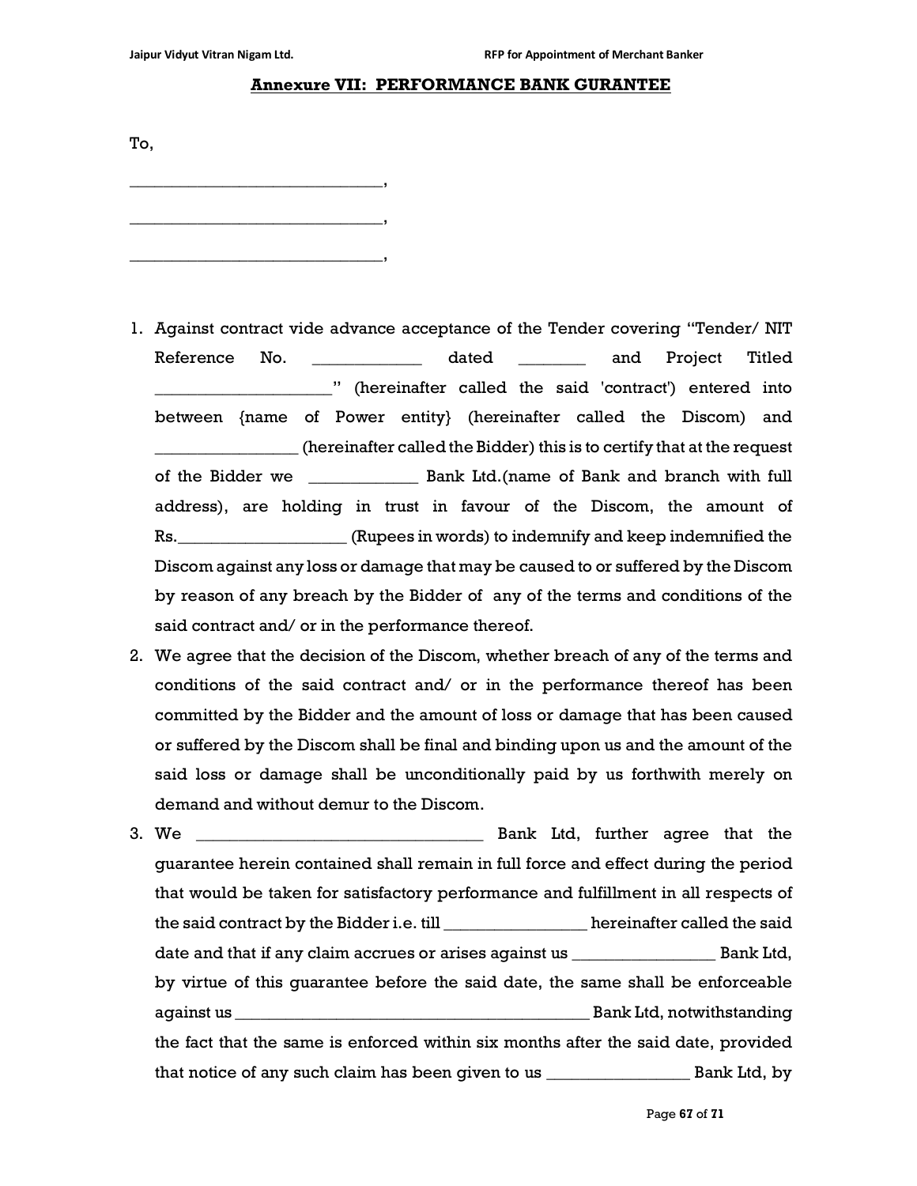## Annexure VII: PERFORMANCE BANK GURANTEE

To,

______________________________,

______________________________,

______________________________,

1. Against contract vide advance acceptance of the Tender covering "Tender/ NIT Reference No. ____________ dated ________ and Project Titled ____________________" (hereinafter called the said 'contract') entered into between {name of Power entity} (hereinafter called the Discom) and ________________ (hereinafter called the Bidder) this is to certify that at the request of the Bidder we ____________ Bank Ltd.(name of Bank and branch with full address), are holding in trust in favour of the Discom, the amount of Rs.___________________ (Rupees in words) to indemnify and keep indemnified the Discom against any loss or damage that may be caused to or suffered by the Discom by reason of any breach by the Bidder of any of the terms and conditions of the said contract and/ or in the performance thereof.
2. We agree that the decision of the Discom, whether breach of any of the terms and conditions of the said contract and/ or in the performance thereof has been committed by the Bidder and the amount of loss or damage that has been caused or suffered by the Discom shall be final and binding upon us and the amount of the said loss or damage shall be unconditionally paid by us forthwith merely on demand and without demur to the Discom.
3. We _________________________________ Bank Ltd, further agree that the guarantee herein contained shall remain in full force and effect during the period that would be taken for satisfactory performance and fulfillment in all respects of the said contract by the Bidder i.e. till ________________ hereinafter called the said date and that if any claim accrues or arises against us ________________ Bank Ltd, by virtue of this guarantee before the said date, the same shall be enforceable against us _________________________________________ Bank Ltd, notwithstanding the fact that the same is enforced within six months after the said date, provided that notice of any such claim has been given to us ________________ Bank Ltd, by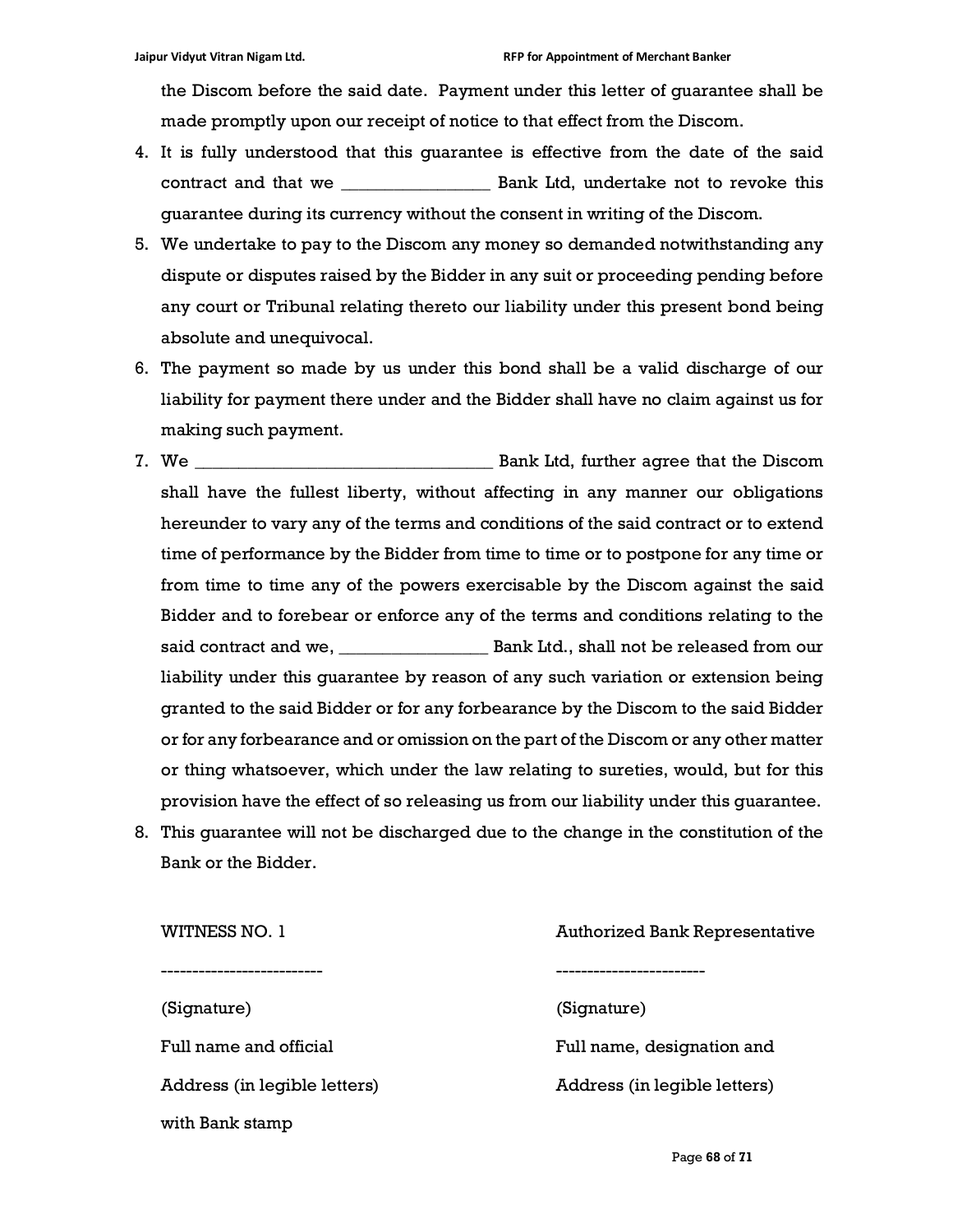the Discom before the said date. Payment under this letter of guarantee shall be made promptly upon our receipt of notice to that effect from the Discom.

4. It is fully understood that this guarantee is effective from the date of the said contract and that we ________________ Bank Ltd, undertake not to revoke this guarantee during its currency without the consent in writing of the Discom.
5. We undertake to pay to the Discom any money so demanded notwithstanding any dispute or disputes raised by the Bidder in any suit or proceeding pending before any court or Tribunal relating thereto our liability under this present bond being absolute and unequivocal.
6. The payment so made by us under this bond shall be a valid discharge of our liability for payment there under and the Bidder shall have no claim against us for making such payment.
7. We _________________________________ Bank Ltd, further agree that the Discom shall have the fullest liberty, without affecting in any manner our obligations hereunder to vary any of the terms and conditions of the said contract or to extend time of performance by the Bidder from time to time or to postpone for any time or from time to time any of the powers exercisable by the Discom against the said Bidder and to forebear or enforce any of the terms and conditions relating to the said contract and we, ________________ Bank Ltd., shall not be released from our liability under this guarantee by reason of any such variation or extension being granted to the said Bidder or for any forbearance by the Discom to the said Bidder or for any forbearance and or omission on the part of the Discom or any other matter or thing whatsoever, which under the law relating to sureties, would, but for this provision have the effect of so releasing us from our liability under this guarantee.
8. This guarantee will not be discharged due to the change in the constitution of the Bank or the Bidder.

| WITNESS NO. 1 | Authorized Bank Representative |
|---|---|
| -------------------------- | ------------------------ |
| (Signature) | (Signature) |
| Full name and official | Full name, designation and |
| Address (in legible letters) | Address (in legible letters) |
| with Bank stamp | |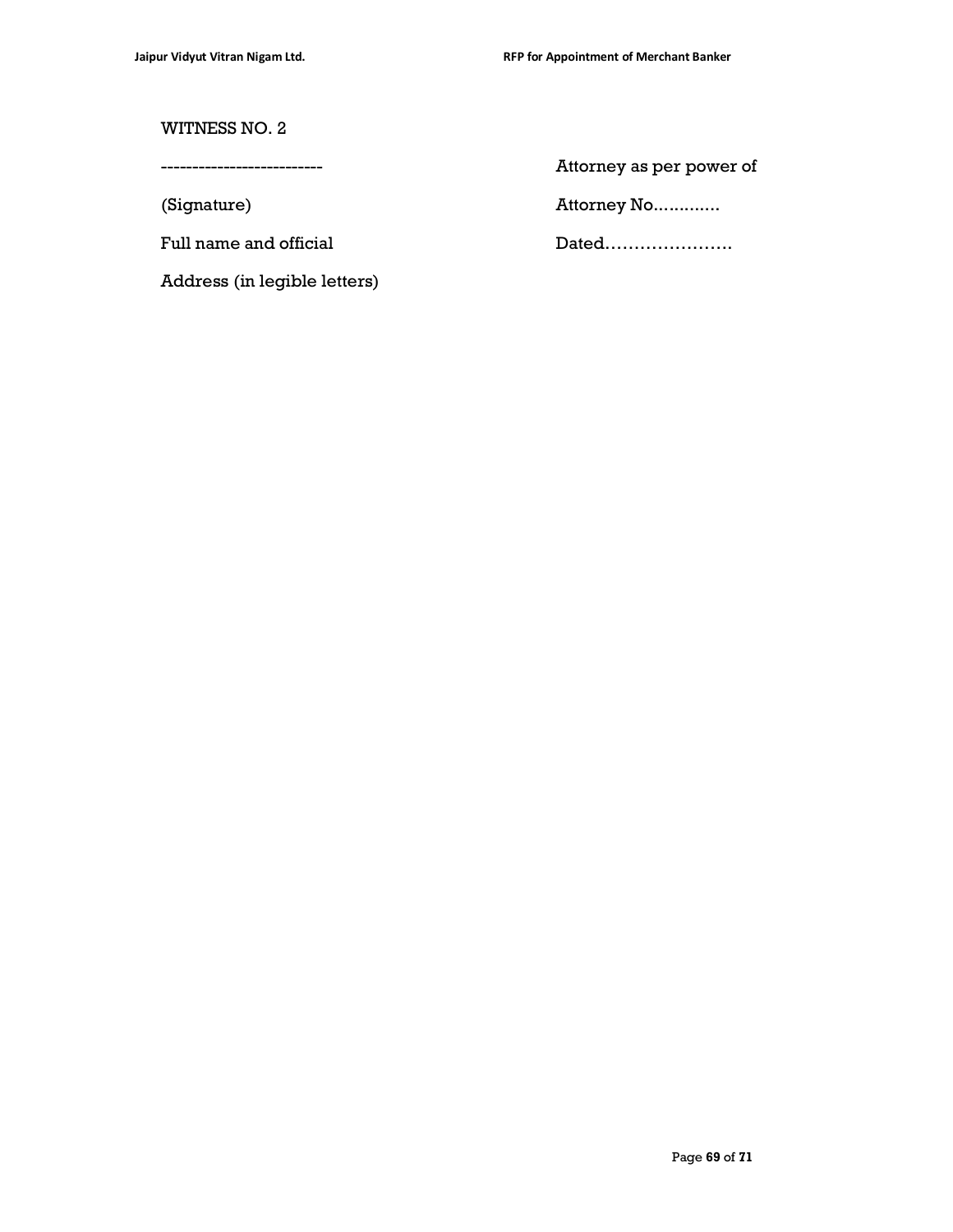WITNESS NO. 2

| | |
|---|---|
| ------------------------- | Attorney as per power of |
| (Signature) | Attorney No............ |
| Full name and official | Dated…………………. |
| Address (in legible letters) | |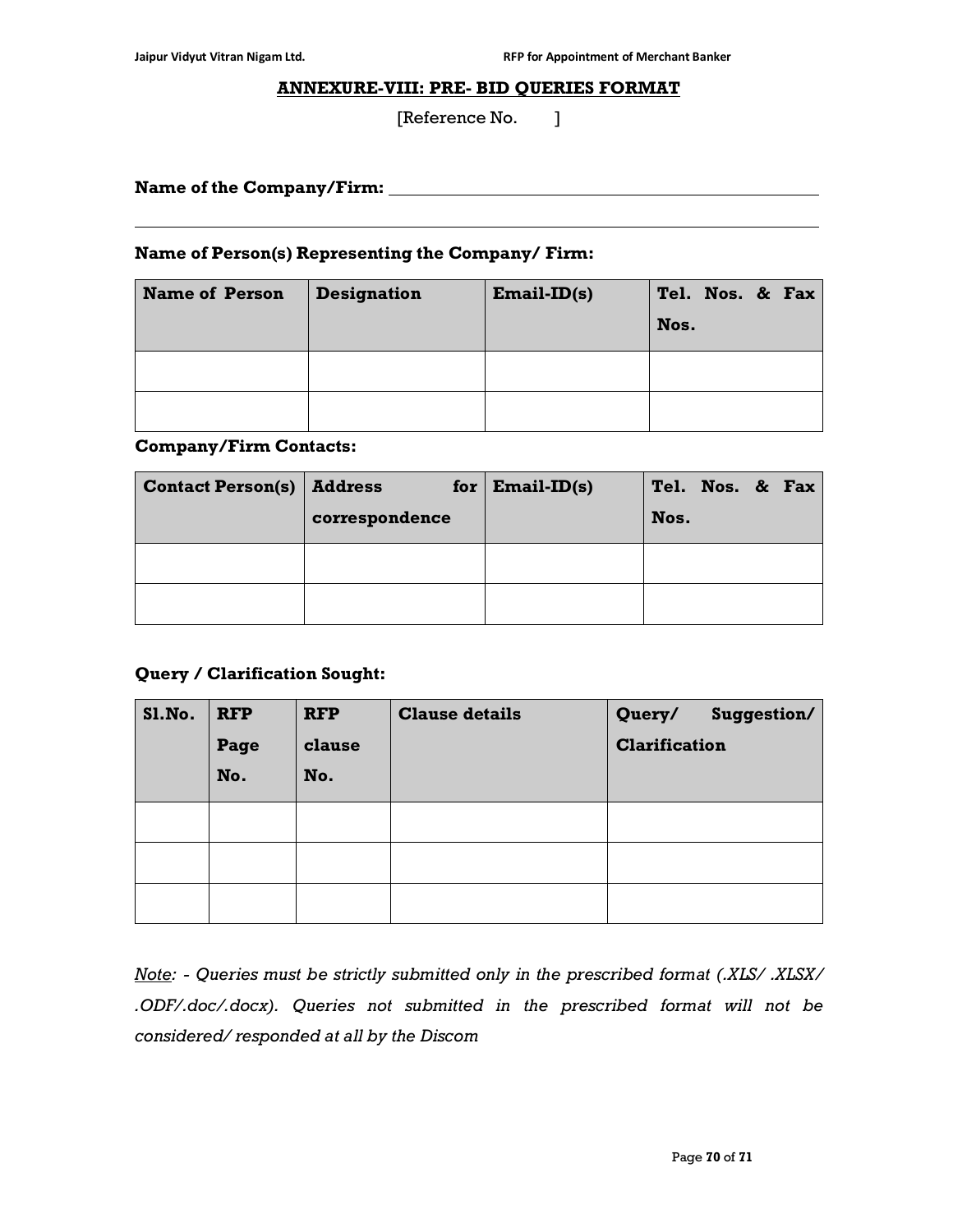## ANNEXURE-VIII: PRE- BID QUERIES FORMAT

[Reference No.        ]

**Name of the Company/Firm:** ______________________________________________

______________________________________________________________________

**Name of Person(s) Representing the Company/ Firm:**

| Name of Person | Designation | Email-ID(s) | Tel. Nos. & Fax Nos. |
|---|---|---|---|
| | | | |
| | | | |

**Company/Firm Contacts:**

| Contact Person(s) | Address for correspondence | Email-ID(s) | Tel. Nos. & Fax Nos. |
|---|---|---|---|
| | | | |
| | | | |

**Query / Clarification Sought:**

| Sl.No. | RFP Page No. | RFP clause No. | Clause details | Query/ Suggestion/ Clarification |
|---|---|---|---|---|
| | | | | |
| | | | | |
| | | | | |

*Note: - Queries must be strictly submitted only in the prescribed format (.XLS/ .XLSX/ .ODF/.doc/.docx). Queries not submitted in the prescribed format will not be considered/ responded at all by the Discom*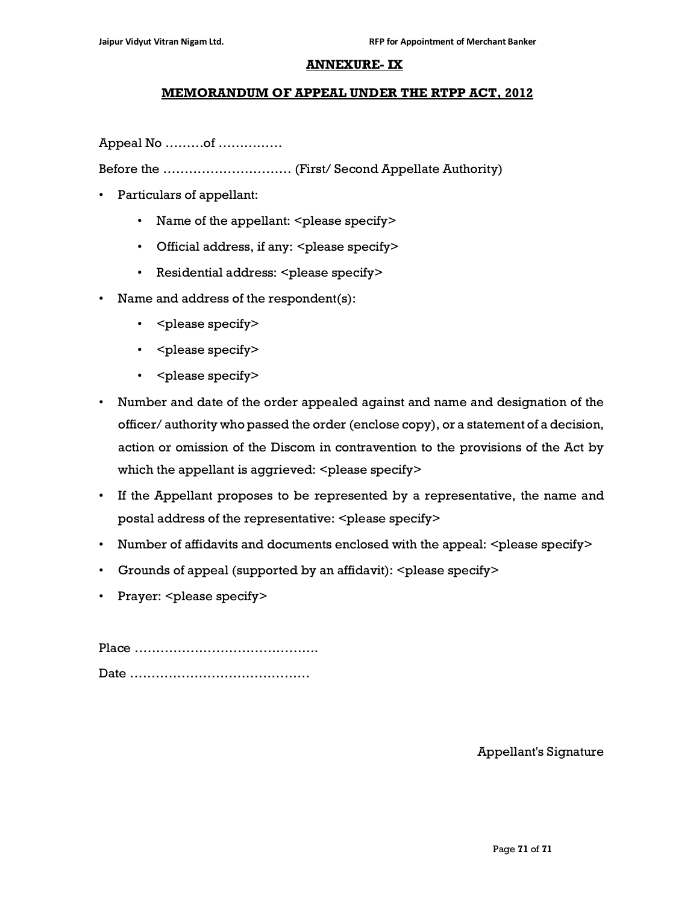## ANNEXURE- IX

## MEMORANDUM OF APPEAL UNDER THE RTPP ACT, 2012

Appeal No .........of ...............

Before the .............................. (First/ Second Appellate Authority)

- Particulars of appellant:
  - Name of the appellant: <please specify>
  - Official address, if any: <please specify>
  - Residential address: <please specify>
- Name and address of the respondent(s):
  - <please specify>
  - <please specify>
  - <please specify>
- Number and date of the order appealed against and name and designation of the officer/ authority who passed the order (enclose copy), or a statement of a decision, action or omission of the Discom in contravention to the provisions of the Act by which the appellant is aggrieved: <please specify>
- If the Appellant proposes to be represented by a representative, the name and postal address of the representative: <please specify>
- Number of affidavits and documents enclosed with the appeal: <please specify>
- Grounds of appeal (supported by an affidavit): <please specify>
- Prayer: <please specify>

Place ..........................................

Date .........................................

Appellant's Signature